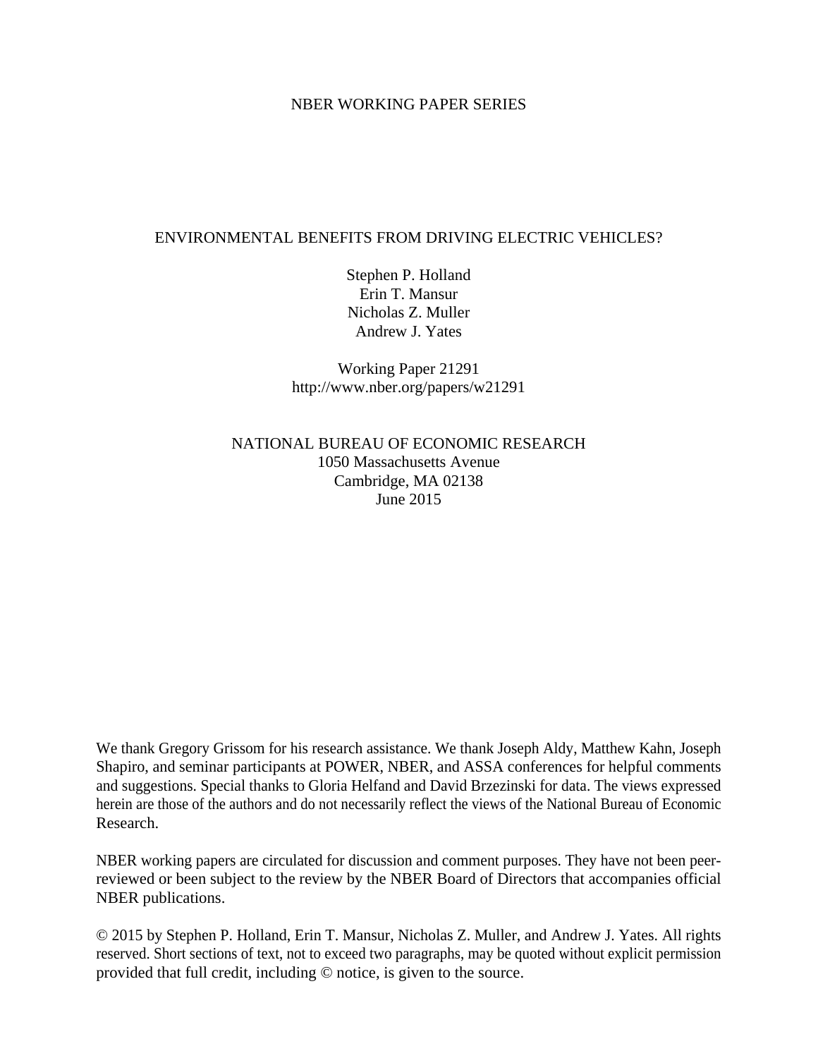NBER WORKING PAPER SERIES

# ENVIRONMENTAL BENEFITS FROM DRIVING ELECTRIC VEHICLES?

Stephen P. Holland
Erin T. Mansur
Nicholas Z. Muller
Andrew J. Yates

Working Paper 21291
http://www.nber.org/papers/w21291

NATIONAL BUREAU OF ECONOMIC RESEARCH
1050 Massachusetts Avenue
Cambridge, MA 02138
June 2015

We thank Gregory Grissom for his research assistance. We thank Joseph Aldy, Matthew Kahn, Joseph Shapiro, and seminar participants at POWER, NBER, and ASSA conferences for helpful comments and suggestions. Special thanks to Gloria Helfand and David Brzezinski for data. The views expressed herein are those of the authors and do not necessarily reflect the views of the National Bureau of Economic Research.

NBER working papers are circulated for discussion and comment purposes. They have not been peer-reviewed or been subject to the review by the NBER Board of Directors that accompanies official NBER publications.

© 2015 by Stephen P. Holland, Erin T. Mansur, Nicholas Z. Muller, and Andrew J. Yates. All rights reserved. Short sections of text, not to exceed two paragraphs, may be quoted without explicit permission provided that full credit, including © notice, is given to the source.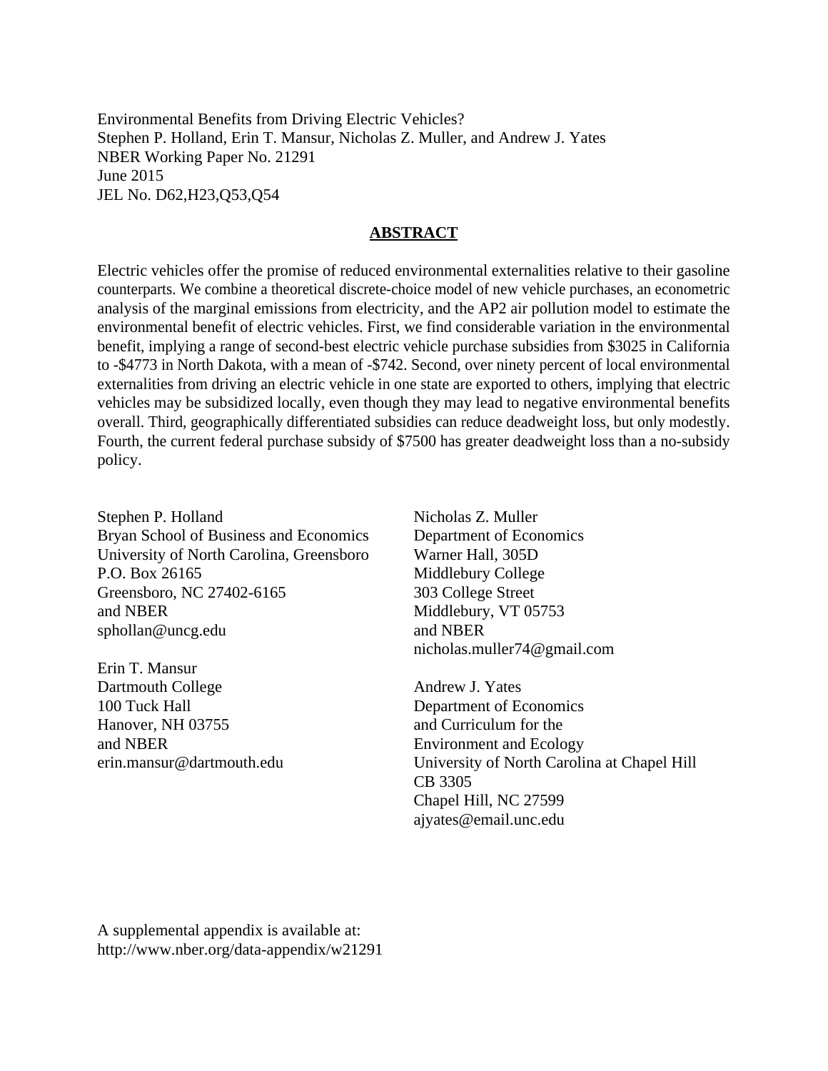Environmental Benefits from Driving Electric Vehicles?
Stephen P. Holland, Erin T. Mansur, Nicholas Z. Muller, and Andrew J. Yates
NBER Working Paper No. 21291
June 2015
JEL No. D62,H23,Q53,Q54

## ABSTRACT

Electric vehicles offer the promise of reduced environmental externalities relative to their gasoline counterparts. We combine a theoretical discrete-choice model of new vehicle purchases, an econometric analysis of the marginal emissions from electricity, and the AP2 air pollution model to estimate the environmental benefit of electric vehicles. First, we find considerable variation in the environmental benefit, implying a range of second-best electric vehicle purchase subsidies from $3025 in California to -$4773 in North Dakota, with a mean of -$742. Second, over ninety percent of local environmental externalities from driving an electric vehicle in one state are exported to others, implying that electric vehicles may be subsidized locally, even though they may lead to negative environmental benefits overall. Third, geographically differentiated subsidies can reduce deadweight loss, but only modestly. Fourth, the current federal purchase subsidy of $7500 has greater deadweight loss than a no-subsidy policy.

Stephen P. Holland
Bryan School of Business and Economics
University of North Carolina, Greensboro
P.O. Box 26165
Greensboro, NC 27402-6165
and NBER
sphollan@uncg.edu

Erin T. Mansur
Dartmouth College
100 Tuck Hall
Hanover, NH 03755
and NBER
erin.mansur@dartmouth.edu

Nicholas Z. Muller
Department of Economics
Warner Hall, 305D
Middlebury College
303 College Street
Middlebury, VT 05753
and NBER
nicholas.muller74@gmail.com

Andrew J. Yates
Department of Economics
and Curriculum for the
Environment and Ecology
University of North Carolina at Chapel Hill
CB 3305
Chapel Hill, NC 27599
ajyates@email.unc.edu

A supplemental appendix is available at:
http://www.nber.org/data-appendix/w21291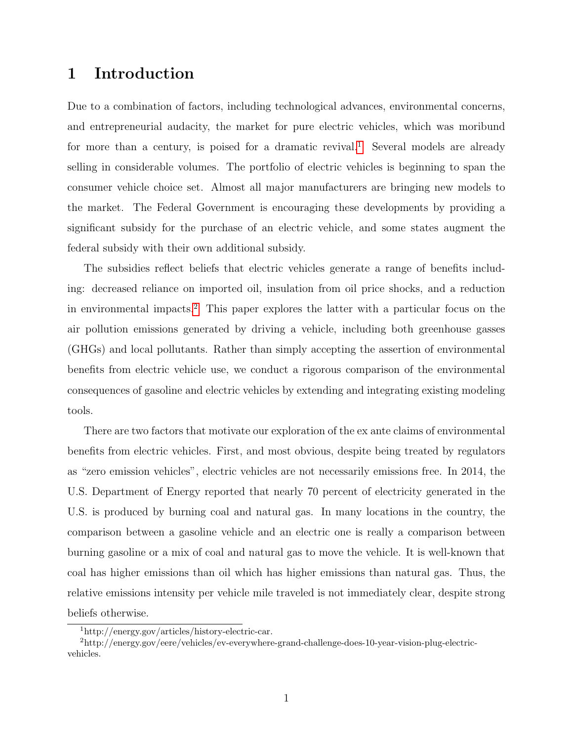# 1 Introduction

Due to a combination of factors, including technological advances, environmental concerns, and entrepreneurial audacity, the market for pure electric vehicles, which was moribund for more than a century, is poised for a dramatic revival.[1] Several models are already selling in considerable volumes. The portfolio of electric vehicles is beginning to span the consumer vehicle choice set. Almost all major manufacturers are bringing new models to the market. The Federal Government is encouraging these developments by providing a significant subsidy for the purchase of an electric vehicle, and some states augment the federal subsidy with their own additional subsidy.

The subsidies reflect beliefs that electric vehicles generate a range of benefits including: decreased reliance on imported oil, insulation from oil price shocks, and a reduction in environmental impacts.[2] This paper explores the latter with a particular focus on the air pollution emissions generated by driving a vehicle, including both greenhouse gasses (GHGs) and local pollutants. Rather than simply accepting the assertion of environmental benefits from electric vehicle use, we conduct a rigorous comparison of the environmental consequences of gasoline and electric vehicles by extending and integrating existing modeling tools.

There are two factors that motivate our exploration of the ex ante claims of environmental benefits from electric vehicles. First, and most obvious, despite being treated by regulators as "zero emission vehicles", electric vehicles are not necessarily emissions free. In 2014, the U.S. Department of Energy reported that nearly 70 percent of electricity generated in the U.S. is produced by burning coal and natural gas. In many locations in the country, the comparison between a gasoline vehicle and an electric one is really a comparison between burning gasoline or a mix of coal and natural gas to move the vehicle. It is well-known that coal has higher emissions than oil which has higher emissions than natural gas. Thus, the relative emissions intensity per vehicle mile traveled is not immediately clear, despite strong beliefs otherwise.

[1] http://energy.gov/articles/history-electric-car.

[2] http://energy.gov/eere/vehicles/ev-everywhere-grand-challenge-does-10-year-vision-plug-electric-vehicles.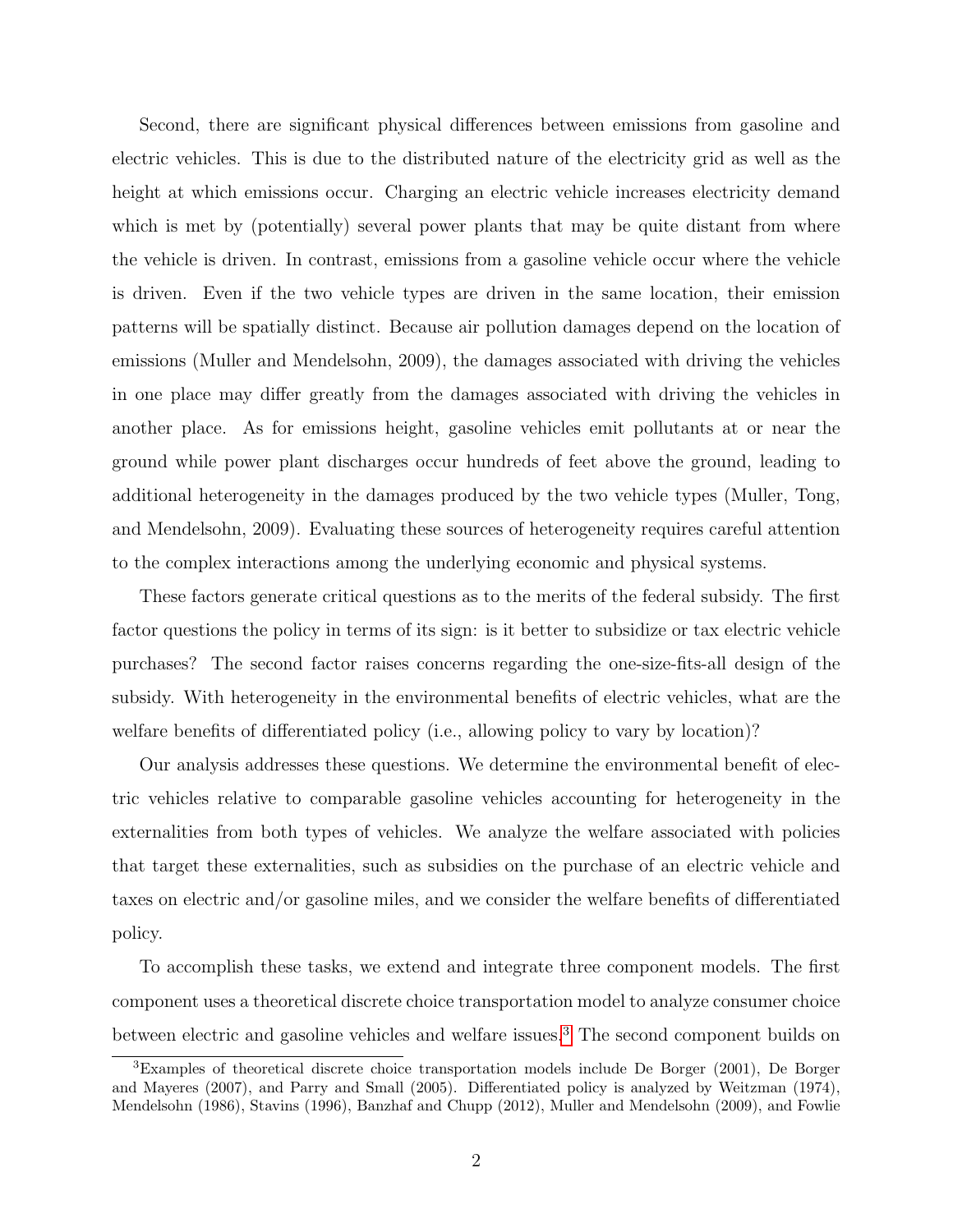Second, there are significant physical differences between emissions from gasoline and electric vehicles. This is due to the distributed nature of the electricity grid as well as the height at which emissions occur. Charging an electric vehicle increases electricity demand which is met by (potentially) several power plants that may be quite distant from where the vehicle is driven. In contrast, emissions from a gasoline vehicle occur where the vehicle is driven. Even if the two vehicle types are driven in the same location, their emission patterns will be spatially distinct. Because air pollution damages depend on the location of emissions (Muller and Mendelsohn, 2009), the damages associated with driving the vehicles in one place may differ greatly from the damages associated with driving the vehicles in another place. As for emissions height, gasoline vehicles emit pollutants at or near the ground while power plant discharges occur hundreds of feet above the ground, leading to additional heterogeneity in the damages produced by the two vehicle types (Muller, Tong, and Mendelsohn, 2009). Evaluating these sources of heterogeneity requires careful attention to the complex interactions among the underlying economic and physical systems.

These factors generate critical questions as to the merits of the federal subsidy. The first factor questions the policy in terms of its sign: is it better to subsidize or tax electric vehicle purchases? The second factor raises concerns regarding the one-size-fits-all design of the subsidy. With heterogeneity in the environmental benefits of electric vehicles, what are the welfare benefits of differentiated policy (i.e., allowing policy to vary by location)?

Our analysis addresses these questions. We determine the environmental benefit of electric vehicles relative to comparable gasoline vehicles accounting for heterogeneity in the externalities from both types of vehicles. We analyze the welfare associated with policies that target these externalities, such as subsidies on the purchase of an electric vehicle and taxes on electric and/or gasoline miles, and we consider the welfare benefits of differentiated policy.

To accomplish these tasks, we extend and integrate three component models. The first component uses a theoretical discrete choice transportation model to analyze consumer choice between electric and gasoline vehicles and welfare issues.[3] The second component builds on

[3]Examples of theoretical discrete choice transportation models include De Borger (2001), De Borger and Mayeres (2007), and Parry and Small (2005). Differentiated policy is analyzed by Weitzman (1974), Mendelsohn (1986), Stavins (1996), Banzhaf and Chupp (2012), Muller and Mendelsohn (2009), and Fowlie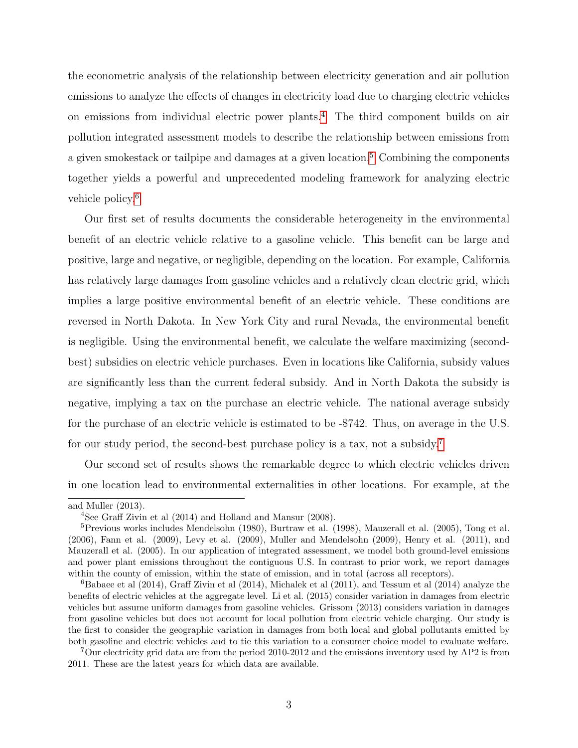the econometric analysis of the relationship between electricity generation and air pollution emissions to analyze the effects of changes in electricity load due to charging electric vehicles on emissions from individual electric power plants.[4] The third component builds on air pollution integrated assessment models to describe the relationship between emissions from a given smokestack or tailpipe and damages at a given location.[5] Combining the components together yields a powerful and unprecedented modeling framework for analyzing electric vehicle policy.[6]

Our first set of results documents the considerable heterogeneity in the environmental benefit of an electric vehicle relative to a gasoline vehicle. This benefit can be large and positive, large and negative, or negligible, depending on the location. For example, California has relatively large damages from gasoline vehicles and a relatively clean electric grid, which implies a large positive environmental benefit of an electric vehicle. These conditions are reversed in North Dakota. In New York City and rural Nevada, the environmental benefit is negligible. Using the environmental benefit, we calculate the welfare maximizing (second-best) subsidies on electric vehicle purchases. Even in locations like California, subsidy values are significantly less than the current federal subsidy. And in North Dakota the subsidy is negative, implying a tax on the purchase an electric vehicle. The national average subsidy for the purchase of an electric vehicle is estimated to be -$742. Thus, on average in the U.S. for our study period, the second-best purchase policy is a tax, not a subsidy.[7]

Our second set of results shows the remarkable degree to which electric vehicles driven in one location lead to environmental externalities in other locations. For example, at the

---

and Muller (2013).

[4] See Graff Zivin et al (2014) and Holland and Mansur (2008).

[5] Previous works includes Mendelsohn (1980), Burtraw et al. (1998), Mauzerall et al. (2005), Tong et al. (2006), Fann et al. (2009), Levy et al. (2009), Muller and Mendelsohn (2009), Henry et al. (2011), and Mauzerall et al. (2005). In our application of integrated assessment, we model both ground-level emissions and power plant emissions throughout the contiguous U.S. In contrast to prior work, we report damages within the county of emission, within the state of emission, and in total (across all receptors).

[6] Babaee et al (2014), Graff Zivin et al (2014), Michalek et al (2011), and Tessum et al (2014) analyze the benefits of electric vehicles at the aggregate level. Li et al. (2015) consider variation in damages from electric vehicles but assume uniform damages from gasoline vehicles. Grissom (2013) considers variation in damages from gasoline vehicles but does not account for local pollution from electric vehicle charging. Our study is the first to consider the geographic variation in damages from both local and global pollutants emitted by both gasoline and electric vehicles and to tie this variation to a consumer choice model to evaluate welfare.

[7] Our electricity grid data are from the period 2010-2012 and the emissions inventory used by AP2 is from 2011. These are the latest years for which data are available.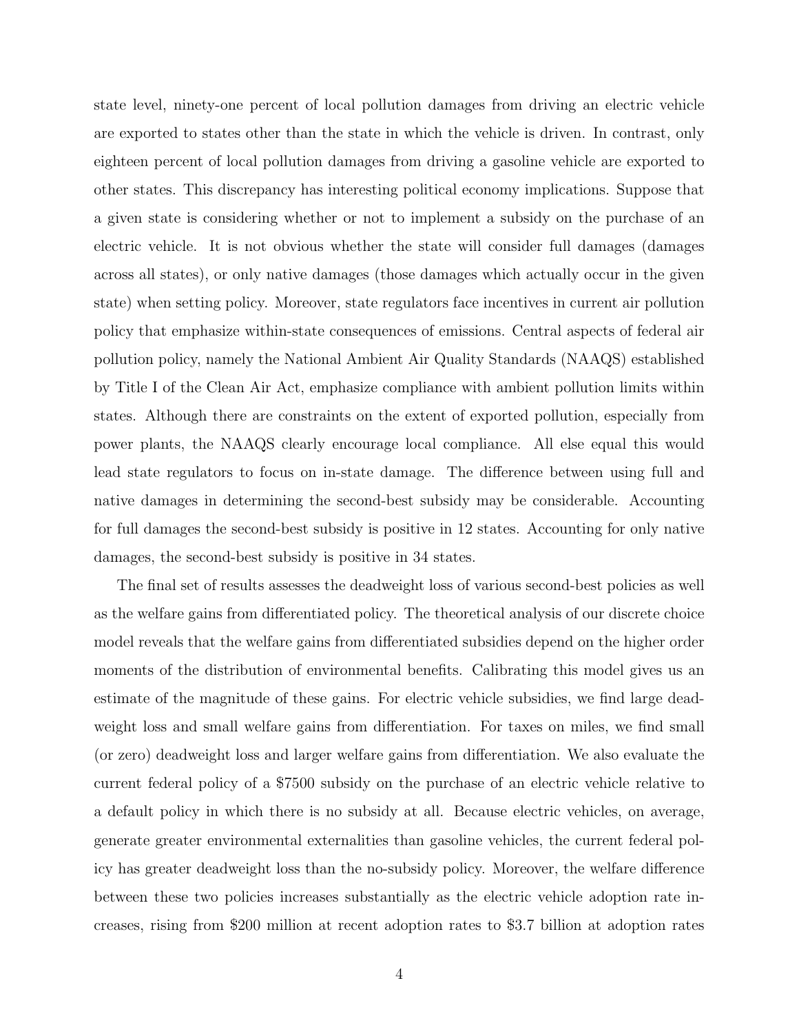state level, ninety-one percent of local pollution damages from driving an electric vehicle are exported to states other than the state in which the vehicle is driven. In contrast, only eighteen percent of local pollution damages from driving a gasoline vehicle are exported to other states. This discrepancy has interesting political economy implications. Suppose that a given state is considering whether or not to implement a subsidy on the purchase of an electric vehicle. It is not obvious whether the state will consider full damages (damages across all states), or only native damages (those damages which actually occur in the given state) when setting policy. Moreover, state regulators face incentives in current air pollution policy that emphasize within-state consequences of emissions. Central aspects of federal air pollution policy, namely the National Ambient Air Quality Standards (NAAQS) established by Title I of the Clean Air Act, emphasize compliance with ambient pollution limits within states. Although there are constraints on the extent of exported pollution, especially from power plants, the NAAQS clearly encourage local compliance. All else equal this would lead state regulators to focus on in-state damage. The difference between using full and native damages in determining the second-best subsidy may be considerable. Accounting for full damages the second-best subsidy is positive in 12 states. Accounting for only native damages, the second-best subsidy is positive in 34 states.

The final set of results assesses the deadweight loss of various second-best policies as well as the welfare gains from differentiated policy. The theoretical analysis of our discrete choice model reveals that the welfare gains from differentiated subsidies depend on the higher order moments of the distribution of environmental benefits. Calibrating this model gives us an estimate of the magnitude of these gains. For electric vehicle subsidies, we find large deadweight loss and small welfare gains from differentiation. For taxes on miles, we find small (or zero) deadweight loss and larger welfare gains from differentiation. We also evaluate the current federal policy of a \$7500 subsidy on the purchase of an electric vehicle relative to a default policy in which there is no subsidy at all. Because electric vehicles, on average, generate greater environmental externalities than gasoline vehicles, the current federal policy has greater deadweight loss than the no-subsidy policy. Moreover, the welfare difference between these two policies increases substantially as the electric vehicle adoption rate increases, rising from \$200 million at recent adoption rates to \$3.7 billion at adoption rates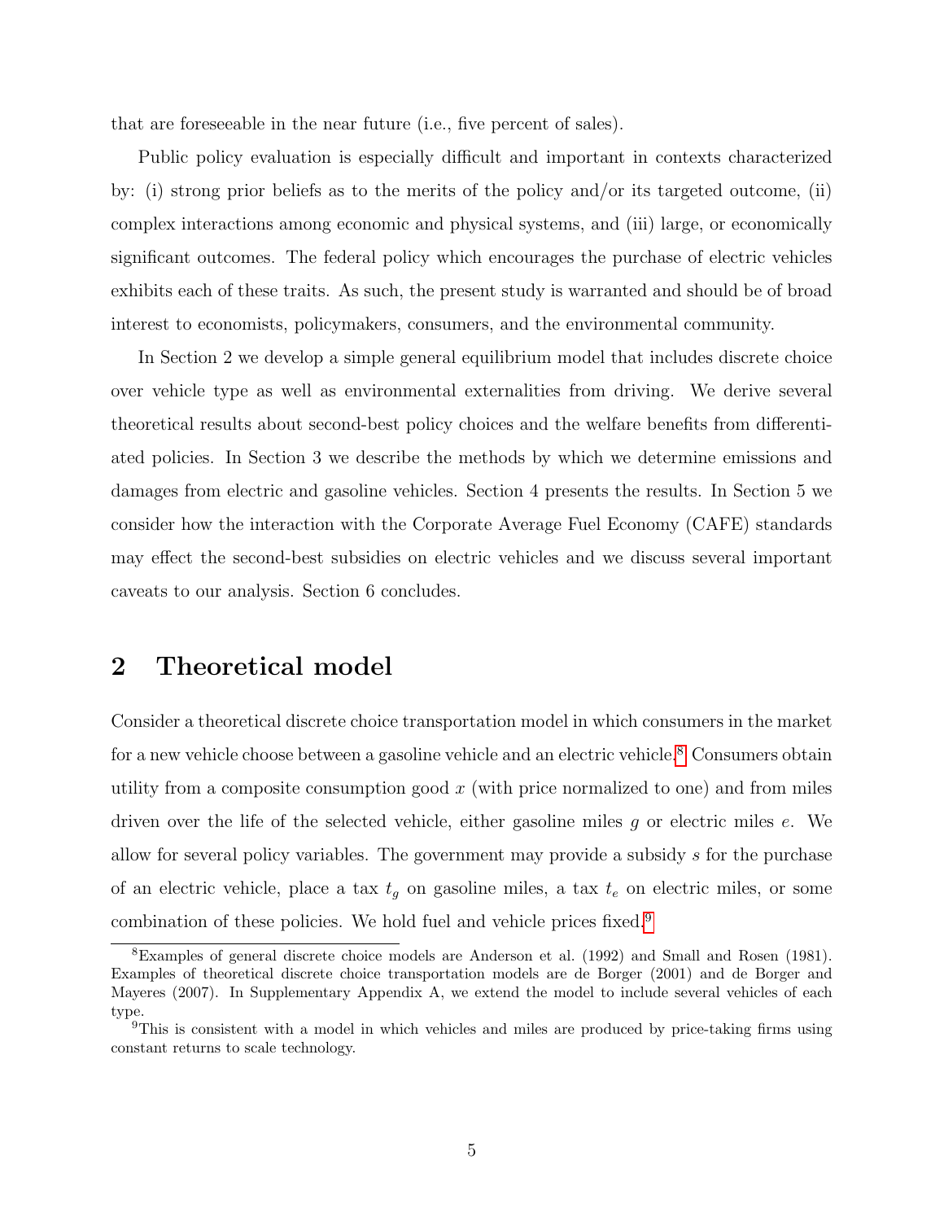that are foreseeable in the near future (i.e., five percent of sales).

Public policy evaluation is especially difficult and important in contexts characterized by: (i) strong prior beliefs as to the merits of the policy and/or its targeted outcome, (ii) complex interactions among economic and physical systems, and (iii) large, or economically significant outcomes. The federal policy which encourages the purchase of electric vehicles exhibits each of these traits. As such, the present study is warranted and should be of broad interest to economists, policymakers, consumers, and the environmental community.

In Section 2 we develop a simple general equilibrium model that includes discrete choice over vehicle type as well as environmental externalities from driving. We derive several theoretical results about second-best policy choices and the welfare benefits from differentiated policies. In Section 3 we describe the methods by which we determine emissions and damages from electric and gasoline vehicles. Section 4 presents the results. In Section 5 we consider how the interaction with the Corporate Average Fuel Economy (CAFE) standards may effect the second-best subsidies on electric vehicles and we discuss several important caveats to our analysis. Section 6 concludes.

## 2 Theoretical model

Consider a theoretical discrete choice transportation model in which consumers in the market for a new vehicle choose between a gasoline vehicle and an electric vehicle.[8] Consumers obtain utility from a composite consumption good $x$ (with price normalized to one) and from miles driven over the life of the selected vehicle, either gasoline miles $g$ or electric miles $e$. We allow for several policy variables. The government may provide a subsidy $s$ for the purchase of an electric vehicle, place a tax $t_g$ on gasoline miles, a tax $t_e$ on electric miles, or some combination of these policies. We hold fuel and vehicle prices fixed.[9]

[8] Examples of general discrete choice models are Anderson et al. (1992) and Small and Rosen (1981). Examples of theoretical discrete choice transportation models are de Borger (2001) and de Borger and Mayeres (2007). In Supplementary Appendix A, we extend the model to include several vehicles of each type.

[9] This is consistent with a model in which vehicles and miles are produced by price-taking firms using constant returns to scale technology.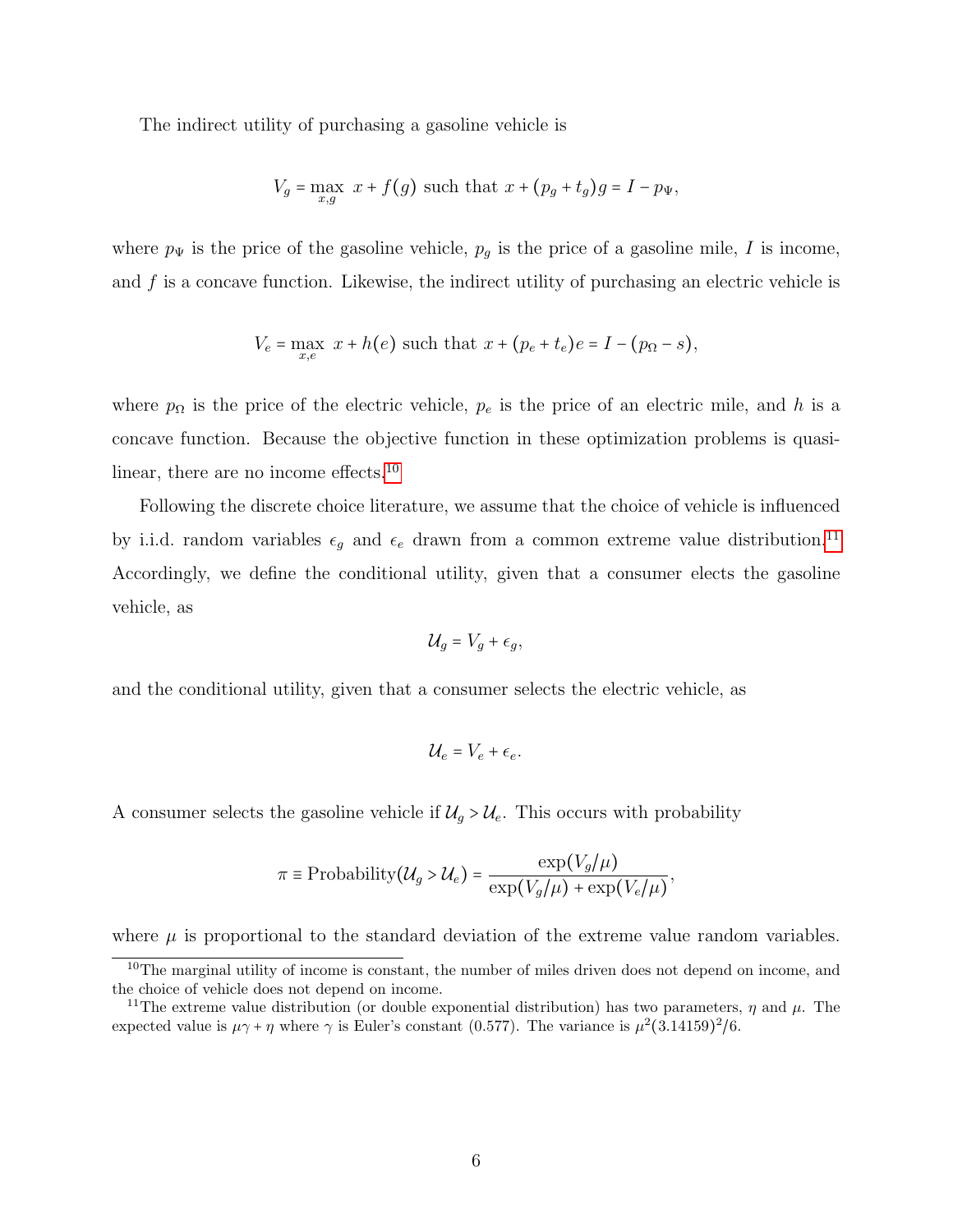The indirect utility of purchasing a gasoline vehicle is

$$V_g = \max_{x,g} \; x + f(g) \text{ such that } x + (p_g + t_g)g = I - p_\Psi,$$

where $p_\Psi$ is the price of the gasoline vehicle, $p_g$ is the price of a gasoline mile, $I$ is income, and $f$ is a concave function. Likewise, the indirect utility of purchasing an electric vehicle is

$$V_e = \max_{x,e} \; x + h(e) \text{ such that } x + (p_e + t_e)e = I - (p_\Omega - s),$$

where $p_\Omega$ is the price of the electric vehicle, $p_e$ is the price of an electric mile, and $h$ is a concave function. Because the objective function in these optimization problems is quasi-linear, there are no income effects.[10]

Following the discrete choice literature, we assume that the choice of vehicle is influenced by i.i.d. random variables $\epsilon_g$ and $\epsilon_e$ drawn from a common extreme value distribution.[11] Accordingly, we define the conditional utility, given that a consumer elects the gasoline vehicle, as

$$\mathcal{U}_g = V_g + \epsilon_g,$$

and the conditional utility, given that a consumer selects the electric vehicle, as

$$\mathcal{U}_e = V_e + \epsilon_e.$$

A consumer selects the gasoline vehicle if $\mathcal{U}_g > \mathcal{U}_e$. This occurs with probability

$$\pi \equiv \text{Probability}(\mathcal{U}_g > \mathcal{U}_e) = \frac{\exp(V_g/\mu)}{\exp(V_g/\mu) + \exp(V_e/\mu)},$$

where $\mu$ is proportional to the standard deviation of the extreme value random variables.

[10] The marginal utility of income is constant, the number of miles driven does not depend on income, and the choice of vehicle does not depend on income.

[11] The extreme value distribution (or double exponential distribution) has two parameters, $\eta$ and $\mu$. The expected value is $\mu\gamma + \eta$ where $\gamma$ is Euler's constant (0.577). The variance is $\mu^2(3.14159)^2/6$.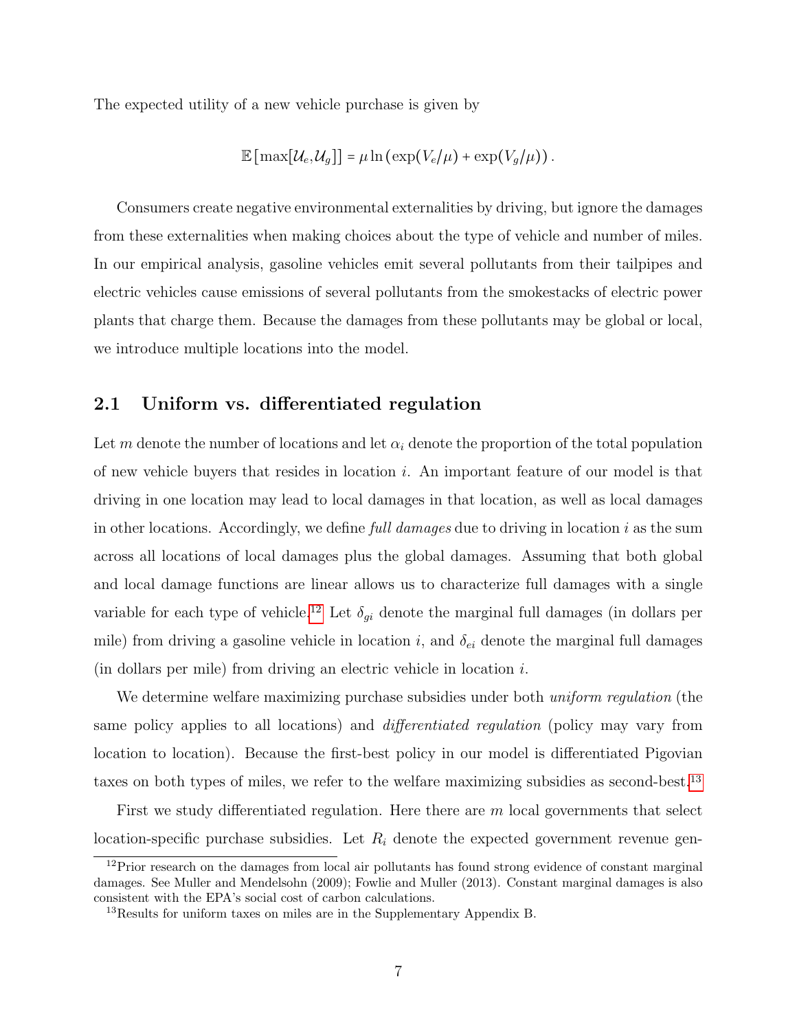The expected utility of a new vehicle purchase is given by

$$\mathbb{E}\left[\max[\mathcal{U}_e, \mathcal{U}_g]\right] = \mu \ln\left(\exp(V_e/\mu) + \exp(V_g/\mu)\right).$$

Consumers create negative environmental externalities by driving, but ignore the damages from these externalities when making choices about the type of vehicle and number of miles. In our empirical analysis, gasoline vehicles emit several pollutants from their tailpipes and electric vehicles cause emissions of several pollutants from the smokestacks of electric power plants that charge them. Because the damages from these pollutants may be global or local, we introduce multiple locations into the model.

## 2.1 Uniform vs. differentiated regulation

Let $m$ denote the number of locations and let $\alpha_i$ denote the proportion of the total population of new vehicle buyers that resides in location $i$. An important feature of our model is that driving in one location may lead to local damages in that location, as well as local damages in other locations. Accordingly, we define *full damages* due to driving in location $i$ as the sum across all locations of local damages plus the global damages. Assuming that both global and local damage functions are linear allows us to characterize full damages with a single variable for each type of vehicle.[12] Let $\delta_{gi}$ denote the marginal full damages (in dollars per mile) from driving a gasoline vehicle in location $i$, and $\delta_{ei}$ denote the marginal full damages (in dollars per mile) from driving an electric vehicle in location $i$.

We determine welfare maximizing purchase subsidies under both *uniform regulation* (the same policy applies to all locations) and *differentiated regulation* (policy may vary from location to location). Because the first-best policy in our model is differentiated Pigovian taxes on both types of miles, we refer to the welfare maximizing subsidies as second-best.[13]

First we study differentiated regulation. Here there are $m$ local governments that select location-specific purchase subsidies. Let $R_i$ denote the expected government revenue gen-

[12] Prior research on the damages from local air pollutants has found strong evidence of constant marginal damages. See Muller and Mendelsohn (2009); Fowlie and Muller (2013). Constant marginal damages is also consistent with the EPA's social cost of carbon calculations.

[13] Results for uniform taxes on miles are in the Supplementary Appendix B.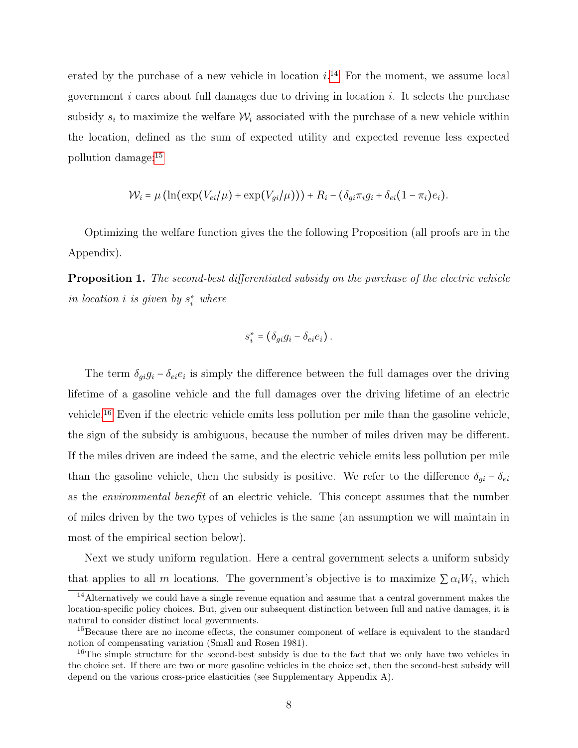erated by the purchase of a new vehicle in location $i$.[14] For the moment, we assume local government $i$ cares about full damages due to driving in location $i$. It selects the purchase subsidy $s_i$ to maximize the welfare $\mathcal{W}_i$ associated with the purchase of a new vehicle within the location, defined as the sum of expected utility and expected revenue less expected pollution damage:[15]

$$\mathcal{W}_i = \mu \left(\ln(\exp(V_{ei}/\mu) + \exp(V_{gi}/\mu))\right) + R_i - \left(\delta_{gi}\pi_i g_i + \delta_{ei}(1 - \pi_i)e_i\right).$$

Optimizing the welfare function gives the the following Proposition (all proofs are in the Appendix).

**Proposition 1.** *The second-best differentiated subsidy on the purchase of the electric vehicle in location $i$ is given by $s_i^*$ where*

$$s_i^* = \left(\delta_{gi} g_i - \delta_{ei} e_i\right).$$

The term $\delta_{gi} g_i - \delta_{ei} e_i$ is simply the difference between the full damages over the driving lifetime of a gasoline vehicle and the full damages over the driving lifetime of an electric vehicle.[16] Even if the electric vehicle emits less pollution per mile than the gasoline vehicle, the sign of the subsidy is ambiguous, because the number of miles driven may be different. If the miles driven are indeed the same, and the electric vehicle emits less pollution per mile than the gasoline vehicle, then the subsidy is positive. We refer to the difference $\delta_{gi} - \delta_{ei}$ as the *environmental benefit* of an electric vehicle. This concept assumes that the number of miles driven by the two types of vehicles is the same (an assumption we will maintain in most of the empirical section below).

Next we study uniform regulation. Here a central government selects a uniform subsidy that applies to all $m$ locations. The government's objective is to maximize $\sum \alpha_i W_i$, which

[14] Alternatively we could have a single revenue equation and assume that a central government makes the location-specific policy choices. But, given our subsequent distinction between full and native damages, it is natural to consider distinct local governments.

[15] Because there are no income effects, the consumer component of welfare is equivalent to the standard notion of compensating variation (Small and Rosen 1981).

[16] The simple structure for the second-best subsidy is due to the fact that we only have two vehicles in the choice set. If there are two or more gasoline vehicles in the choice set, then the second-best subsidy will depend on the various cross-price elasticities (see Supplementary Appendix A).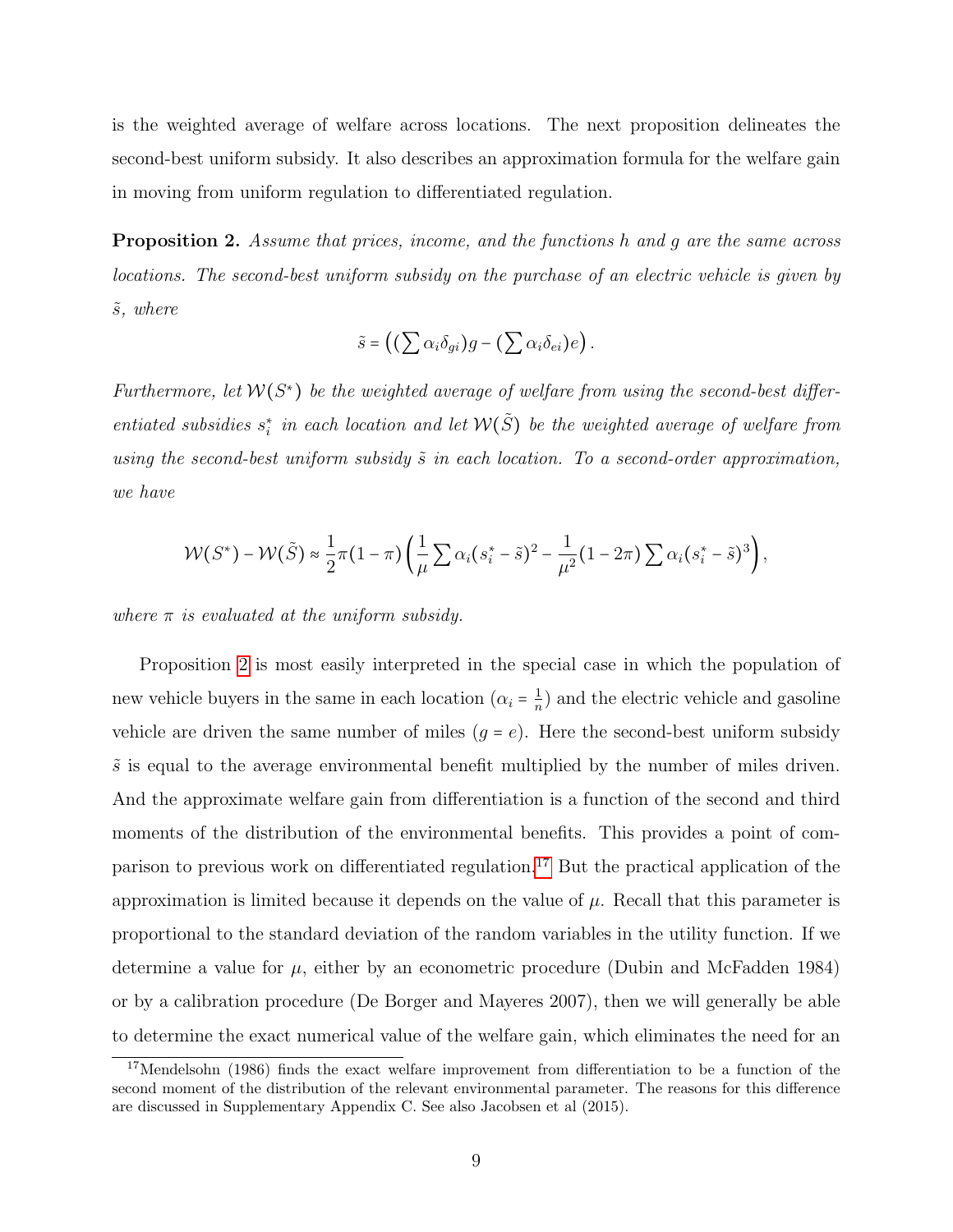is the weighted average of welfare across locations. The next proposition delineates the second-best uniform subsidy. It also describes an approximation formula for the welfare gain in moving from uniform regulation to differentiated regulation.

**Proposition 2.** *Assume that prices, income, and the functions $h$ and $g$ are the same across locations. The second-best uniform subsidy on the purchase of an electric vehicle is given by $\tilde{s}$, where*

$$\tilde{s} = \left( (\sum \alpha_i \delta_{gi}) g - (\sum \alpha_i \delta_{ei}) e \right).$$

*Furthermore, let $\mathcal{W}(S^*)$ be the weighted average of welfare from using the second-best differentiated subsidies $s_i^*$ in each location and let $\mathcal{W}(\tilde{S})$ be the weighted average of welfare from using the second-best uniform subsidy $\tilde{s}$ in each location. To a second-order approximation, we have*

$$\mathcal{W}(S^*) - \mathcal{W}(\tilde{S}) \approx \frac{1}{2}\pi(1-\pi)\left( \frac{1}{\mu} \sum \alpha_i (s_i^* - \tilde{s})^2 - \frac{1}{\mu^2}(1-2\pi) \sum \alpha_i (s_i^* - \tilde{s})^3 \right),$$

*where $\pi$ is evaluated at the uniform subsidy.*

Proposition 2 is most easily interpreted in the special case in which the population of new vehicle buyers in the same in each location ($\alpha_i = \frac{1}{n}$) and the electric vehicle and gasoline vehicle are driven the same number of miles ($g = e$). Here the second-best uniform subsidy $\tilde{s}$ is equal to the average environmental benefit multiplied by the number of miles driven. And the approximate welfare gain from differentiation is a function of the second and third moments of the distribution of the environmental benefits. This provides a point of comparison to previous work on differentiated regulation.[17] But the practical application of the approximation is limited because it depends on the value of $\mu$. Recall that this parameter is proportional to the standard deviation of the random variables in the utility function. If we determine a value for $\mu$, either by an econometric procedure (Dubin and McFadden 1984) or by a calibration procedure (De Borger and Mayeres 2007), then we will generally be able to determine the exact numerical value of the welfare gain, which eliminates the need for an

[17] Mendelsohn (1986) finds the exact welfare improvement from differentiation to be a function of the second moment of the distribution of the relevant environmental parameter. The reasons for this difference are discussed in Supplementary Appendix C. See also Jacobsen et al (2015).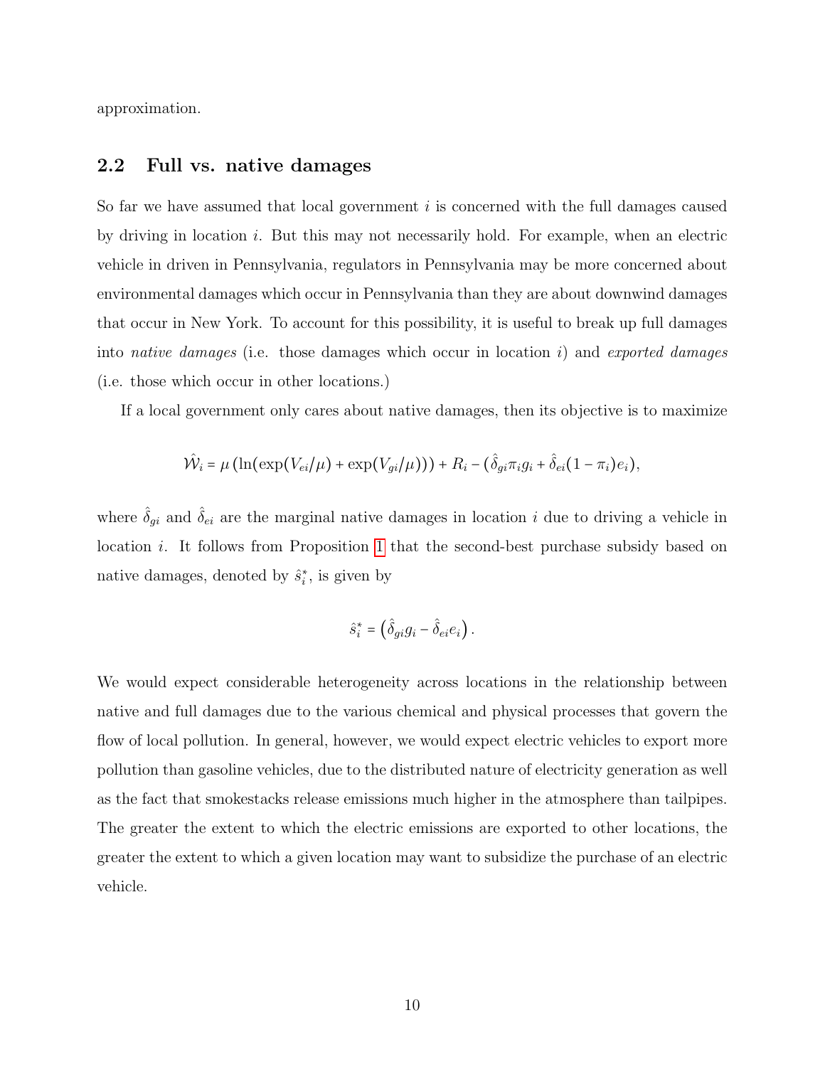approximation.

## 2.2 Full vs. native damages

So far we have assumed that local government $i$ is concerned with the full damages caused by driving in location $i$. But this may not necessarily hold. For example, when an electric vehicle in driven in Pennsylvania, regulators in Pennsylvania may be more concerned about environmental damages which occur in Pennsylvania than they are about downwind damages that occur in New York. To account for this possibility, it is useful to break up full damages into *native damages* (i.e. those damages which occur in location $i$) and *exported damages* (i.e. those which occur in other locations.)

If a local government only cares about native damages, then its objective is to maximize

$$\hat{\mathcal{W}}_i = \mu \left( \ln(\exp(V_{ei}/\mu) + \exp(V_{gi}/\mu)) \right) + R_i - (\hat{\delta}_{gi}\pi_i g_i + \hat{\delta}_{ei}(1 - \pi_i)e_i),$$

where $\hat{\delta}_{gi}$ and $\hat{\delta}_{ei}$ are the marginal native damages in location $i$ due to driving a vehicle in location $i$. It follows from Proposition 1 that the second-best purchase subsidy based on native damages, denoted by $\hat{s}_i^*$, is given by

$$\hat{s}_i^* = \left( \hat{\delta}_{gi} g_i - \hat{\delta}_{ei} e_i \right).$$

We would expect considerable heterogeneity across locations in the relationship between native and full damages due to the various chemical and physical processes that govern the flow of local pollution. In general, however, we would expect electric vehicles to export more pollution than gasoline vehicles, due to the distributed nature of electricity generation as well as the fact that smokestacks release emissions much higher in the atmosphere than tailpipes. The greater the extent to which the electric emissions are exported to other locations, the greater the extent to which a given location may want to subsidize the purchase of an electric vehicle.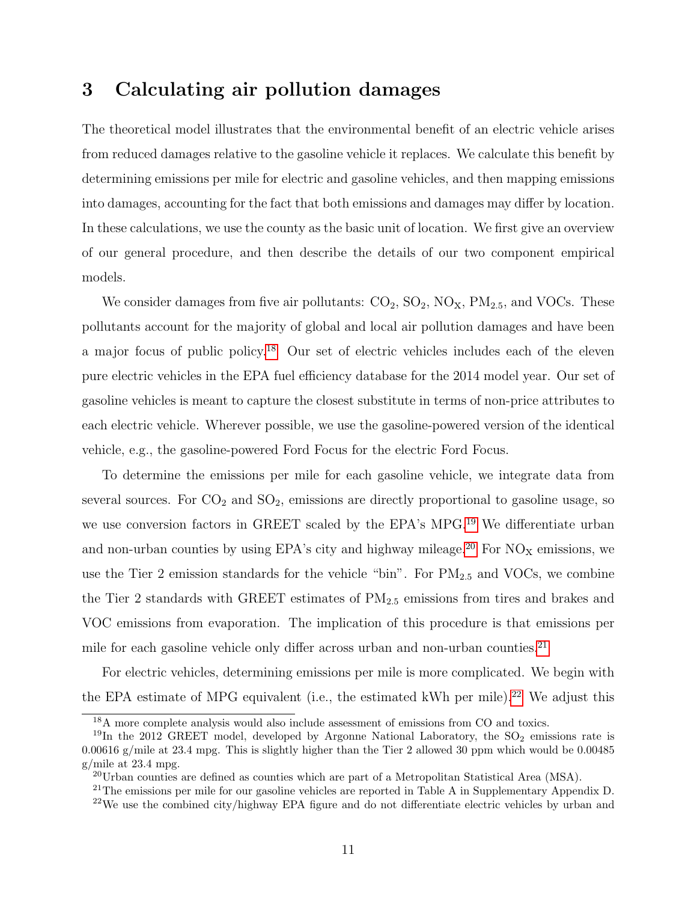# 3 Calculating air pollution damages

The theoretical model illustrates that the environmental benefit of an electric vehicle arises from reduced damages relative to the gasoline vehicle it replaces. We calculate this benefit by determining emissions per mile for electric and gasoline vehicles, and then mapping emissions into damages, accounting for the fact that both emissions and damages may differ by location. In these calculations, we use the county as the basic unit of location. We first give an overview of our general procedure, and then describe the details of our two component empirical models.

We consider damages from five air pollutants: $CO_2$, $SO_2$, $NO_X$, $PM_{2.5}$, and VOCs. These pollutants account for the majority of global and local air pollution damages and have been a major focus of public policy.[18] Our set of electric vehicles includes each of the eleven pure electric vehicles in the EPA fuel efficiency database for the 2014 model year. Our set of gasoline vehicles is meant to capture the closest substitute in terms of non-price attributes to each electric vehicle. Wherever possible, we use the gasoline-powered version of the identical vehicle, e.g., the gasoline-powered Ford Focus for the electric Ford Focus.

To determine the emissions per mile for each gasoline vehicle, we integrate data from several sources. For $CO_2$ and $SO_2$, emissions are directly proportional to gasoline usage, so we use conversion factors in GREET scaled by the EPA's MPG.[19] We differentiate urban and non-urban counties by using EPA's city and highway mileage.[20] For $NO_X$ emissions, we use the Tier 2 emission standards for the vehicle "bin". For $PM_{2.5}$ and VOCs, we combine the Tier 2 standards with GREET estimates of $PM_{2.5}$ emissions from tires and brakes and VOC emissions from evaporation. The implication of this procedure is that emissions per mile for each gasoline vehicle only differ across urban and non-urban counties.[21]

For electric vehicles, determining emissions per mile is more complicated. We begin with the EPA estimate of MPG equivalent (i.e., the estimated kWh per mile).[22] We adjust this

---

[18] A more complete analysis would also include assessment of emissions from CO and toxics.

[19] In the 2012 GREET model, developed by Argonne National Laboratory, the $SO_2$ emissions rate is 0.00616 g/mile at 23.4 mpg. This is slightly higher than the Tier 2 allowed 30 ppm which would be 0.00485 g/mile at 23.4 mpg.

[20] Urban counties are defined as counties which are part of a Metropolitan Statistical Area (MSA).

[21] The emissions per mile for our gasoline vehicles are reported in Table A in Supplementary Appendix D.

[22] We use the combined city/highway EPA figure and do not differentiate electric vehicles by urban and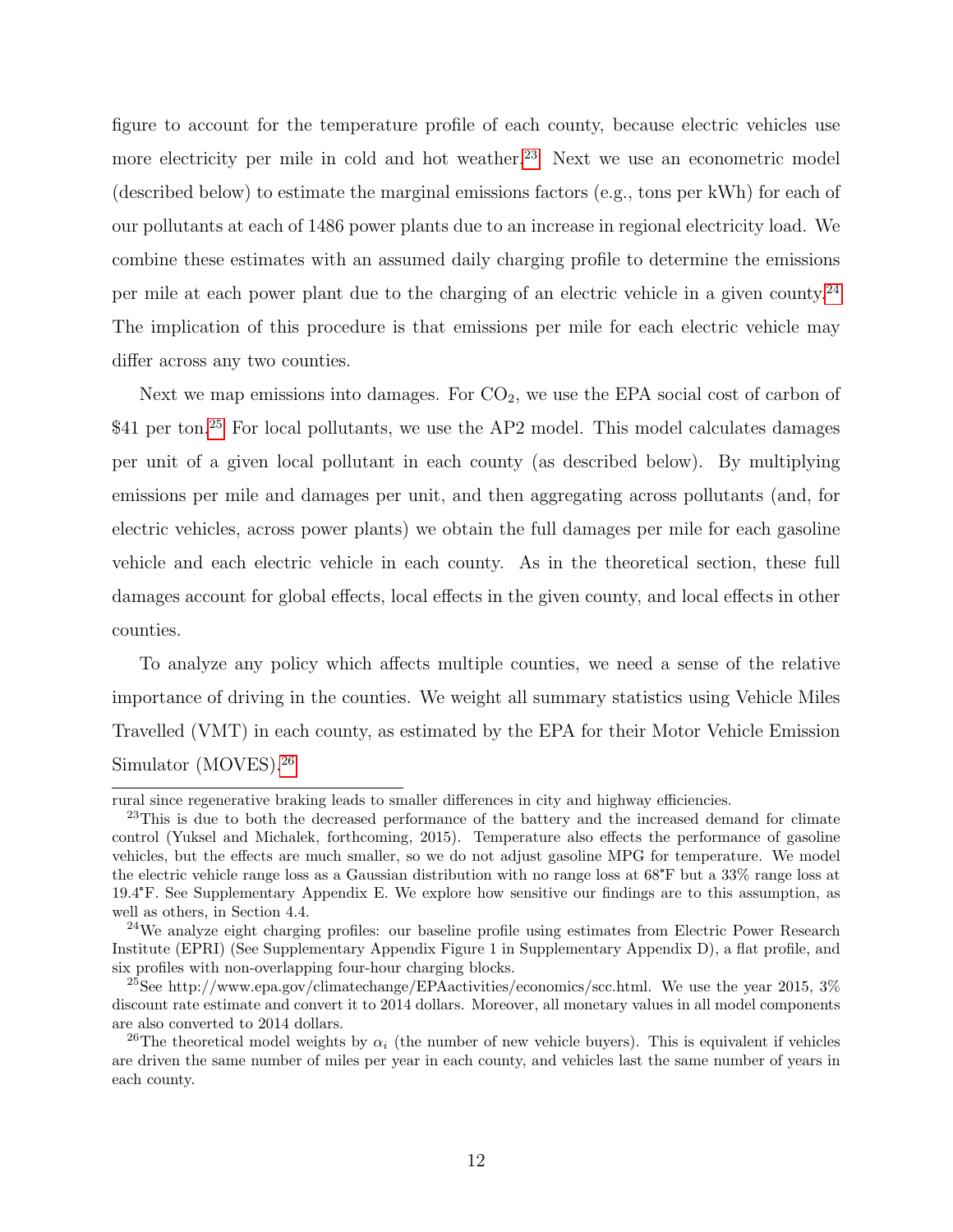figure to account for the temperature profile of each county, because electric vehicles use more electricity per mile in cold and hot weather.[23] Next we use an econometric model (described below) to estimate the marginal emissions factors (e.g., tons per kWh) for each of our pollutants at each of 1486 power plants due to an increase in regional electricity load. We combine these estimates with an assumed daily charging profile to determine the emissions per mile at each power plant due to the charging of an electric vehicle in a given county.[24] The implication of this procedure is that emissions per mile for each electric vehicle may differ across any two counties.

Next we map emissions into damages. For $CO_2$, we use the EPA social cost of carbon of \$41 per ton.[25] For local pollutants, we use the AP2 model. This model calculates damages per unit of a given local pollutant in each county (as described below). By multiplying emissions per mile and damages per unit, and then aggregating across pollutants (and, for electric vehicles, across power plants) we obtain the full damages per mile for each gasoline vehicle and each electric vehicle in each county. As in the theoretical section, these full damages account for global effects, local effects in the given county, and local effects in other counties.

To analyze any policy which affects multiple counties, we need a sense of the relative importance of driving in the counties. We weight all summary statistics using Vehicle Miles Travelled (VMT) in each county, as estimated by the EPA for their Motor Vehicle Emission Simulator (MOVES).[26]

---

rural since regenerative braking leads to smaller differences in city and highway efficiencies.

[23] This is due to both the decreased performance of the battery and the increased demand for climate control (Yuksel and Michalek, forthcoming, 2015). Temperature also effects the performance of gasoline vehicles, but the effects are much smaller, so we do not adjust gasoline MPG for temperature. We model the electric vehicle range loss as a Gaussian distribution with no range loss at 68°F but a 33% range loss at 19.4°F. See Supplementary Appendix E. We explore how sensitive our findings are to this assumption, as well as others, in Section 4.4.

[24] We analyze eight charging profiles: our baseline profile using estimates from Electric Power Research Institute (EPRI) (See Supplementary Appendix Figure 1 in Supplementary Appendix D), a flat profile, and six profiles with non-overlapping four-hour charging blocks.

[25] See http://www.epa.gov/climatechange/EPAactivities/economics/scc.html. We use the year 2015, 3% discount rate estimate and convert it to 2014 dollars. Moreover, all monetary values in all model components are also converted to 2014 dollars.

[26] The theoretical model weights by $\alpha_i$ (the number of new vehicle buyers). This is equivalent if vehicles are driven the same number of miles per year in each county, and vehicles last the same number of years in each county.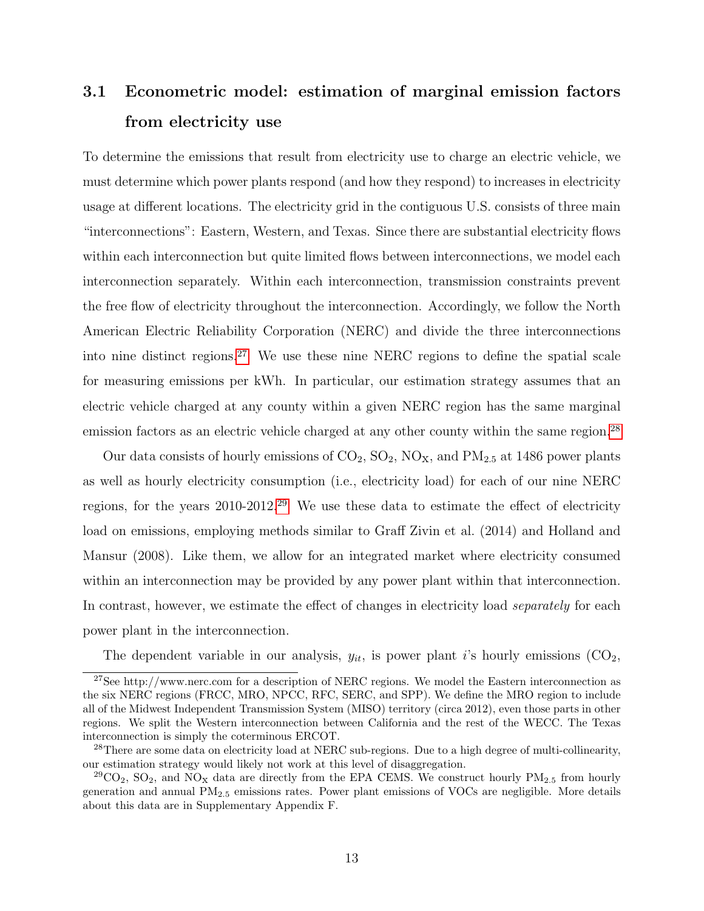## 3.1 Econometric model: estimation of marginal emission factors from electricity use

To determine the emissions that result from electricity use to charge an electric vehicle, we must determine which power plants respond (and how they respond) to increases in electricity usage at different locations. The electricity grid in the contiguous U.S. consists of three main "interconnections": Eastern, Western, and Texas. Since there are substantial electricity flows within each interconnection but quite limited flows between interconnections, we model each interconnection separately. Within each interconnection, transmission constraints prevent the free flow of electricity throughout the interconnection. Accordingly, we follow the North American Electric Reliability Corporation (NERC) and divide the three interconnections into nine distinct regions.[27] We use these nine NERC regions to define the spatial scale for measuring emissions per kWh. In particular, our estimation strategy assumes that an electric vehicle charged at any county within a given NERC region has the same marginal emission factors as an electric vehicle charged at any other county within the same region.[28]

Our data consists of hourly emissions of $CO_2$, $SO_2$, $NO_X$, and $PM_{2.5}$ at 1486 power plants as well as hourly electricity consumption (i.e., electricity load) for each of our nine NERC regions, for the years 2010-2012.[29] We use these data to estimate the effect of electricity load on emissions, employing methods similar to Graff Zivin et al. (2014) and Holland and Mansur (2008). Like them, we allow for an integrated market where electricity consumed within an interconnection may be provided by any power plant within that interconnection. In contrast, however, we estimate the effect of changes in electricity load *separately* for each power plant in the interconnection.

The dependent variable in our analysis, $y_{it}$, is power plant $i$'s hourly emissions ($CO_2$,

[27] See http://www.nerc.com for a description of NERC regions. We model the Eastern interconnection as the six NERC regions (FRCC, MRO, NPCC, RFC, SERC, and SPP). We define the MRO region to include all of the Midwest Independent Transmission System (MISO) territory (circa 2012), even those parts in other regions. We split the Western interconnection between California and the rest of the WECC. The Texas interconnection is simply the coterminous ERCOT.

[28] There are some data on electricity load at NERC sub-regions. Due to a high degree of multi-collinearity, our estimation strategy would likely not work at this level of disaggregation.

[29] $CO_2$, $SO_2$, and $NO_X$ data are directly from the EPA CEMS. We construct hourly $PM_{2.5}$ from hourly generation and annual $PM_{2.5}$ emissions rates. Power plant emissions of VOCs are negligible. More details about this data are in Supplementary Appendix F.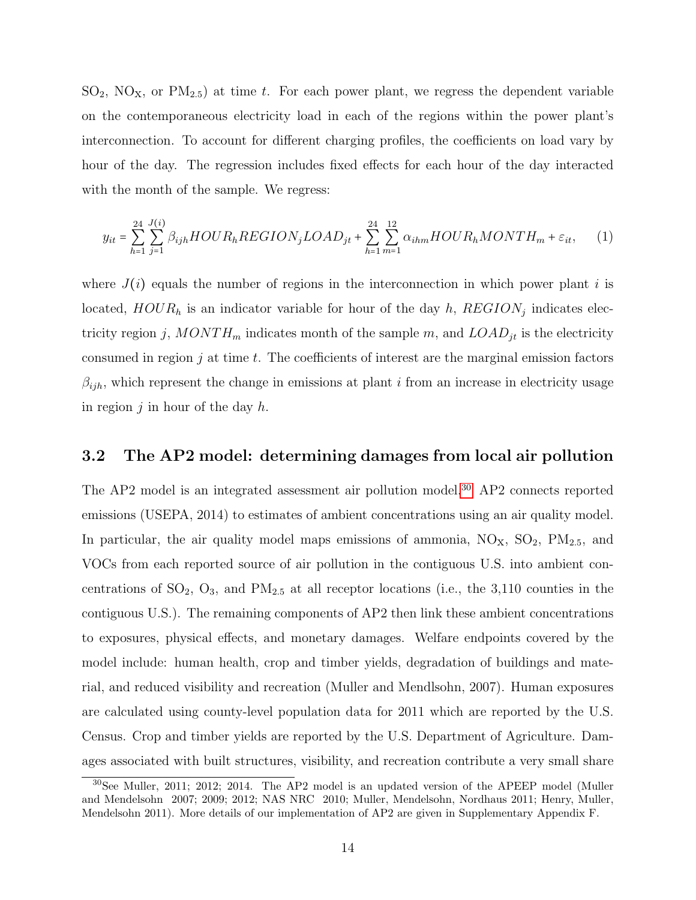$SO_2$, $NO_X$, or $PM_{2.5}$) at time $t$. For each power plant, we regress the dependent variable on the contemporaneous electricity load in each of the regions within the power plant's interconnection. To account for different charging profiles, the coefficients on load vary by hour of the day. The regression includes fixed effects for each hour of the day interacted with the month of the sample. We regress:

$$y_{it} = \sum_{h=1}^{24} \sum_{j=1}^{J(i)} \beta_{ijh} HOUR_h REGION_j LOAD_{jt} + \sum_{h=1}^{24} \sum_{m=1}^{12} \alpha_{ihm} HOUR_h MONTH_m + \varepsilon_{it}, \quad (1)$$

where $J(i)$ equals the number of regions in the interconnection in which power plant $i$ is located, $HOUR_h$ is an indicator variable for hour of the day $h$, $REGION_j$ indicates electricity region $j$, $MONTH_m$ indicates month of the sample $m$, and $LOAD_{jt}$ is the electricity consumed in region $j$ at time $t$. The coefficients of interest are the marginal emission factors $\beta_{ijh}$, which represent the change in emissions at plant $i$ from an increase in electricity usage in region $j$ in hour of the day $h$.

### 3.2 The AP2 model: determining damages from local air pollution

The AP2 model is an integrated assessment air pollution model.[30] AP2 connects reported emissions (USEPA, 2014) to estimates of ambient concentrations using an air quality model. In particular, the air quality model maps emissions of ammonia, $NO_X$, $SO_2$, $PM_{2.5}$, and VOCs from each reported source of air pollution in the contiguous U.S. into ambient concentrations of $SO_2$, $O_3$, and $PM_{2.5}$ at all receptor locations (i.e., the 3,110 counties in the contiguous U.S.). The remaining components of AP2 then link these ambient concentrations to exposures, physical effects, and monetary damages. Welfare endpoints covered by the model include: human health, crop and timber yields, degradation of buildings and material, and reduced visibility and recreation (Muller and Mendlsohn, 2007). Human exposures are calculated using county-level population data for 2011 which are reported by the U.S. Census. Crop and timber yields are reported by the U.S. Department of Agriculture. Damages associated with built structures, visibility, and recreation contribute a very small share

[30] See Muller, 2011; 2012; 2014. The AP2 model is an updated version of the APEEP model (Muller and Mendelsohn 2007; 2009; 2012; NAS NRC 2010; Muller, Mendelsohn, Nordhaus 2011; Henry, Muller, Mendelsohn 2011). More details of our implementation of AP2 are given in Supplementary Appendix F.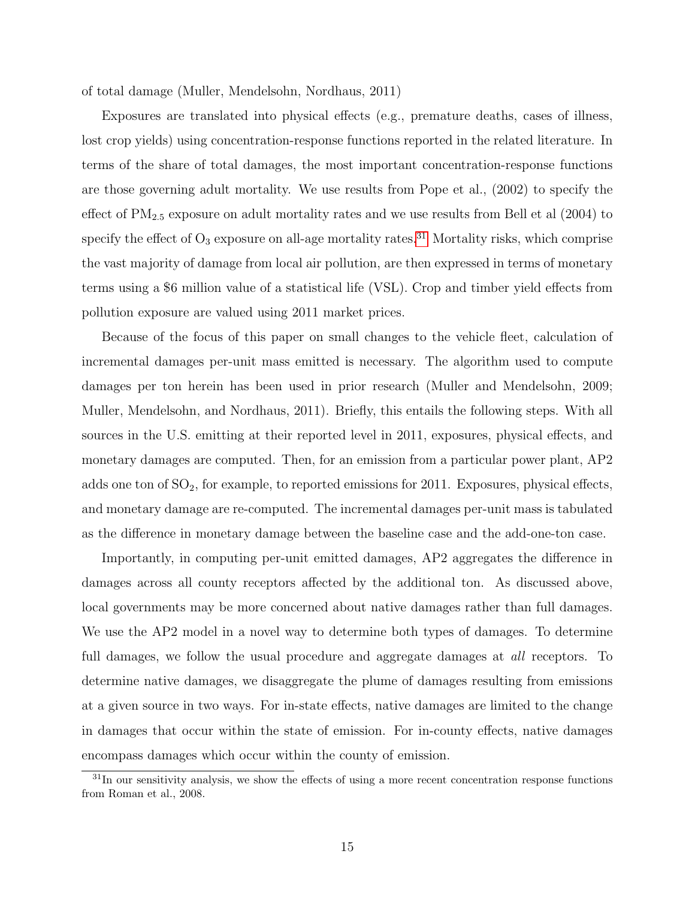of total damage (Muller, Mendelsohn, Nordhaus, 2011)

Exposures are translated into physical effects (e.g., premature deaths, cases of illness, lost crop yields) using concentration-response functions reported in the related literature. In terms of the share of total damages, the most important concentration-response functions are those governing adult mortality. We use results from Pope et al., (2002) to specify the effect of $PM_{2.5}$ exposure on adult mortality rates and we use results from Bell et al (2004) to specify the effect of $O_3$ exposure on all-age mortality rates.[31] Mortality risks, which comprise the vast majority of damage from local air pollution, are then expressed in terms of monetary terms using a $6 million value of a statistical life (VSL). Crop and timber yield effects from pollution exposure are valued using 2011 market prices.

Because of the focus of this paper on small changes to the vehicle fleet, calculation of incremental damages per-unit mass emitted is necessary. The algorithm used to compute damages per ton herein has been used in prior research (Muller and Mendelsohn, 2009; Muller, Mendelsohn, and Nordhaus, 2011). Briefly, this entails the following steps. With all sources in the U.S. emitting at their reported level in 2011, exposures, physical effects, and monetary damages are computed. Then, for an emission from a particular power plant, AP2 adds one ton of $SO_2$, for example, to reported emissions for 2011. Exposures, physical effects, and monetary damage are re-computed. The incremental damages per-unit mass is tabulated as the difference in monetary damage between the baseline case and the add-one-ton case.

Importantly, in computing per-unit emitted damages, AP2 aggregates the difference in damages across all county receptors affected by the additional ton. As discussed above, local governments may be more concerned about native damages rather than full damages. We use the AP2 model in a novel way to determine both types of damages. To determine full damages, we follow the usual procedure and aggregate damages at *all* receptors. To determine native damages, we disaggregate the plume of damages resulting from emissions at a given source in two ways. For in-state effects, native damages are limited to the change in damages that occur within the state of emission. For in-county effects, native damages encompass damages which occur within the county of emission.

[31] In our sensitivity analysis, we show the effects of using a more recent concentration response functions from Roman et al., 2008.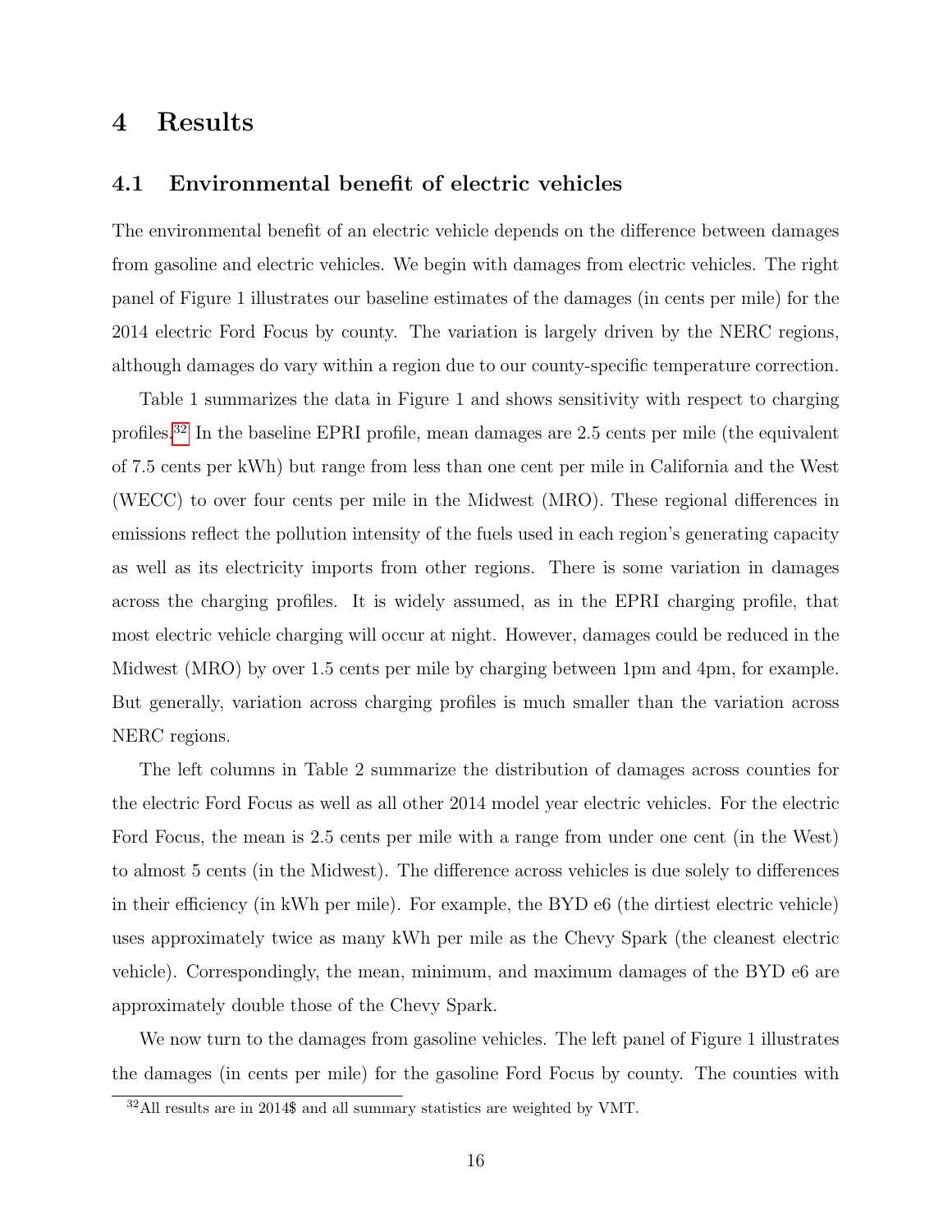# 4 Results

## 4.1 Environmental benefit of electric vehicles

The environmental benefit of an electric vehicle depends on the difference between damages from gasoline and electric vehicles. We begin with damages from electric vehicles. The right panel of Figure 1 illustrates our baseline estimates of the damages (in cents per mile) for the 2014 electric Ford Focus by county. The variation is largely driven by the NERC regions, although damages do vary within a region due to our county-specific temperature correction.

Table 1 summarizes the data in Figure 1 and shows sensitivity with respect to charging profiles.[32] In the baseline EPRI profile, mean damages are 2.5 cents per mile (the equivalent of 7.5 cents per kWh) but range from less than one cent per mile in California and the West (WECC) to over four cents per mile in the Midwest (MRO). These regional differences in emissions reflect the pollution intensity of the fuels used in each region's generating capacity as well as its electricity imports from other regions. There is some variation in damages across the charging profiles. It is widely assumed, as in the EPRI charging profile, that most electric vehicle charging will occur at night. However, damages could be reduced in the Midwest (MRO) by over 1.5 cents per mile by charging between 1pm and 4pm, for example. But generally, variation across charging profiles is much smaller than the variation across NERC regions.

The left columns in Table 2 summarize the distribution of damages across counties for the electric Ford Focus as well as all other 2014 model year electric vehicles. For the electric Ford Focus, the mean is 2.5 cents per mile with a range from under one cent (in the West) to almost 5 cents (in the Midwest). The difference across vehicles is due solely to differences in their efficiency (in kWh per mile). For example, the BYD e6 (the dirtiest electric vehicle) uses approximately twice as many kWh per mile as the Chevy Spark (the cleanest electric vehicle). Correspondingly, the mean, minimum, and maximum damages of the BYD e6 are approximately double those of the Chevy Spark.

We now turn to the damages from gasoline vehicles. The left panel of Figure 1 illustrates the damages (in cents per mile) for the gasoline Ford Focus by county. The counties with

[32] All results are in 2014$ and all summary statistics are weighted by VMT.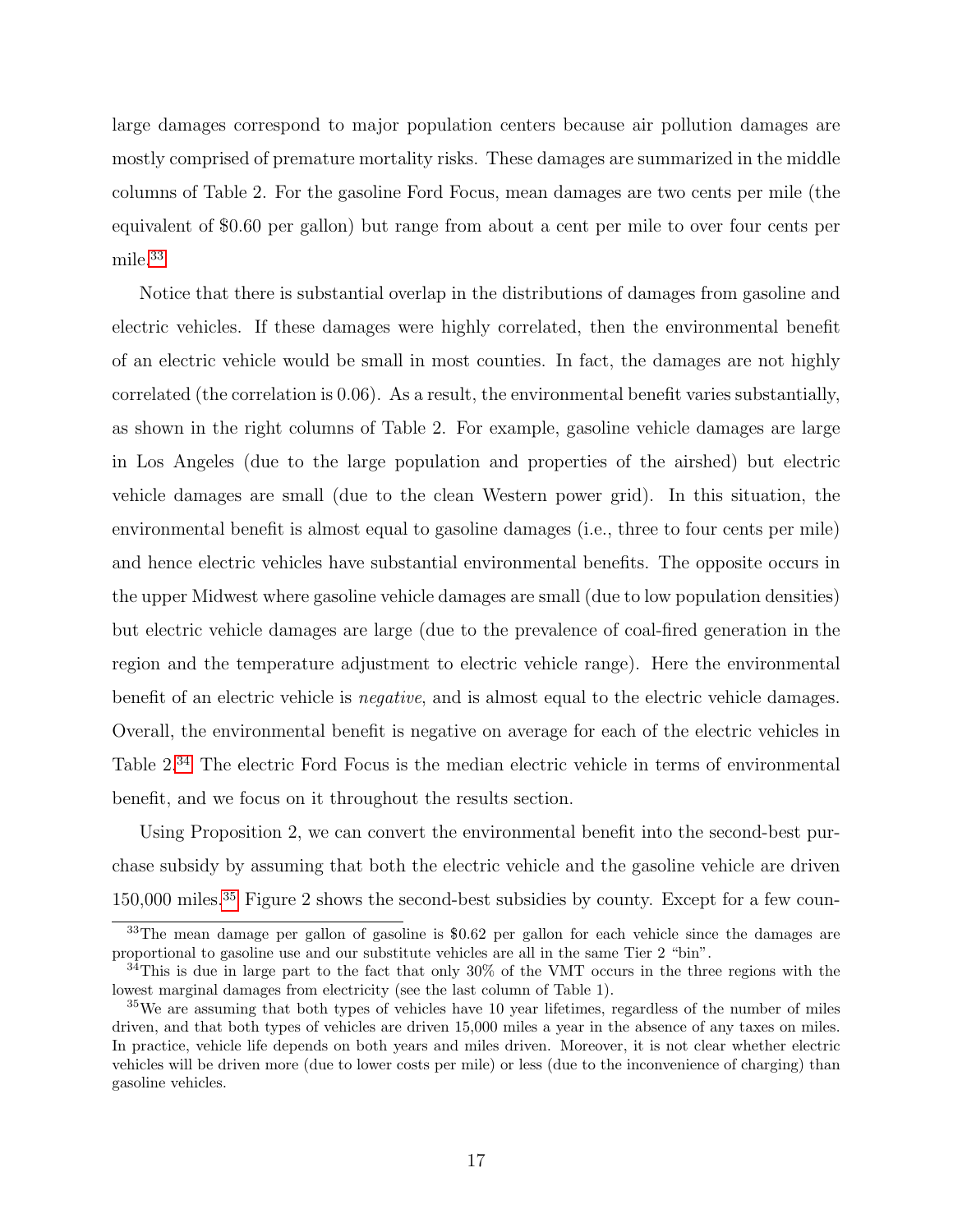large damages correspond to major population centers because air pollution damages are mostly comprised of premature mortality risks. These damages are summarized in the middle columns of Table 2. For the gasoline Ford Focus, mean damages are two cents per mile (the equivalent of $0.60 per gallon) but range from about a cent per mile to over four cents per mile.[33]

Notice that there is substantial overlap in the distributions of damages from gasoline and electric vehicles. If these damages were highly correlated, then the environmental benefit of an electric vehicle would be small in most counties. In fact, the damages are not highly correlated (the correlation is 0.06). As a result, the environmental benefit varies substantially, as shown in the right columns of Table 2. For example, gasoline vehicle damages are large in Los Angeles (due to the large population and properties of the airshed) but electric vehicle damages are small (due to the clean Western power grid). In this situation, the environmental benefit is almost equal to gasoline damages (i.e., three to four cents per mile) and hence electric vehicles have substantial environmental benefits. The opposite occurs in the upper Midwest where gasoline vehicle damages are small (due to low population densities) but electric vehicle damages are large (due to the prevalence of coal-fired generation in the region and the temperature adjustment to electric vehicle range). Here the environmental benefit of an electric vehicle is *negative*, and is almost equal to the electric vehicle damages. Overall, the environmental benefit is negative on average for each of the electric vehicles in Table 2.[34] The electric Ford Focus is the median electric vehicle in terms of environmental benefit, and we focus on it throughout the results section.

Using Proposition 2, we can convert the environmental benefit into the second-best purchase subsidy by assuming that both the electric vehicle and the gasoline vehicle are driven 150,000 miles.[35] Figure 2 shows the second-best subsidies by county. Except for a few coun-

[33] The mean damage per gallon of gasoline is $0.62 per gallon for each vehicle since the damages are proportional to gasoline use and our substitute vehicles are all in the same Tier 2 "bin".

[34] This is due in large part to the fact that only 30% of the VMT occurs in the three regions with the lowest marginal damages from electricity (see the last column of Table 1).

[35] We are assuming that both types of vehicles have 10 year lifetimes, regardless of the number of miles driven, and that both types of vehicles are driven 15,000 miles a year in the absence of any taxes on miles. In practice, vehicle life depends on both years and miles driven. Moreover, it is not clear whether electric vehicles will be driven more (due to lower costs per mile) or less (due to the inconvenience of charging) than gasoline vehicles.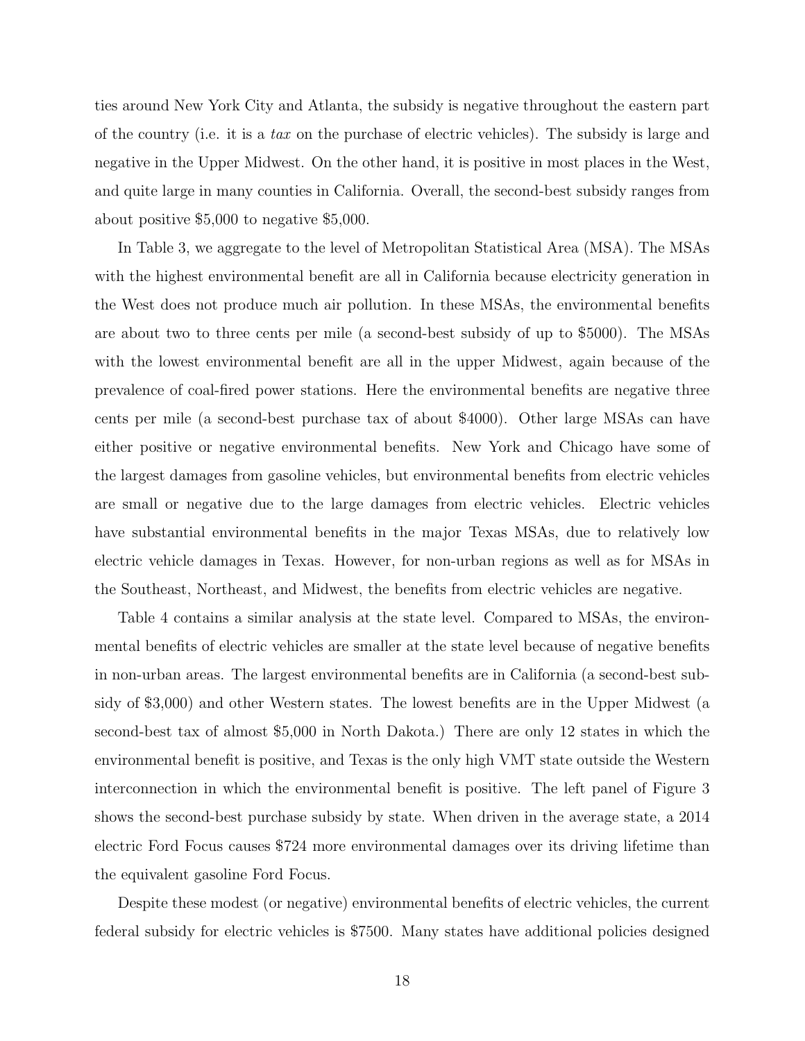ties around New York City and Atlanta, the subsidy is negative throughout the eastern part of the country (i.e. it is a *tax* on the purchase of electric vehicles). The subsidy is large and negative in the Upper Midwest. On the other hand, it is positive in most places in the West, and quite large in many counties in California. Overall, the second-best subsidy ranges from about positive $5,000 to negative $5,000.

In Table 3, we aggregate to the level of Metropolitan Statistical Area (MSA). The MSAs with the highest environmental benefit are all in California because electricity generation in the West does not produce much air pollution. In these MSAs, the environmental benefits are about two to three cents per mile (a second-best subsidy of up to $5000). The MSAs with the lowest environmental benefit are all in the upper Midwest, again because of the prevalence of coal-fired power stations. Here the environmental benefits are negative three cents per mile (a second-best purchase tax of about $4000). Other large MSAs can have either positive or negative environmental benefits. New York and Chicago have some of the largest damages from gasoline vehicles, but environmental benefits from electric vehicles are small or negative due to the large damages from electric vehicles. Electric vehicles have substantial environmental benefits in the major Texas MSAs, due to relatively low electric vehicle damages in Texas. However, for non-urban regions as well as for MSAs in the Southeast, Northeast, and Midwest, the benefits from electric vehicles are negative.

Table 4 contains a similar analysis at the state level. Compared to MSAs, the environmental benefits of electric vehicles are smaller at the state level because of negative benefits in non-urban areas. The largest environmental benefits are in California (a second-best subsidy of $3,000) and other Western states. The lowest benefits are in the Upper Midwest (a second-best tax of almost $5,000 in North Dakota.) There are only 12 states in which the environmental benefit is positive, and Texas is the only high VMT state outside the Western interconnection in which the environmental benefit is positive. The left panel of Figure 3 shows the second-best purchase subsidy by state. When driven in the average state, a 2014 electric Ford Focus causes $724 more environmental damages over its driving lifetime than the equivalent gasoline Ford Focus.

Despite these modest (or negative) environmental benefits of electric vehicles, the current federal subsidy for electric vehicles is $7500. Many states have additional policies designed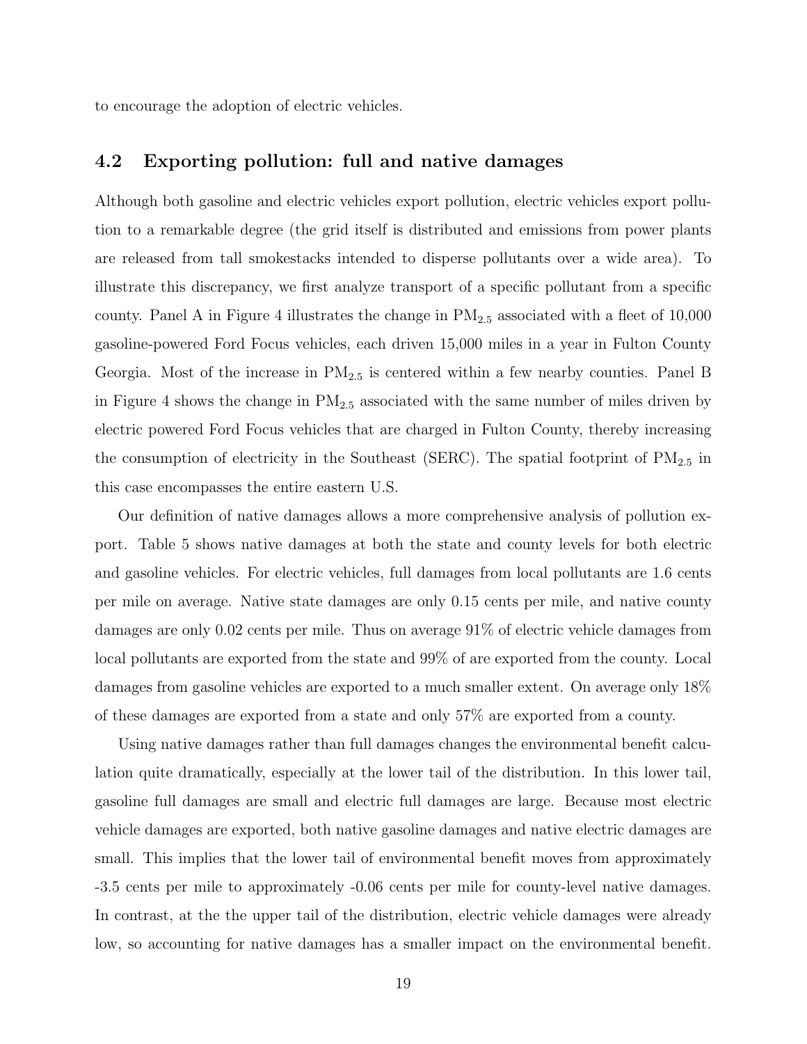to encourage the adoption of electric vehicles.

### 4.2 Exporting pollution: full and native damages

Although both gasoline and electric vehicles export pollution, electric vehicles export pollution to a remarkable degree (the grid itself is distributed and emissions from power plants are released from tall smokestacks intended to disperse pollutants over a wide area). To illustrate this discrepancy, we first analyze transport of a specific pollutant from a specific county. Panel A in Figure 4 illustrates the change in $PM_{2.5}$ associated with a fleet of 10,000 gasoline-powered Ford Focus vehicles, each driven 15,000 miles in a year in Fulton County Georgia. Most of the increase in $PM_{2.5}$ is centered within a few nearby counties. Panel B in Figure 4 shows the change in $PM_{2.5}$ associated with the same number of miles driven by electric powered Ford Focus vehicles that are charged in Fulton County, thereby increasing the consumption of electricity in the Southeast (SERC). The spatial footprint of $PM_{2.5}$ in this case encompasses the entire eastern U.S.

Our definition of native damages allows a more comprehensive analysis of pollution export. Table 5 shows native damages at both the state and county levels for both electric and gasoline vehicles. For electric vehicles, full damages from local pollutants are 1.6 cents per mile on average. Native state damages are only 0.15 cents per mile, and native county damages are only 0.02 cents per mile. Thus on average 91% of electric vehicle damages from local pollutants are exported from the state and 99% of are exported from the county. Local damages from gasoline vehicles are exported to a much smaller extent. On average only 18% of these damages are exported from a state and only 57% are exported from a county.

Using native damages rather than full damages changes the environmental benefit calculation quite dramatically, especially at the lower tail of the distribution. In this lower tail, gasoline full damages are small and electric full damages are large. Because most electric vehicle damages are exported, both native gasoline damages and native electric damages are small. This implies that the lower tail of environmental benefit moves from approximately -3.5 cents per mile to approximately -0.06 cents per mile for county-level native damages. In contrast, at the the upper tail of the distribution, electric vehicle damages were already low, so accounting for native damages has a smaller impact on the environmental benefit.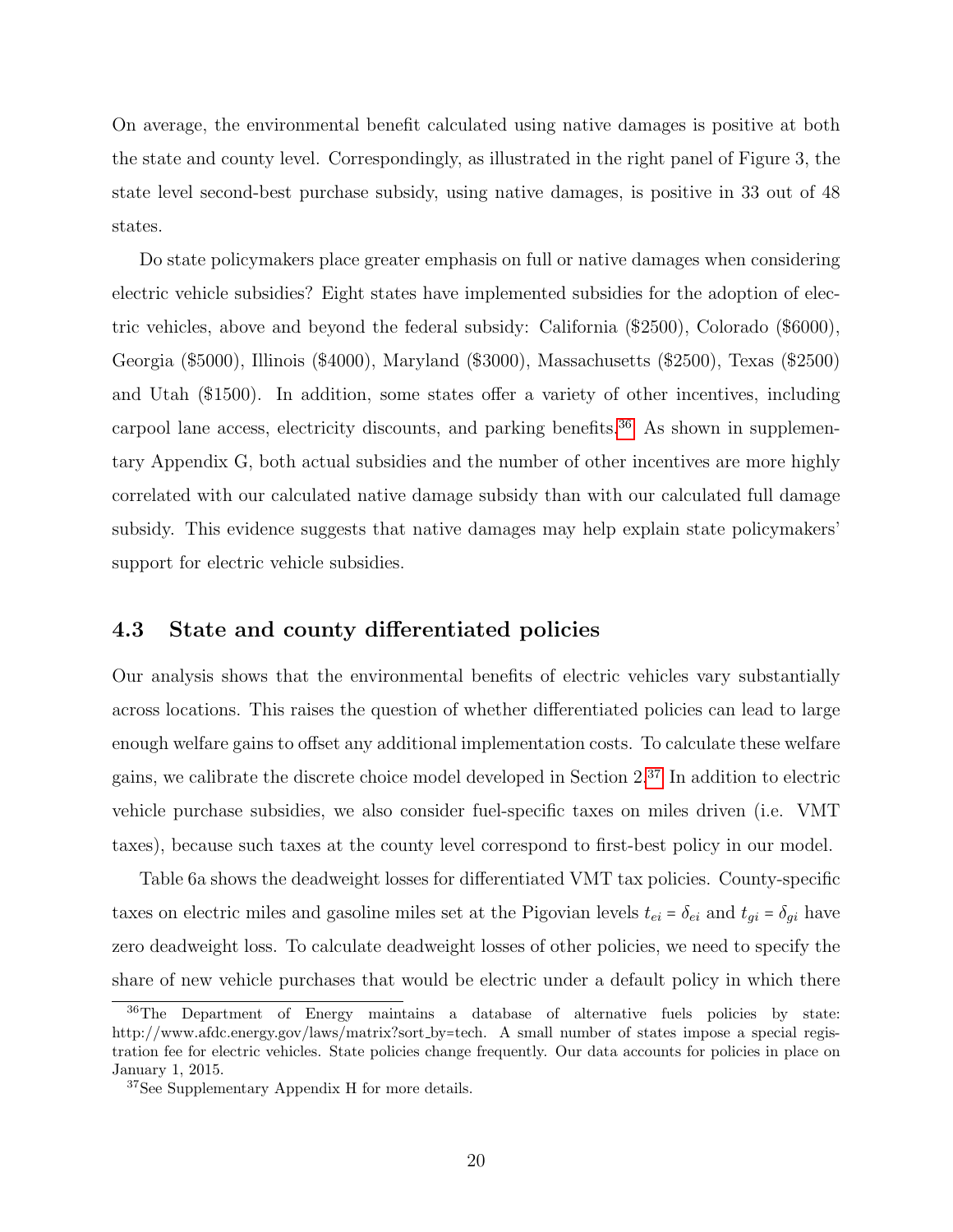On average, the environmental benefit calculated using native damages is positive at both the state and county level. Correspondingly, as illustrated in the right panel of Figure 3, the state level second-best purchase subsidy, using native damages, is positive in 33 out of 48 states.

Do state policymakers place greater emphasis on full or native damages when considering electric vehicle subsidies? Eight states have implemented subsidies for the adoption of electric vehicles, above and beyond the federal subsidy: California ($2500), Colorado ($6000), Georgia ($5000), Illinois ($4000), Maryland ($3000), Massachusetts ($2500), Texas ($2500) and Utah ($1500). In addition, some states offer a variety of other incentives, including carpool lane access, electricity discounts, and parking benefits.[36] As shown in supplementary Appendix G, both actual subsidies and the number of other incentives are more highly correlated with our calculated native damage subsidy than with our calculated full damage subsidy. This evidence suggests that native damages may help explain state policymakers' support for electric vehicle subsidies.

### 4.3 State and county differentiated policies

Our analysis shows that the environmental benefits of electric vehicles vary substantially across locations. This raises the question of whether differentiated policies can lead to large enough welfare gains to offset any additional implementation costs. To calculate these welfare gains, we calibrate the discrete choice model developed in Section 2.[37] In addition to electric vehicle purchase subsidies, we also consider fuel-specific taxes on miles driven (i.e. VMT taxes), because such taxes at the county level correspond to first-best policy in our model.

Table 6a shows the deadweight losses for differentiated VMT tax policies. County-specific taxes on electric miles and gasoline miles set at the Pigovian levels $t_{ei} = \delta_{ei}$ and $t_{gi} = \delta_{gi}$ have zero deadweight loss. To calculate deadweight losses of other policies, we need to specify the share of new vehicle purchases that would be electric under a default policy in which there

[36] The Department of Energy maintains a database of alternative fuels policies by state: http://www.afdc.energy.gov/laws/matrix?sort_by=tech. A small number of states impose a special registration fee for electric vehicles. State policies change frequently. Our data accounts for policies in place on January 1, 2015.

[37] See Supplementary Appendix H for more details.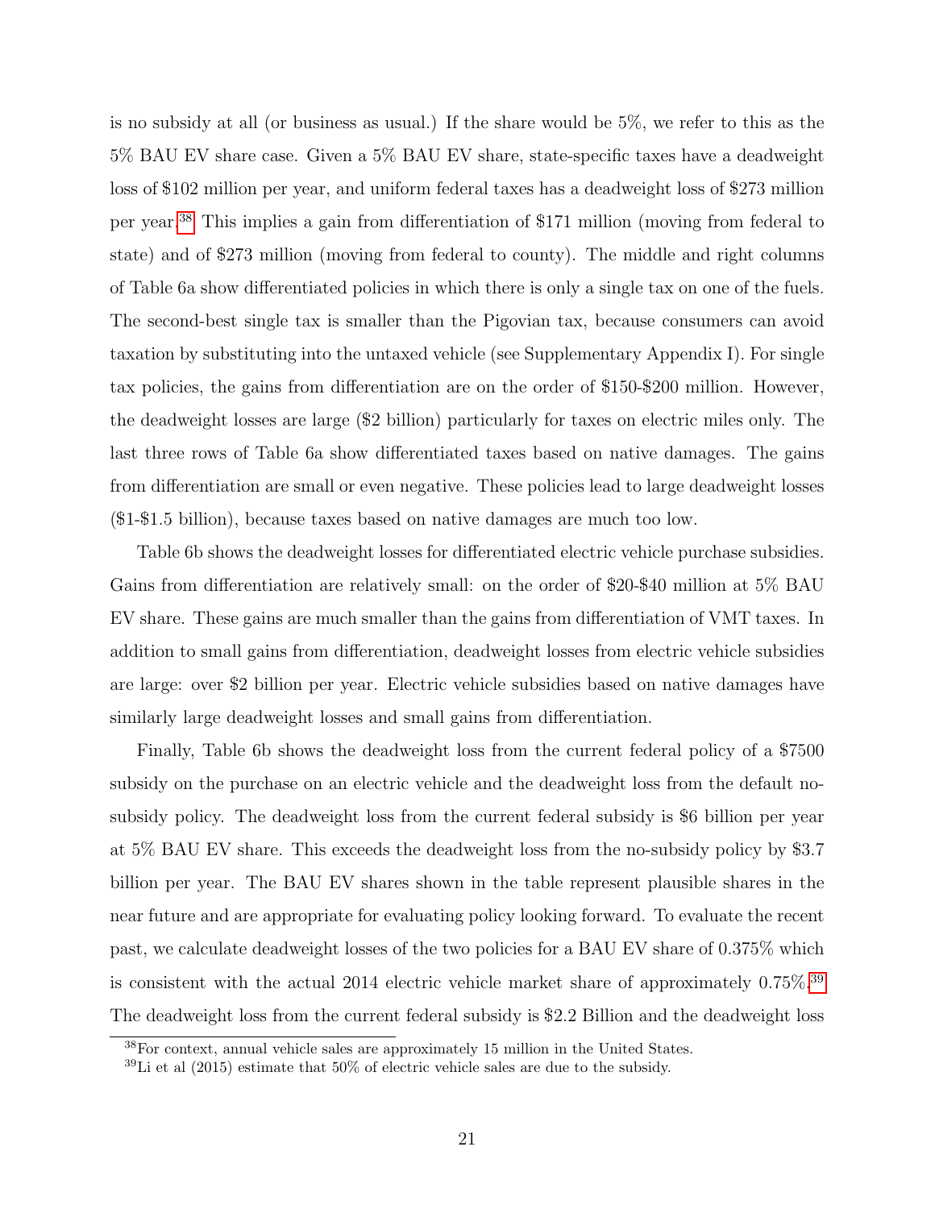is no subsidy at all (or business as usual.) If the share would be 5%, we refer to this as the 5% BAU EV share case. Given a 5% BAU EV share, state-specific taxes have a deadweight loss of $102 million per year, and uniform federal taxes has a deadweight loss of $273 million per year.[38] This implies a gain from differentiation of $171 million (moving from federal to state) and of $273 million (moving from federal to county). The middle and right columns of Table 6a show differentiated policies in which there is only a single tax on one of the fuels. The second-best single tax is smaller than the Pigovian tax, because consumers can avoid taxation by substituting into the untaxed vehicle (see Supplementary Appendix I). For single tax policies, the gains from differentiation are on the order of $150-$200 million. However, the deadweight losses are large ($2 billion) particularly for taxes on electric miles only. The last three rows of Table 6a show differentiated taxes based on native damages. The gains from differentiation are small or even negative. These policies lead to large deadweight losses ($1-$1.5 billion), because taxes based on native damages are much too low.

Table 6b shows the deadweight losses for differentiated electric vehicle purchase subsidies. Gains from differentiation are relatively small: on the order of $20-$40 million at 5% BAU EV share. These gains are much smaller than the gains from differentiation of VMT taxes. In addition to small gains from differentiation, deadweight losses from electric vehicle subsidies are large: over $2 billion per year. Electric vehicle subsidies based on native damages have similarly large deadweight losses and small gains from differentiation.

Finally, Table 6b shows the deadweight loss from the current federal policy of a $7500 subsidy on the purchase on an electric vehicle and the deadweight loss from the default no-subsidy policy. The deadweight loss from the current federal subsidy is $6 billion per year at 5% BAU EV share. This exceeds the deadweight loss from the no-subsidy policy by $3.7 billion per year. The BAU EV shares shown in the table represent plausible shares in the near future and are appropriate for evaluating policy looking forward. To evaluate the recent past, we calculate deadweight losses of the two policies for a BAU EV share of 0.375% which is consistent with the actual 2014 electric vehicle market share of approximately 0.75%.[39] The deadweight loss from the current federal subsidy is $2.2 Billion and the deadweight loss

[38] For context, annual vehicle sales are approximately 15 million in the United States.

[39] Li et al (2015) estimate that 50% of electric vehicle sales are due to the subsidy.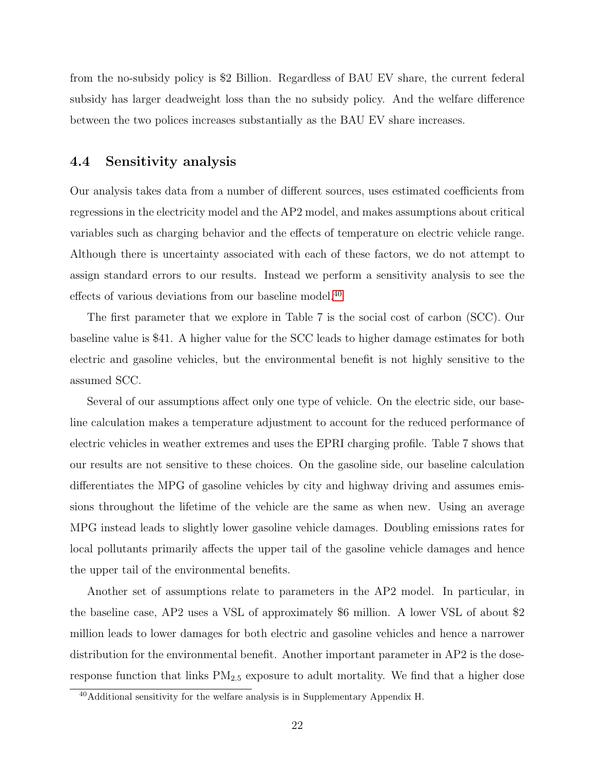from the no-subsidy policy is $2 Billion. Regardless of BAU EV share, the current federal subsidy has larger deadweight loss than the no subsidy policy. And the welfare difference between the two polices increases substantially as the BAU EV share increases.

### 4.4 Sensitivity analysis

Our analysis takes data from a number of different sources, uses estimated coefficients from regressions in the electricity model and the AP2 model, and makes assumptions about critical variables such as charging behavior and the effects of temperature on electric vehicle range. Although there is uncertainty associated with each of these factors, we do not attempt to assign standard errors to our results. Instead we perform a sensitivity analysis to see the effects of various deviations from our baseline model.[40]

The first parameter that we explore in Table 7 is the social cost of carbon (SCC). Our baseline value is $41. A higher value for the SCC leads to higher damage estimates for both electric and gasoline vehicles, but the environmental benefit is not highly sensitive to the assumed SCC.

Several of our assumptions affect only one type of vehicle. On the electric side, our baseline calculation makes a temperature adjustment to account for the reduced performance of electric vehicles in weather extremes and uses the EPRI charging profile. Table 7 shows that our results are not sensitive to these choices. On the gasoline side, our baseline calculation differentiates the MPG of gasoline vehicles by city and highway driving and assumes emissions throughout the lifetime of the vehicle are the same as when new. Using an average MPG instead leads to slightly lower gasoline vehicle damages. Doubling emissions rates for local pollutants primarily affects the upper tail of the gasoline vehicle damages and hence the upper tail of the environmental benefits.

Another set of assumptions relate to parameters in the AP2 model. In particular, in the baseline case, AP2 uses a VSL of approximately $6 million. A lower VSL of about $2 million leads to lower damages for both electric and gasoline vehicles and hence a narrower distribution for the environmental benefit. Another important parameter in AP2 is the dose-response function that links $PM_{2.5}$ exposure to adult mortality. We find that a higher dose

[40] Additional sensitivity for the welfare analysis is in Supplementary Appendix H.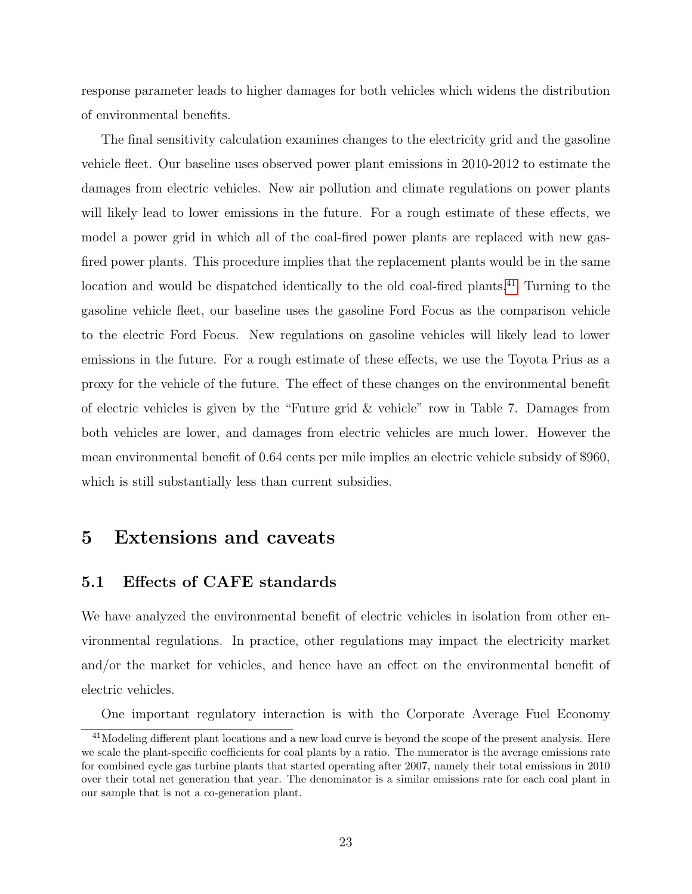response parameter leads to higher damages for both vehicles which widens the distribution of environmental benefits.

The final sensitivity calculation examines changes to the electricity grid and the gasoline vehicle fleet. Our baseline uses observed power plant emissions in 2010-2012 to estimate the damages from electric vehicles. New air pollution and climate regulations on power plants will likely lead to lower emissions in the future. For a rough estimate of these effects, we model a power grid in which all of the coal-fired power plants are replaced with new gas-fired power plants. This procedure implies that the replacement plants would be in the same location and would be dispatched identically to the old coal-fired plants.[41] Turning to the gasoline vehicle fleet, our baseline uses the gasoline Ford Focus as the comparison vehicle to the electric Ford Focus. New regulations on gasoline vehicles will likely lead to lower emissions in the future. For a rough estimate of these effects, we use the Toyota Prius as a proxy for the vehicle of the future. The effect of these changes on the environmental benefit of electric vehicles is given by the "Future grid & vehicle" row in Table 7. Damages from both vehicles are lower, and damages from electric vehicles are much lower. However the mean environmental benefit of 0.64 cents per mile implies an electric vehicle subsidy of $960, which is still substantially less than current subsidies.

# 5 Extensions and caveats

## 5.1 Effects of CAFE standards

We have analyzed the environmental benefit of electric vehicles in isolation from other environmental regulations. In practice, other regulations may impact the electricity market and/or the market for vehicles, and hence have an effect on the environmental benefit of electric vehicles.

One important regulatory interaction is with the Corporate Average Fuel Economy

[41] Modeling different plant locations and a new load curve is beyond the scope of the present analysis. Here we scale the plant-specific coefficients for coal plants by a ratio. The numerator is the average emissions rate for combined cycle gas turbine plants that started operating after 2007, namely their total emissions in 2010 over their total net generation that year. The denominator is a similar emissions rate for each coal plant in our sample that is not a co-generation plant.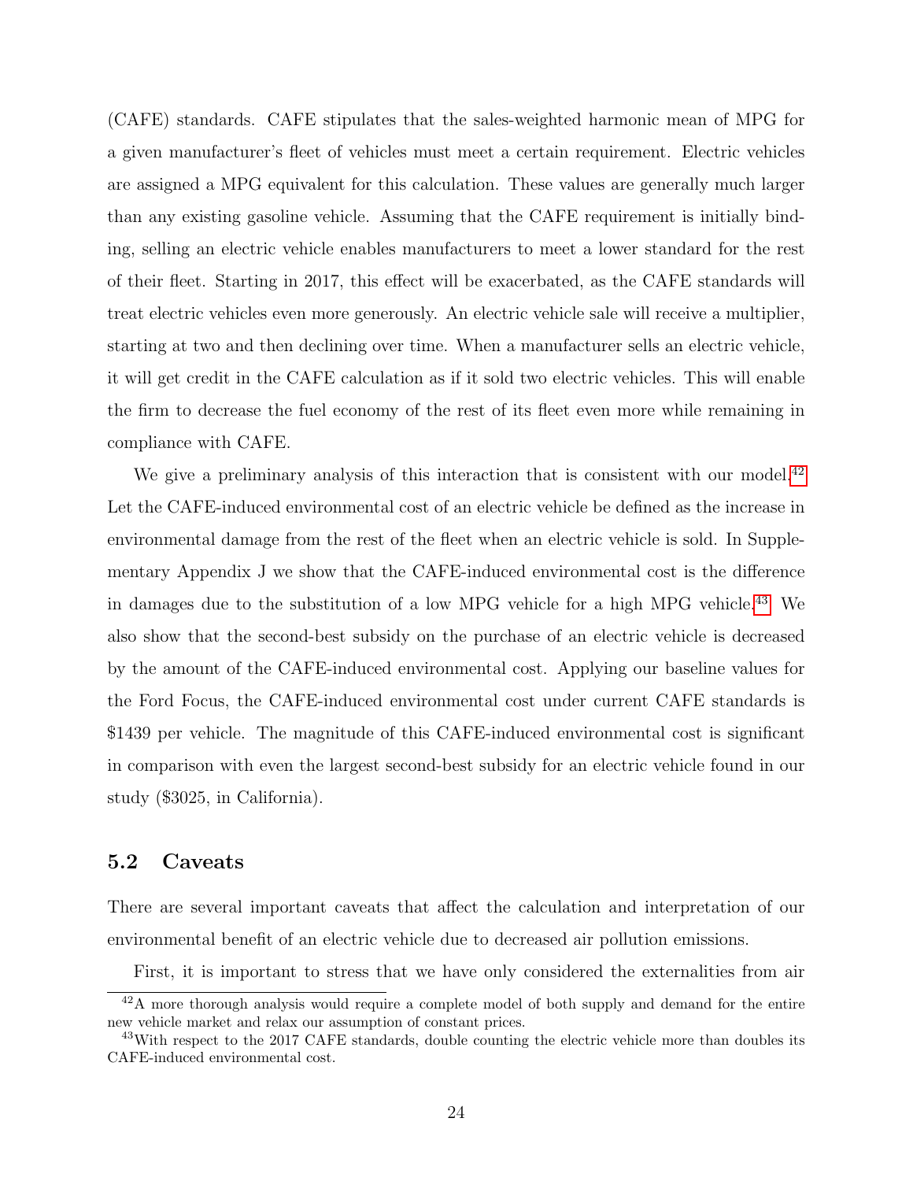(CAFE) standards. CAFE stipulates that the sales-weighted harmonic mean of MPG for a given manufacturer's fleet of vehicles must meet a certain requirement. Electric vehicles are assigned a MPG equivalent for this calculation. These values are generally much larger than any existing gasoline vehicle. Assuming that the CAFE requirement is initially binding, selling an electric vehicle enables manufacturers to meet a lower standard for the rest of their fleet. Starting in 2017, this effect will be exacerbated, as the CAFE standards will treat electric vehicles even more generously. An electric vehicle sale will receive a multiplier, starting at two and then declining over time. When a manufacturer sells an electric vehicle, it will get credit in the CAFE calculation as if it sold two electric vehicles. This will enable the firm to decrease the fuel economy of the rest of its fleet even more while remaining in compliance with CAFE.

We give a preliminary analysis of this interaction that is consistent with our model.[42] Let the CAFE-induced environmental cost of an electric vehicle be defined as the increase in environmental damage from the rest of the fleet when an electric vehicle is sold. In Supplementary Appendix J we show that the CAFE-induced environmental cost is the difference in damages due to the substitution of a low MPG vehicle for a high MPG vehicle.[43] We also show that the second-best subsidy on the purchase of an electric vehicle is decreased by the amount of the CAFE-induced environmental cost. Applying our baseline values for the Ford Focus, the CAFE-induced environmental cost under current CAFE standards is \$1439 per vehicle. The magnitude of this CAFE-induced environmental cost is significant in comparison with even the largest second-best subsidy for an electric vehicle found in our study (\$3025, in California).

## 5.2 Caveats

There are several important caveats that affect the calculation and interpretation of our environmental benefit of an electric vehicle due to decreased air pollution emissions.

First, it is important to stress that we have only considered the externalities from air

[42] A more thorough analysis would require a complete model of both supply and demand for the entire new vehicle market and relax our assumption of constant prices.

[43] With respect to the 2017 CAFE standards, double counting the electric vehicle more than doubles its CAFE-induced environmental cost.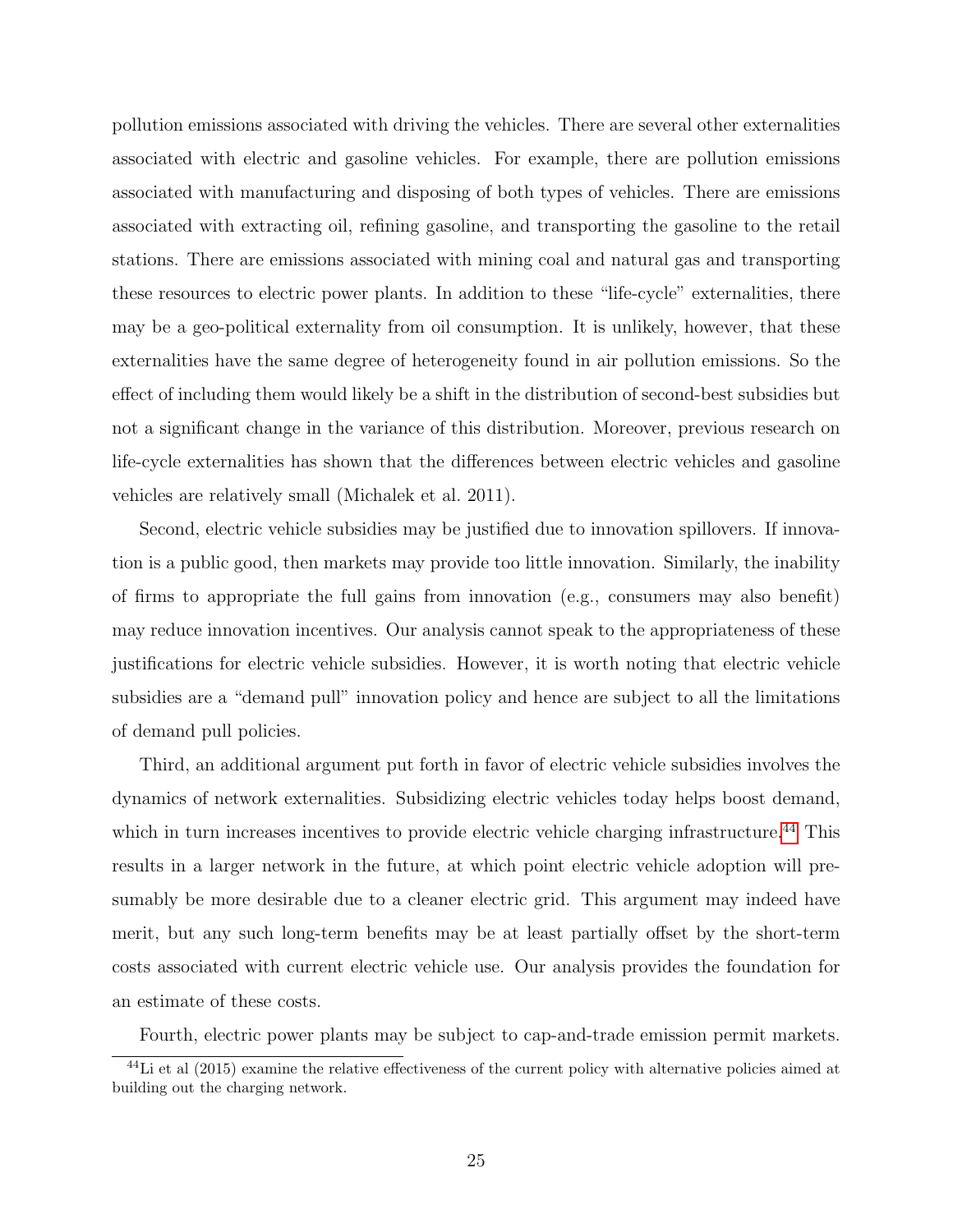pollution emissions associated with driving the vehicles. There are several other externalities associated with electric and gasoline vehicles. For example, there are pollution emissions associated with manufacturing and disposing of both types of vehicles. There are emissions associated with extracting oil, refining gasoline, and transporting the gasoline to the retail stations. There are emissions associated with mining coal and natural gas and transporting these resources to electric power plants. In addition to these "life-cycle" externalities, there may be a geo-political externality from oil consumption. It is unlikely, however, that these externalities have the same degree of heterogeneity found in air pollution emissions. So the effect of including them would likely be a shift in the distribution of second-best subsidies but not a significant change in the variance of this distribution. Moreover, previous research on life-cycle externalities has shown that the differences between electric vehicles and gasoline vehicles are relatively small (Michalek et al. 2011).

Second, electric vehicle subsidies may be justified due to innovation spillovers. If innovation is a public good, then markets may provide too little innovation. Similarly, the inability of firms to appropriate the full gains from innovation (e.g., consumers may also benefit) may reduce innovation incentives. Our analysis cannot speak to the appropriateness of these justifications for electric vehicle subsidies. However, it is worth noting that electric vehicle subsidies are a "demand pull" innovation policy and hence are subject to all the limitations of demand pull policies.

Third, an additional argument put forth in favor of electric vehicle subsidies involves the dynamics of network externalities. Subsidizing electric vehicles today helps boost demand, which in turn increases incentives to provide electric vehicle charging infrastructure.[44] This results in a larger network in the future, at which point electric vehicle adoption will presumably be more desirable due to a cleaner electric grid. This argument may indeed have merit, but any such long-term benefits may be at least partially offset by the short-term costs associated with current electric vehicle use. Our analysis provides the foundation for an estimate of these costs.

Fourth, electric power plants may be subject to cap-and-trade emission permit markets.

[44] Li et al (2015) examine the relative effectiveness of the current policy with alternative policies aimed at building out the charging network.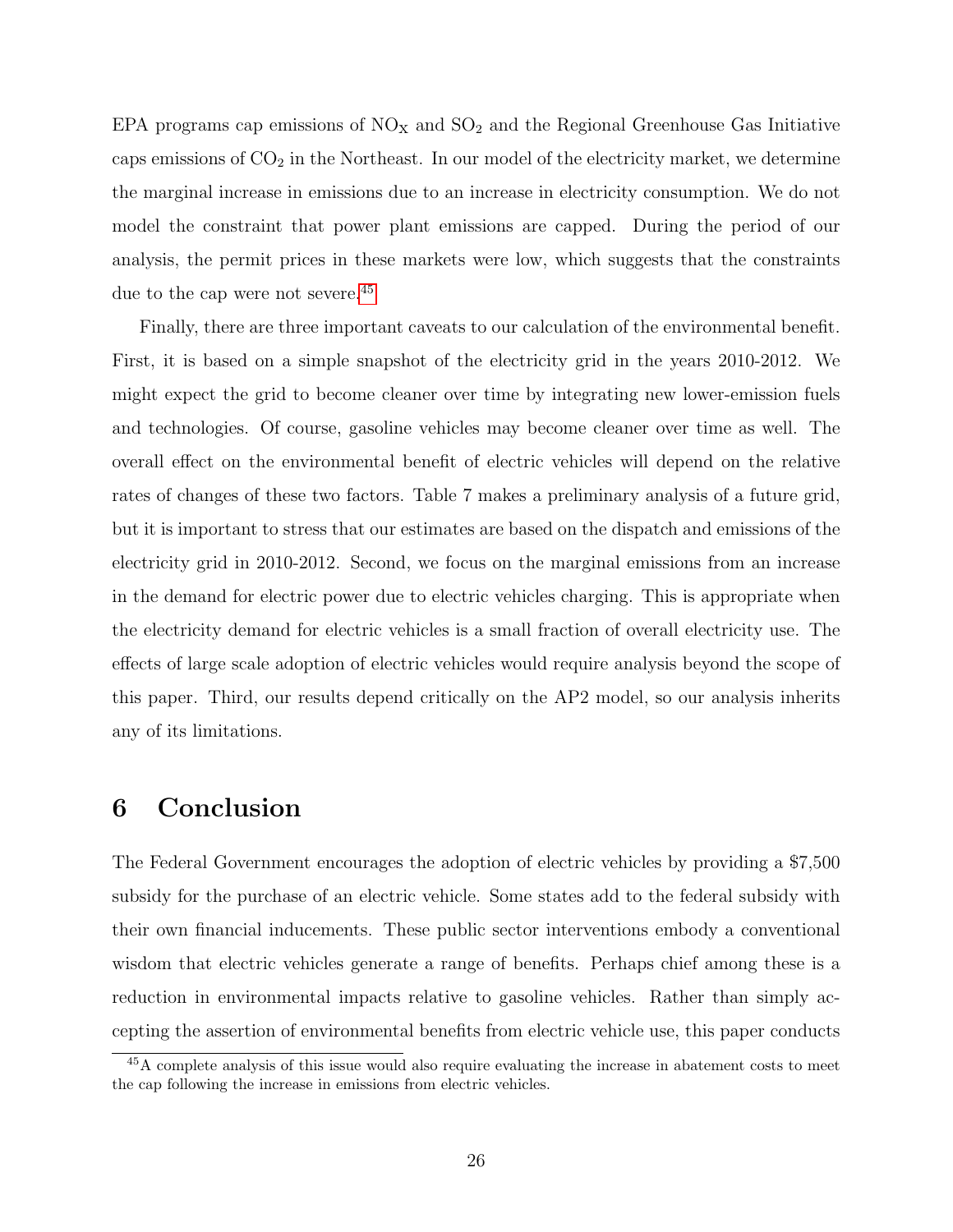EPA programs cap emissions of $NO_X$ and $SO_2$ and the Regional Greenhouse Gas Initiative caps emissions of $CO_2$ in the Northeast. In our model of the electricity market, we determine the marginal increase in emissions due to an increase in electricity consumption. We do not model the constraint that power plant emissions are capped. During the period of our analysis, the permit prices in these markets were low, which suggests that the constraints due to the cap were not severe.[45]

Finally, there are three important caveats to our calculation of the environmental benefit. First, it is based on a simple snapshot of the electricity grid in the years 2010-2012. We might expect the grid to become cleaner over time by integrating new lower-emission fuels and technologies. Of course, gasoline vehicles may become cleaner over time as well. The overall effect on the environmental benefit of electric vehicles will depend on the relative rates of changes of these two factors. Table 7 makes a preliminary analysis of a future grid, but it is important to stress that our estimates are based on the dispatch and emissions of the electricity grid in 2010-2012. Second, we focus on the marginal emissions from an increase in the demand for electric power due to electric vehicles charging. This is appropriate when the electricity demand for electric vehicles is a small fraction of overall electricity use. The effects of large scale adoption of electric vehicles would require analysis beyond the scope of this paper. Third, our results depend critically on the AP2 model, so our analysis inherits any of its limitations.

# 6 Conclusion

The Federal Government encourages the adoption of electric vehicles by providing a $7,500 subsidy for the purchase of an electric vehicle. Some states add to the federal subsidy with their own financial inducements. These public sector interventions embody a conventional wisdom that electric vehicles generate a range of benefits. Perhaps chief among these is a reduction in environmental impacts relative to gasoline vehicles. Rather than simply accepting the assertion of environmental benefits from electric vehicle use, this paper conducts

[45] A complete analysis of this issue would also require evaluating the increase in abatement costs to meet the cap following the increase in emissions from electric vehicles.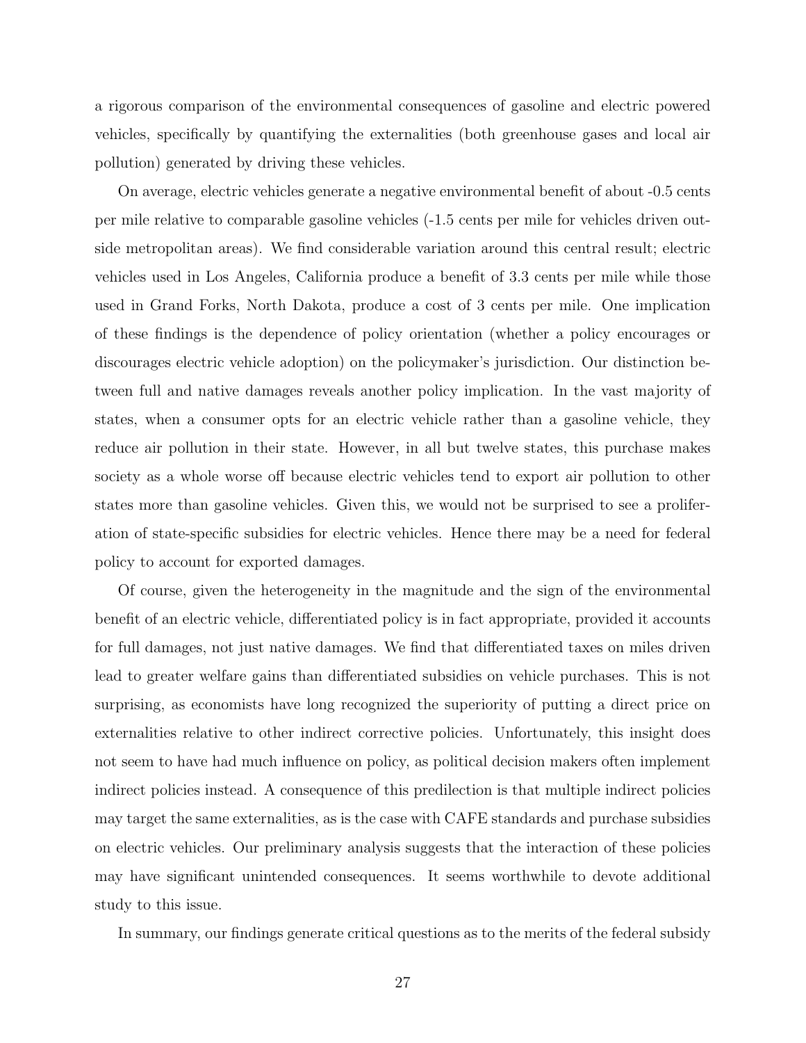a rigorous comparison of the environmental consequences of gasoline and electric powered vehicles, specifically by quantifying the externalities (both greenhouse gases and local air pollution) generated by driving these vehicles.

On average, electric vehicles generate a negative environmental benefit of about -0.5 cents per mile relative to comparable gasoline vehicles (-1.5 cents per mile for vehicles driven outside metropolitan areas). We find considerable variation around this central result; electric vehicles used in Los Angeles, California produce a benefit of 3.3 cents per mile while those used in Grand Forks, North Dakota, produce a cost of 3 cents per mile. One implication of these findings is the dependence of policy orientation (whether a policy encourages or discourages electric vehicle adoption) on the policymaker's jurisdiction. Our distinction between full and native damages reveals another policy implication. In the vast majority of states, when a consumer opts for an electric vehicle rather than a gasoline vehicle, they reduce air pollution in their state. However, in all but twelve states, this purchase makes society as a whole worse off because electric vehicles tend to export air pollution to other states more than gasoline vehicles. Given this, we would not be surprised to see a proliferation of state-specific subsidies for electric vehicles. Hence there may be a need for federal policy to account for exported damages.

Of course, given the heterogeneity in the magnitude and the sign of the environmental benefit of an electric vehicle, differentiated policy is in fact appropriate, provided it accounts for full damages, not just native damages. We find that differentiated taxes on miles driven lead to greater welfare gains than differentiated subsidies on vehicle purchases. This is not surprising, as economists have long recognized the superiority of putting a direct price on externalities relative to other indirect corrective policies. Unfortunately, this insight does not seem to have had much influence on policy, as political decision makers often implement indirect policies instead. A consequence of this predilection is that multiple indirect policies may target the same externalities, as is the case with CAFE standards and purchase subsidies on electric vehicles. Our preliminary analysis suggests that the interaction of these policies may have significant unintended consequences. It seems worthwhile to devote additional study to this issue.

In summary, our findings generate critical questions as to the merits of the federal subsidy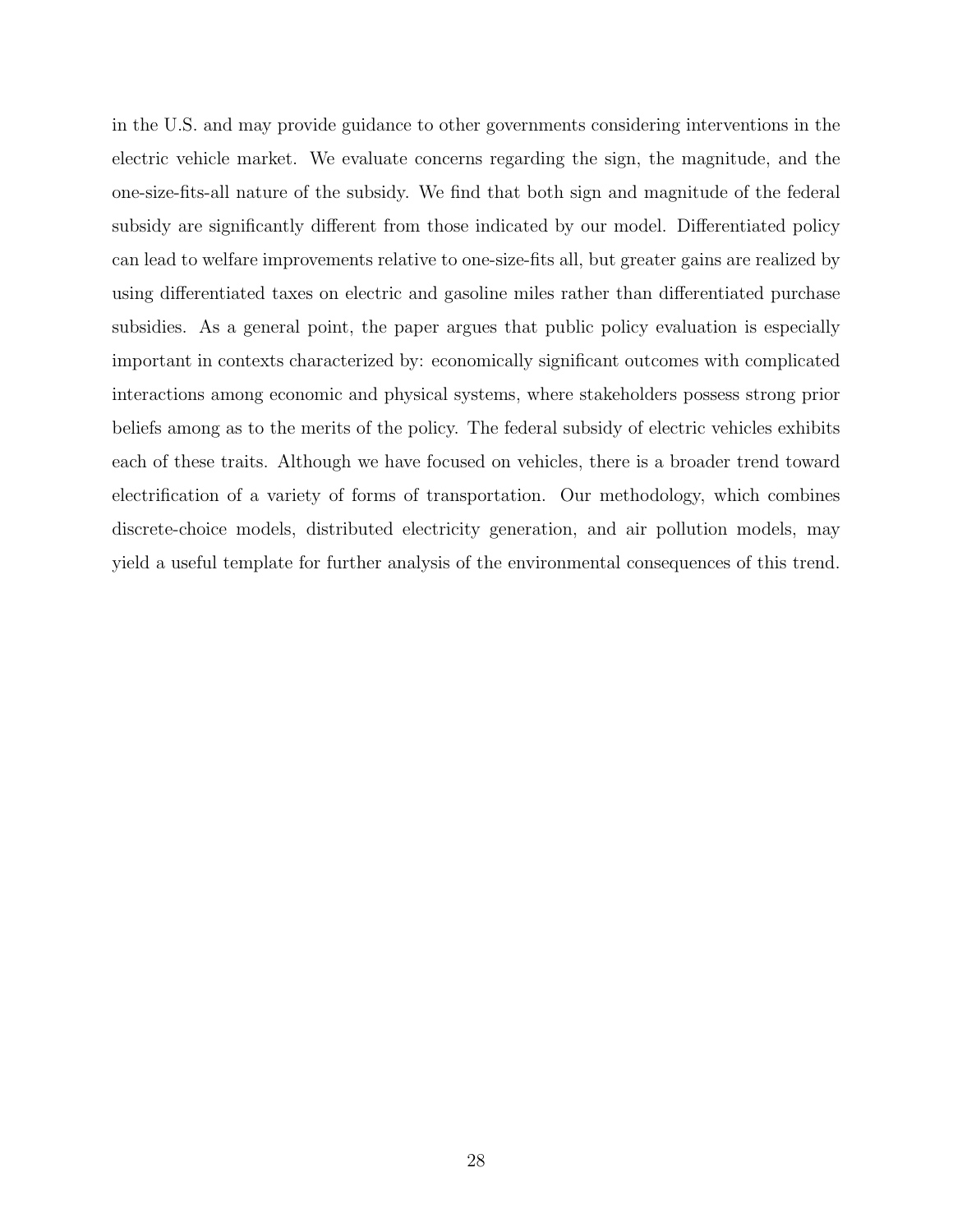in the U.S. and may provide guidance to other governments considering interventions in the electric vehicle market. We evaluate concerns regarding the sign, the magnitude, and the one-size-fits-all nature of the subsidy. We find that both sign and magnitude of the federal subsidy are significantly different from those indicated by our model. Differentiated policy can lead to welfare improvements relative to one-size-fits all, but greater gains are realized by using differentiated taxes on electric and gasoline miles rather than differentiated purchase subsidies. As a general point, the paper argues that public policy evaluation is especially important in contexts characterized by: economically significant outcomes with complicated interactions among economic and physical systems, where stakeholders possess strong prior beliefs among as to the merits of the policy. The federal subsidy of electric vehicles exhibits each of these traits. Although we have focused on vehicles, there is a broader trend toward electrification of a variety of forms of transportation. Our methodology, which combines discrete-choice models, distributed electricity generation, and air pollution models, may yield a useful template for further analysis of the environmental consequences of this trend.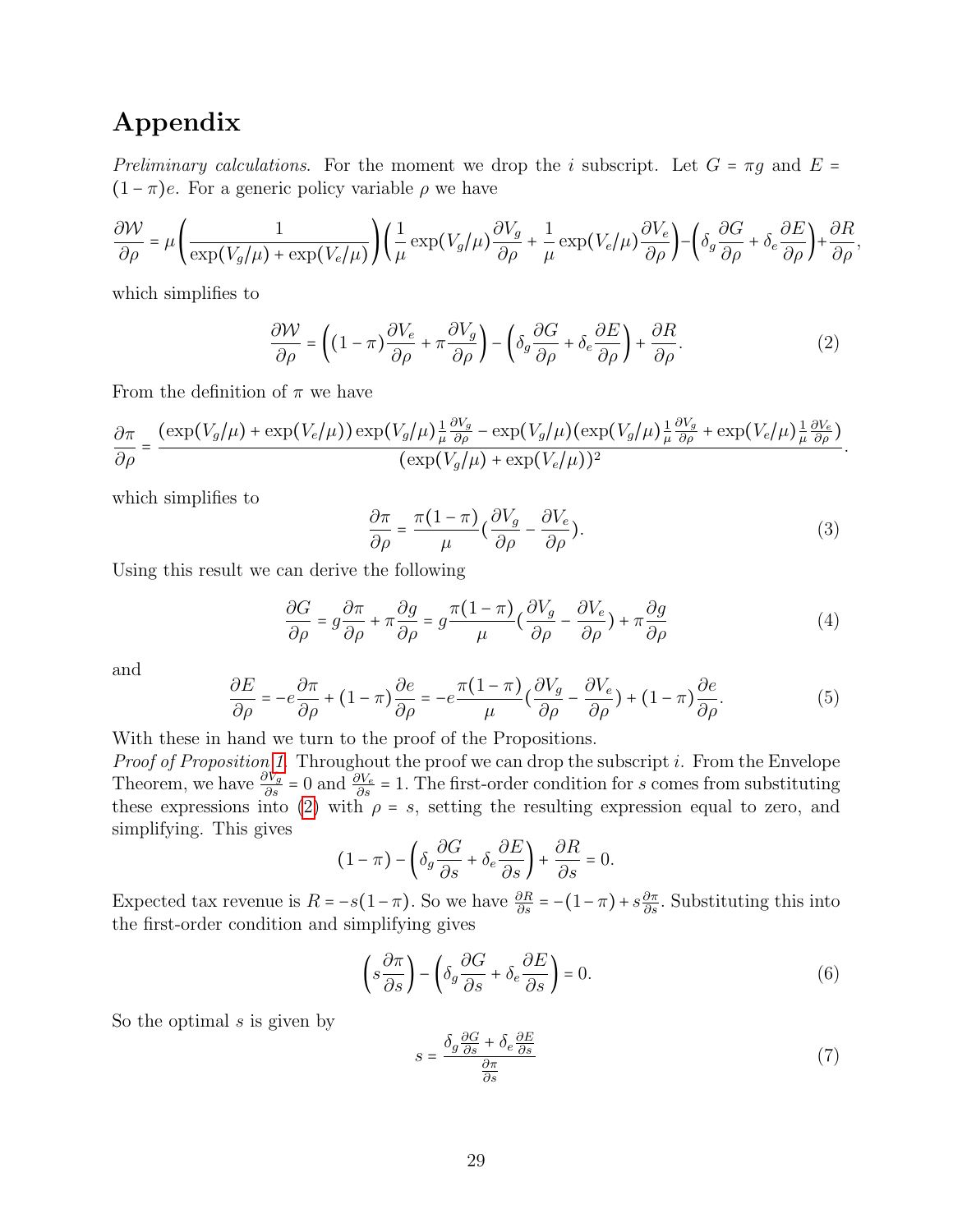# Appendix

*Preliminary calculations.* For the moment we drop the $i$ subscript. Let $G = \pi g$ and $E = (1-\pi)e$. For a generic policy variable $\rho$ we have

$$\frac{\partial \mathcal{W}}{\partial \rho} = \mu\left(\frac{1}{\exp(V_g/\mu) + \exp(V_e/\mu)}\right)\left(\frac{1}{\mu}\exp(V_g/\mu)\frac{\partial V_g}{\partial \rho} + \frac{1}{\mu}\exp(V_e/\mu)\frac{\partial V_e}{\partial \rho}\right) - \left(\delta_g \frac{\partial G}{\partial \rho} + \delta_e \frac{\partial E}{\partial \rho}\right) + \frac{\partial R}{\partial \rho},$$

which simplifies to

$$\frac{\partial \mathcal{W}}{\partial \rho} = \left((1-\pi)\frac{\partial V_e}{\partial \rho} + \pi \frac{\partial V_g}{\partial \rho}\right) - \left(\delta_g \frac{\partial G}{\partial \rho} + \delta_e \frac{\partial E}{\partial \rho}\right) + \frac{\partial R}{\partial \rho}. \tag{2}$$

From the definition of $\pi$ we have

$$\frac{\partial \pi}{\partial \rho} = \frac{(\exp(V_g/\mu) + \exp(V_e/\mu))\exp(V_g/\mu)\frac{1}{\mu}\frac{\partial V_g}{\partial \rho} - \exp(V_g/\mu)(\exp(V_g/\mu)\frac{1}{\mu}\frac{\partial V_g}{\partial \rho} + \exp(V_e/\mu)\frac{1}{\mu}\frac{\partial V_e}{\partial \rho})}{(\exp(V_g/\mu) + \exp(V_e/\mu))^2}.$$

which simplifies to

$$\frac{\partial \pi}{\partial \rho} = \frac{\pi(1-\pi)}{\mu}\left(\frac{\partial V_g}{\partial \rho} - \frac{\partial V_e}{\partial \rho}\right). \tag{3}$$

Using this result we can derive the following

$$\frac{\partial G}{\partial \rho} = g\frac{\partial \pi}{\partial \rho} + \pi\frac{\partial g}{\partial \rho} = g\frac{\pi(1-\pi)}{\mu}\left(\frac{\partial V_g}{\partial \rho} - \frac{\partial V_e}{\partial \rho}\right) + \pi\frac{\partial g}{\partial \rho} \tag{4}$$

and

$$\frac{\partial E}{\partial \rho} = -e\frac{\partial \pi}{\partial \rho} + (1-\pi)\frac{\partial e}{\partial \rho} = -e\frac{\pi(1-\pi)}{\mu}\left(\frac{\partial V_g}{\partial \rho} - \frac{\partial V_e}{\partial \rho}\right) + (1-\pi)\frac{\partial e}{\partial \rho}. \tag{5}$$

With these in hand we turn to the proof of the Propositions.

*Proof of Proposition 1.* Throughout the proof we can drop the subscript $i$. From the Envelope Theorem, we have $\frac{\partial V_g}{\partial s} = 0$ and $\frac{\partial V_e}{\partial s} = 1$. The first-order condition for $s$ comes from substituting these expressions into (2) with $\rho = s$, setting the resulting expression equal to zero, and simplifying. This gives

$$(1-\pi) - \left(\delta_g \frac{\partial G}{\partial s} + \delta_e \frac{\partial E}{\partial s}\right) + \frac{\partial R}{\partial s} = 0.$$

Expected tax revenue is $R = -s(1-\pi)$. So we have $\frac{\partial R}{\partial s} = -(1-\pi) + s\frac{\partial \pi}{\partial s}$. Substituting this into the first-order condition and simplifying gives

$$\left(s\frac{\partial \pi}{\partial s}\right) - \left(\delta_g \frac{\partial G}{\partial s} + \delta_e \frac{\partial E}{\partial s}\right) = 0. \tag{6}$$

So the optimal $s$ is given by

$$s = \frac{\delta_g \frac{\partial G}{\partial s} + \delta_e \frac{\partial E}{\partial s}}{\frac{\partial \pi}{\partial s}} \tag{7}$$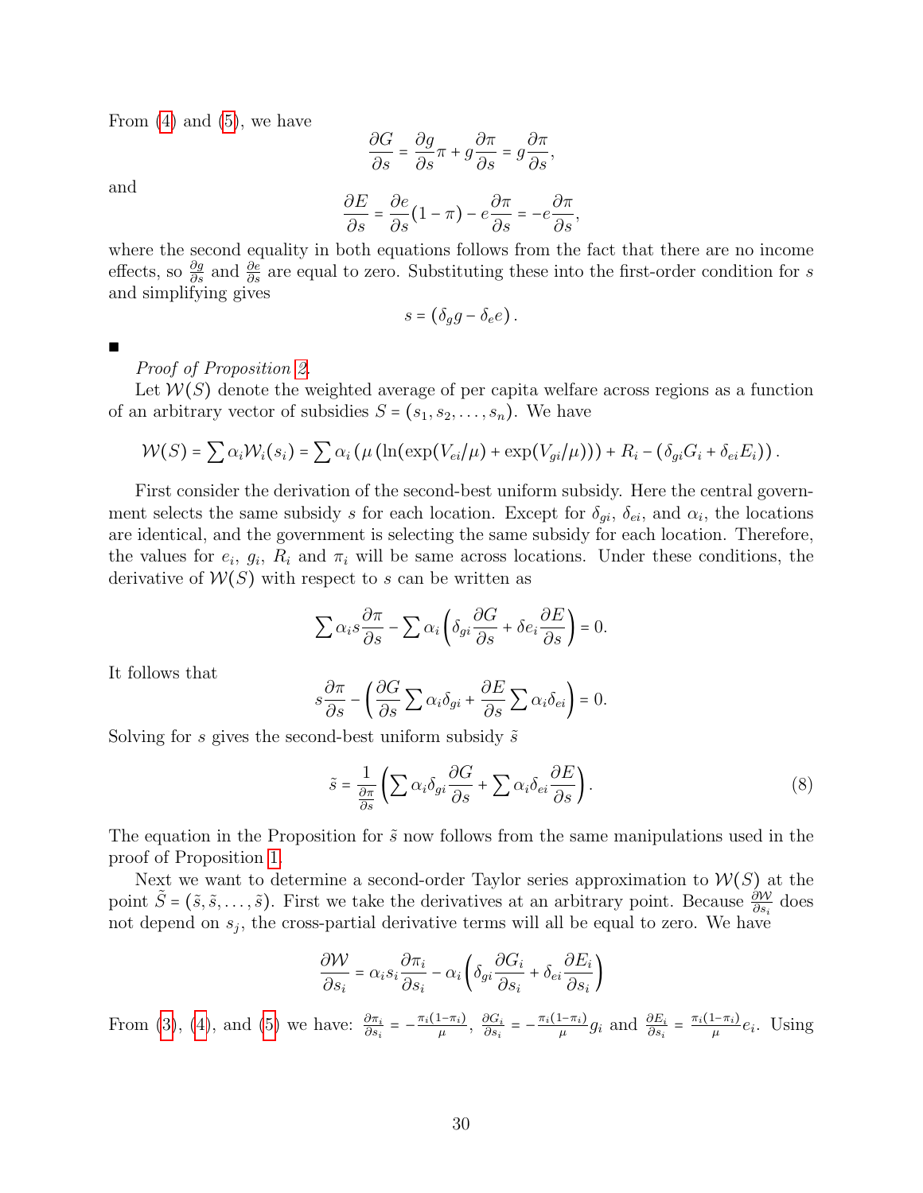From (4) and (5), we have

$$\frac{\partial G}{\partial s} = \frac{\partial g}{\partial s}\pi + g\frac{\partial \pi}{\partial s} = g\frac{\partial \pi}{\partial s},$$

and

$$\frac{\partial E}{\partial s} = \frac{\partial e}{\partial s}(1-\pi) - e\frac{\partial \pi}{\partial s} = -e\frac{\partial \pi}{\partial s},$$

where the second equality in both equations follows from the fact that there are no income effects, so $\frac{\partial g}{\partial s}$ and $\frac{\partial e}{\partial s}$ are equal to zero. Substituting these into the first-order condition for $s$ and simplifying gives

$$s = (\delta_g g - \delta_e e).$$

■

*Proof of Proposition 2.*

Let $\mathcal{W}(S)$ denote the weighted average of per capita welfare across regions as a function of an arbitrary vector of subsidies $S = (s_1, s_2, \ldots, s_n)$. We have

$$\mathcal{W}(S) = \sum \alpha_i \mathcal{W}_i(s_i) = \sum \alpha_i \left(\mu\left(\ln(\exp(V_{ei}/\mu) + \exp(V_{gi}/\mu))\right) + R_i - (\delta_{gi}G_i + \delta_{ei}E_i)\right).$$

First consider the derivation of the second-best uniform subsidy. Here the central government selects the same subsidy $s$ for each location. Except for $\delta_{gi}$, $\delta_{ei}$, and $\alpha_i$, the locations are identical, and the government is selecting the same subsidy for each location. Therefore, the values for $e_i$, $g_i$, $R_i$ and $\pi_i$ will be same across locations. Under these conditions, the derivative of $\mathcal{W}(S)$ with respect to $s$ can be written as

$$\sum \alpha_i s\frac{\partial \pi}{\partial s} - \sum \alpha_i \left(\delta_{gi}\frac{\partial G}{\partial s} + \delta e_i \frac{\partial E}{\partial s}\right) = 0.$$

It follows that

$$s\frac{\partial \pi}{\partial s} - \left(\frac{\partial G}{\partial s}\sum \alpha_i \delta_{gi} + \frac{\partial E}{\partial s}\sum \alpha_i \delta_{ei}\right) = 0.$$

Solving for $s$ gives the second-best uniform subsidy $\tilde{s}$

$$\tilde{s} = \frac{1}{\frac{\partial \pi}{\partial s}}\left(\sum \alpha_i \delta_{gi}\frac{\partial G}{\partial s} + \sum \alpha_i \delta_{ei}\frac{\partial E}{\partial s}\right). \tag{8}$$

The equation in the Proposition for $\tilde{s}$ now follows from the same manipulations used in the proof of Proposition 1.

Next we want to determine a second-order Taylor series approximation to $\mathcal{W}(S)$ at the point $\tilde{S} = (\tilde{s}, \tilde{s}, \ldots, \tilde{s})$. First we take the derivatives at an arbitrary point. Because $\frac{\partial \mathcal{W}}{\partial s_i}$ does not depend on $s_j$, the cross-partial derivative terms will all be equal to zero. We have

$$\frac{\partial \mathcal{W}}{\partial s_i} = \alpha_i s_i \frac{\partial \pi_i}{\partial s_i} - \alpha_i\left(\delta_{gi}\frac{\partial G_i}{\partial s_i} + \delta_{ei}\frac{\partial E_i}{\partial s_i}\right)$$

From (3), (4), and (5) we have: $\frac{\partial \pi_i}{\partial s_i} = -\frac{\pi_i(1-\pi_i)}{\mu}$, $\frac{\partial G_i}{\partial s_i} = -\frac{\pi_i(1-\pi_i)}{\mu}g_i$ and $\frac{\partial E_i}{\partial s_i} = \frac{\pi_i(1-\pi_i)}{\mu}e_i$. Using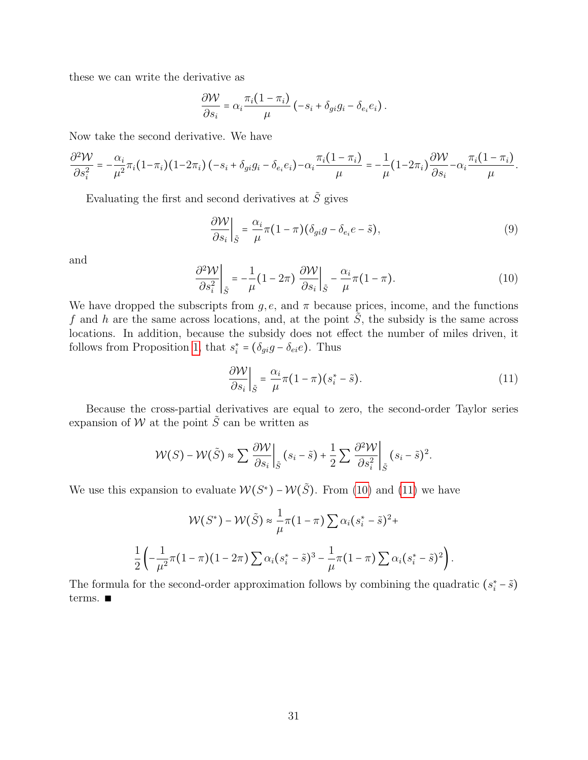these we can write the derivative as

$$\frac{\partial \mathcal{W}}{\partial s_i} = \alpha_i \frac{\pi_i(1-\pi_i)}{\mu}\left(-s_i + \delta_{gi} g_i - \delta_{e_i} e_i\right).$$

Now take the second derivative. We have

$$\frac{\partial^2 \mathcal{W}}{\partial s_i^2} = -\frac{\alpha_i}{\mu^2}\pi_i(1-\pi_i)(1-2\pi_i)\left(-s_i + \delta_{gi} g_i - \delta_{e_i} e_i\right) - \alpha_i \frac{\pi_i(1-\pi_i)}{\mu} = -\frac{1}{\mu}(1-2\pi_i)\frac{\partial \mathcal{W}}{\partial s_i} - \alpha_i \frac{\pi_i(1-\pi_i)}{\mu}.$$

Evaluating the first and second derivatives at $\tilde{S}$ gives

$$\left.\frac{\partial \mathcal{W}}{\partial s_i}\right|_{\tilde{S}} = \frac{\alpha_i}{\mu}\pi(1-\pi)(\delta_{gi} g - \delta_{e_i} e - \tilde{s}), \tag{9}$$

and

$$\left.\frac{\partial^2 \mathcal{W}}{\partial s_i^2}\right|_{\tilde{S}} = -\frac{1}{\mu}(1-2\pi)\left.\frac{\partial \mathcal{W}}{\partial s_i}\right|_{\tilde{S}} - \frac{\alpha_i}{\mu}\pi(1-\pi). \tag{10}$$

We have dropped the subscripts from $g, e$, and $\pi$ because prices, income, and the functions $f$ and $h$ are the same across locations, and, at the point $\tilde{S}$, the subsidy is the same across locations. In addition, because the subsidy does not effect the number of miles driven, it follows from Proposition 1, that $s_i^* = (\delta_{gi} g - \delta_{ei} e)$. Thus

$$\left.\frac{\partial \mathcal{W}}{\partial s_i}\right|_{\tilde{S}} = \frac{\alpha_i}{\mu}\pi(1-\pi)(s_i^* - \tilde{s}). \tag{11}$$

Because the cross-partial derivatives are equal to zero, the second-order Taylor series expansion of $\mathcal{W}$ at the point $\tilde{S}$ can be written as

$$\mathcal{W}(S) - \mathcal{W}(\tilde{S}) \approx \sum \left.\frac{\partial \mathcal{W}}{\partial s_i}\right|_{\tilde{S}}(s_i - \tilde{s}) + \frac{1}{2}\sum \left.\frac{\partial^2 \mathcal{W}}{\partial s_i^2}\right|_{\tilde{S}}(s_i - \tilde{s})^2.$$

We use this expansion to evaluate $\mathcal{W}(S^*) - \mathcal{W}(\tilde{S})$. From (10) and (11) we have

$$\mathcal{W}(S^*) - \mathcal{W}(\tilde{S}) \approx \frac{1}{\mu}\pi(1-\pi)\sum \alpha_i (s_i^* - \tilde{s})^2 +$$

$$\frac{1}{2}\left(-\frac{1}{\mu^2}\pi(1-\pi)(1-2\pi)\sum \alpha_i (s_i^* - \tilde{s})^3 - \frac{1}{\mu}\pi(1-\pi)\sum \alpha_i (s_i^* - \tilde{s})^2\right).$$

The formula for the second-order approximation follows by combining the quadratic $(s_i^* - \tilde{s})$ terms. ■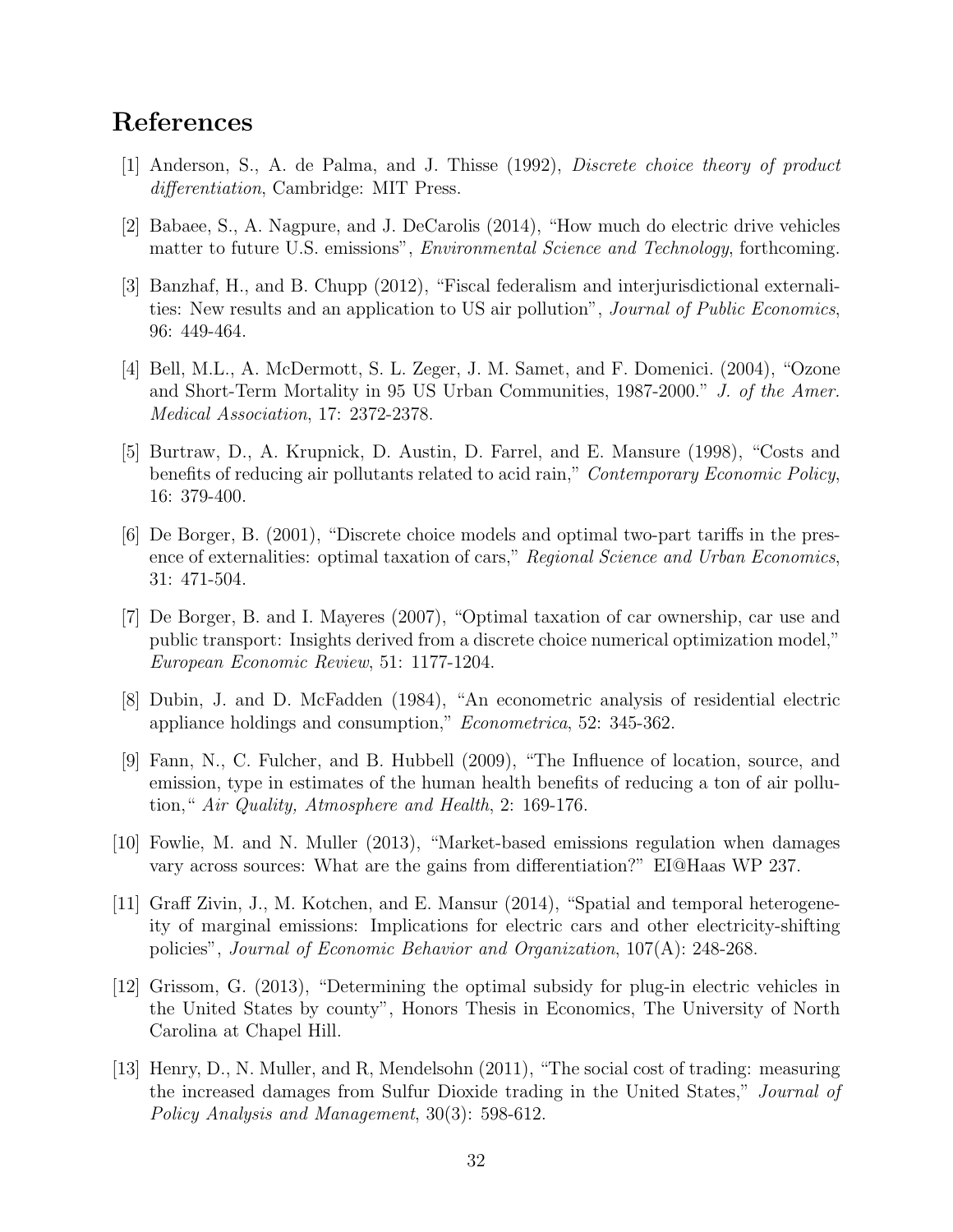# References

[1] Anderson, S., A. de Palma, and J. Thisse (1992), *Discrete choice theory of product differentiation*, Cambridge: MIT Press.

[2] Babaee, S., A. Nagpure, and J. DeCarolis (2014), "How much do electric drive vehicles matter to future U.S. emissions", *Environmental Science and Technology*, forthcoming.

[3] Banzhaf, H., and B. Chupp (2012), "Fiscal federalism and interjurisdictional externalities: New results and an application to US air pollution", *Journal of Public Economics*, 96: 449-464.

[4] Bell, M.L., A. McDermott, S. L. Zeger, J. M. Samet, and F. Domenici. (2004), "Ozone and Short-Term Mortality in 95 US Urban Communities, 1987-2000." *J. of the Amer. Medical Association*, 17: 2372-2378.

[5] Burtraw, D., A. Krupnick, D. Austin, D. Farrel, and E. Mansure (1998), "Costs and benefits of reducing air pollutants related to acid rain," *Contemporary Economic Policy*, 16: 379-400.

[6] De Borger, B. (2001), "Discrete choice models and optimal two-part tariffs in the presence of externalities: optimal taxation of cars," *Regional Science and Urban Economics*, 31: 471-504.

[7] De Borger, B. and I. Mayeres (2007), "Optimal taxation of car ownership, car use and public transport: Insights derived from a discrete choice numerical optimization model," *European Economic Review*, 51: 1177-1204.

[8] Dubin, J. and D. McFadden (1984), "An econometric analysis of residential electric appliance holdings and consumption," *Econometrica*, 52: 345-362.

[9] Fann, N., C. Fulcher, and B. Hubbell (2009), "The Influence of location, source, and emission, type in estimates of the human health benefits of reducing a ton of air pollution," *Air Quality, Atmosphere and Health*, 2: 169-176.

[10] Fowlie, M. and N. Muller (2013), "Market-based emissions regulation when damages vary across sources: What are the gains from differentiation?" EI@Haas WP 237.

[11] Graff Zivin, J., M. Kotchen, and E. Mansur (2014), "Spatial and temporal heterogeneity of marginal emissions: Implications for electric cars and other electricity-shifting policies", *Journal of Economic Behavior and Organization*, 107(A): 248-268.

[12] Grissom, G. (2013), "Determining the optimal subsidy for plug-in electric vehicles in the United States by county", Honors Thesis in Economics, The University of North Carolina at Chapel Hill.

[13] Henry, D., N. Muller, and R, Mendelsohn (2011), "The social cost of trading: measuring the increased damages from Sulfur Dioxide trading in the United States," *Journal of Policy Analysis and Management*, 30(3): 598-612.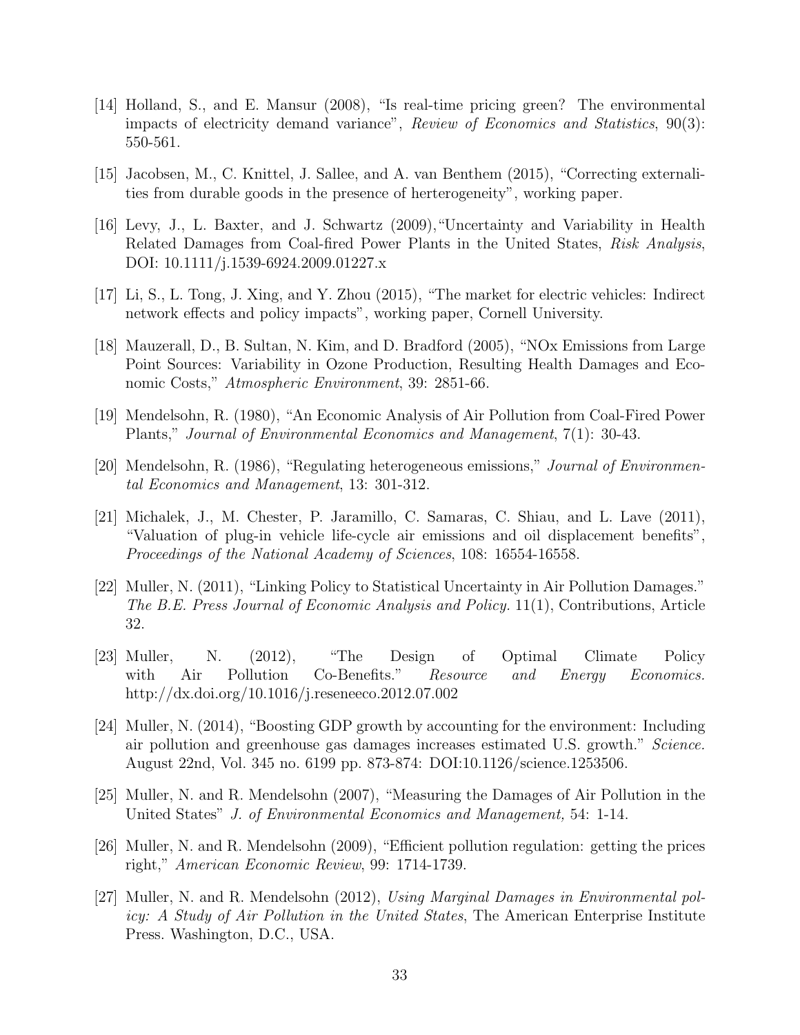[14] Holland, S., and E. Mansur (2008), "Is real-time pricing green? The environmental impacts of electricity demand variance", *Review of Economics and Statistics*, 90(3): 550-561.

[15] Jacobsen, M., C. Knittel, J. Sallee, and A. van Benthem (2015), "Correcting externalities from durable goods in the presence of herterogeneity", working paper.

[16] Levy, J., L. Baxter, and J. Schwartz (2009),"Uncertainty and Variability in Health Related Damages from Coal-fired Power Plants in the United States, *Risk Analysis*, DOI: 10.1111/j.1539-6924.2009.01227.x

[17] Li, S., L. Tong, J. Xing, and Y. Zhou (2015), "The market for electric vehicles: Indirect network effects and policy impacts", working paper, Cornell University.

[18] Mauzerall, D., B. Sultan, N. Kim, and D. Bradford (2005), "NOx Emissions from Large Point Sources: Variability in Ozone Production, Resulting Health Damages and Economic Costs," *Atmospheric Environment*, 39: 2851-66.

[19] Mendelsohn, R. (1980), "An Economic Analysis of Air Pollution from Coal-Fired Power Plants," *Journal of Environmental Economics and Management*, 7(1): 30-43.

[20] Mendelsohn, R. (1986), "Regulating heterogeneous emissions," *Journal of Environmental Economics and Management*, 13: 301-312.

[21] Michalek, J., M. Chester, P. Jaramillo, C. Samaras, C. Shiau, and L. Lave (2011), "Valuation of plug-in vehicle life-cycle air emissions and oil displacement benefits", *Proceedings of the National Academy of Sciences*, 108: 16554-16558.

[22] Muller, N. (2011), "Linking Policy to Statistical Uncertainty in Air Pollution Damages." *The B.E. Press Journal of Economic Analysis and Policy.* 11(1), Contributions, Article 32.

[23] Muller, N. (2012), "The Design of Optimal Climate Policy with Air Pollution Co-Benefits." *Resource and Energy Economics.* http://dx.doi.org/10.1016/j.reseneeco.2012.07.002

[24] Muller, N. (2014), "Boosting GDP growth by accounting for the environment: Including air pollution and greenhouse gas damages increases estimated U.S. growth." *Science.* August 22nd, Vol. 345 no. 6199 pp. 873-874: DOI:10.1126/science.1253506.

[25] Muller, N. and R. Mendelsohn (2007), "Measuring the Damages of Air Pollution in the United States" *J. of Environmental Economics and Management,* 54: 1-14.

[26] Muller, N. and R. Mendelsohn (2009), "Efficient pollution regulation: getting the prices right," *American Economic Review*, 99: 1714-1739.

[27] Muller, N. and R. Mendelsohn (2012), *Using Marginal Damages in Environmental policy: A Study of Air Pollution in the United States*, The American Enterprise Institute Press. Washington, D.C., USA.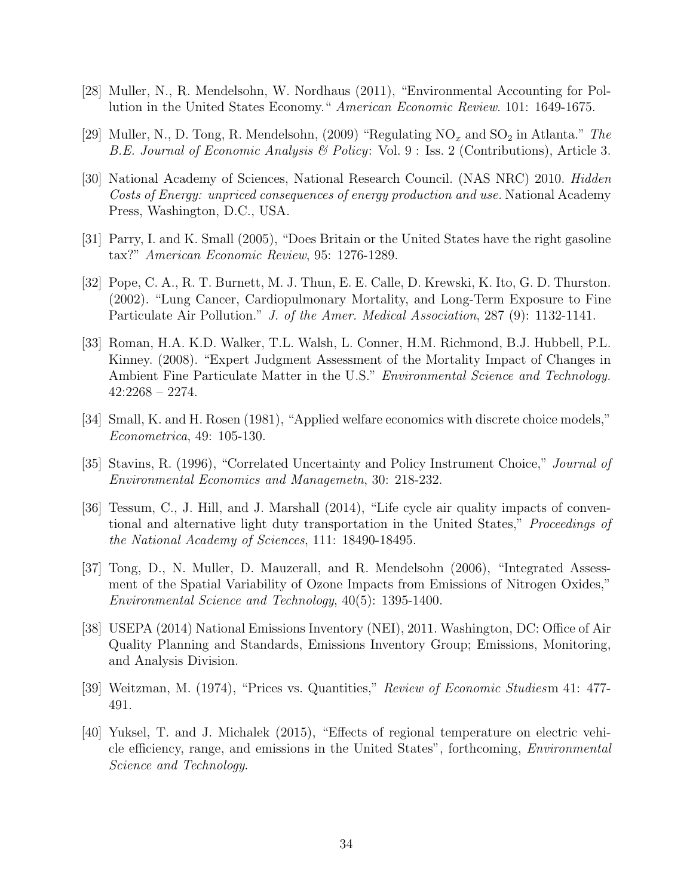[28] Muller, N., R. Mendelsohn, W. Nordhaus (2011), "Environmental Accounting for Pollution in the United States Economy." *American Economic Review*. 101: 1649-1675.

[29] Muller, N., D. Tong, R. Mendelsohn, (2009) "Regulating $NO_x$ and $SO_2$ in Atlanta." *The B.E. Journal of Economic Analysis & Policy*: Vol. 9 : Iss. 2 (Contributions), Article 3.

[30] National Academy of Sciences, National Research Council. (NAS NRC) 2010. *Hidden Costs of Energy: unpriced consequences of energy production and use.* National Academy Press, Washington, D.C., USA.

[31] Parry, I. and K. Small (2005), "Does Britain or the United States have the right gasoline tax?" *American Economic Review*, 95: 1276-1289.

[32] Pope, C. A., R. T. Burnett, M. J. Thun, E. E. Calle, D. Krewski, K. Ito, G. D. Thurston. (2002). "Lung Cancer, Cardiopulmonary Mortality, and Long-Term Exposure to Fine Particulate Air Pollution." *J. of the Amer. Medical Association*, 287 (9): 1132-1141.

[33] Roman, H.A. K.D. Walker, T.L. Walsh, L. Conner, H.M. Richmond, B.J. Hubbell, P.L. Kinney. (2008). "Expert Judgment Assessment of the Mortality Impact of Changes in Ambient Fine Particulate Matter in the U.S." *Environmental Science and Technology.* 42:2268 – 2274.

[34] Small, K. and H. Rosen (1981), "Applied welfare economics with discrete choice models," *Econometrica*, 49: 105-130.

[35] Stavins, R. (1996), "Correlated Uncertainty and Policy Instrument Choice," *Journal of Environmental Economics and Managemetn*, 30: 218-232.

[36] Tessum, C., J. Hill, and J. Marshall (2014), "Life cycle air quality impacts of conventional and alternative light duty transportation in the United States," *Proceedings of the National Academy of Sciences*, 111: 18490-18495.

[37] Tong, D., N. Muller, D. Mauzerall, and R. Mendelsohn (2006), "Integrated Assessment of the Spatial Variability of Ozone Impacts from Emissions of Nitrogen Oxides," *Environmental Science and Technology*, 40(5): 1395-1400.

[38] USEPA (2014) National Emissions Inventory (NEI), 2011. Washington, DC: Office of Air Quality Planning and Standards, Emissions Inventory Group; Emissions, Monitoring, and Analysis Division.

[39] Weitzman, M. (1974), "Prices vs. Quantities," *Review of Economic Studies*m 41: 477-491.

[40] Yuksel, T. and J. Michalek (2015), "Effects of regional temperature on electric vehicle efficiency, range, and emissions in the United States", forthcoming, *Environmental Science and Technology*.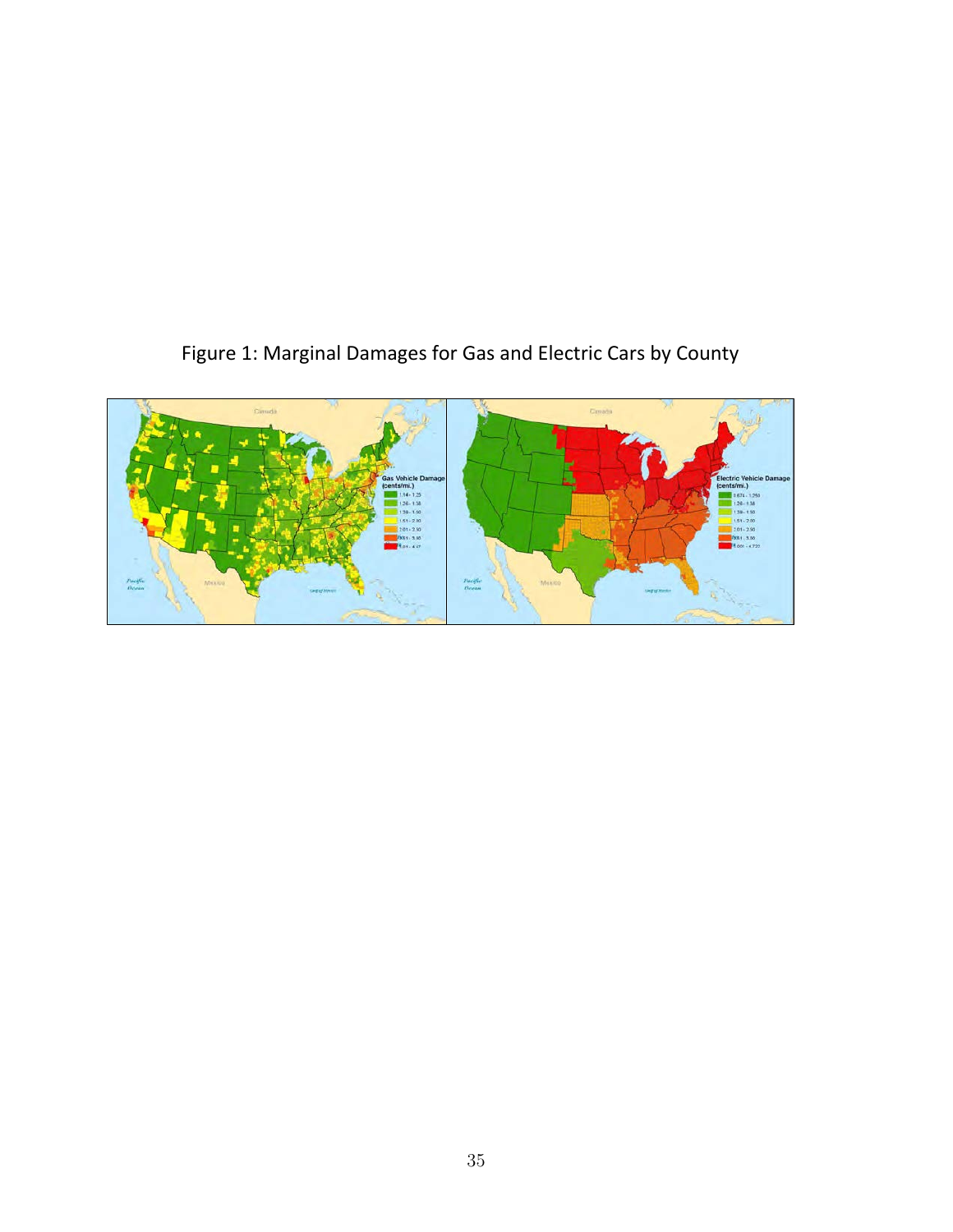Figure 1: Marginal Damages for Gas and Electric Cars by County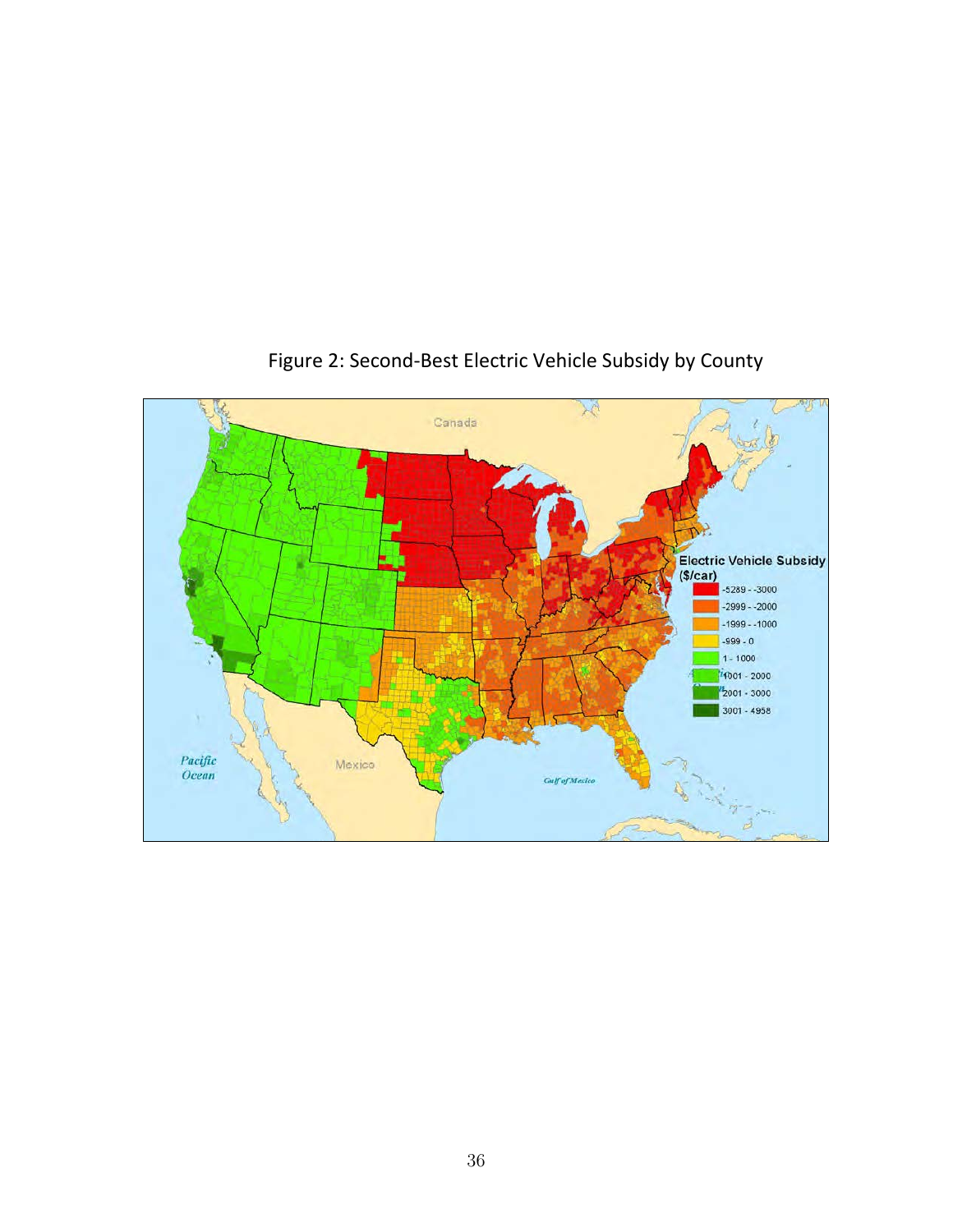Figure 2: Second-Best Electric Vehicle Subsidy by County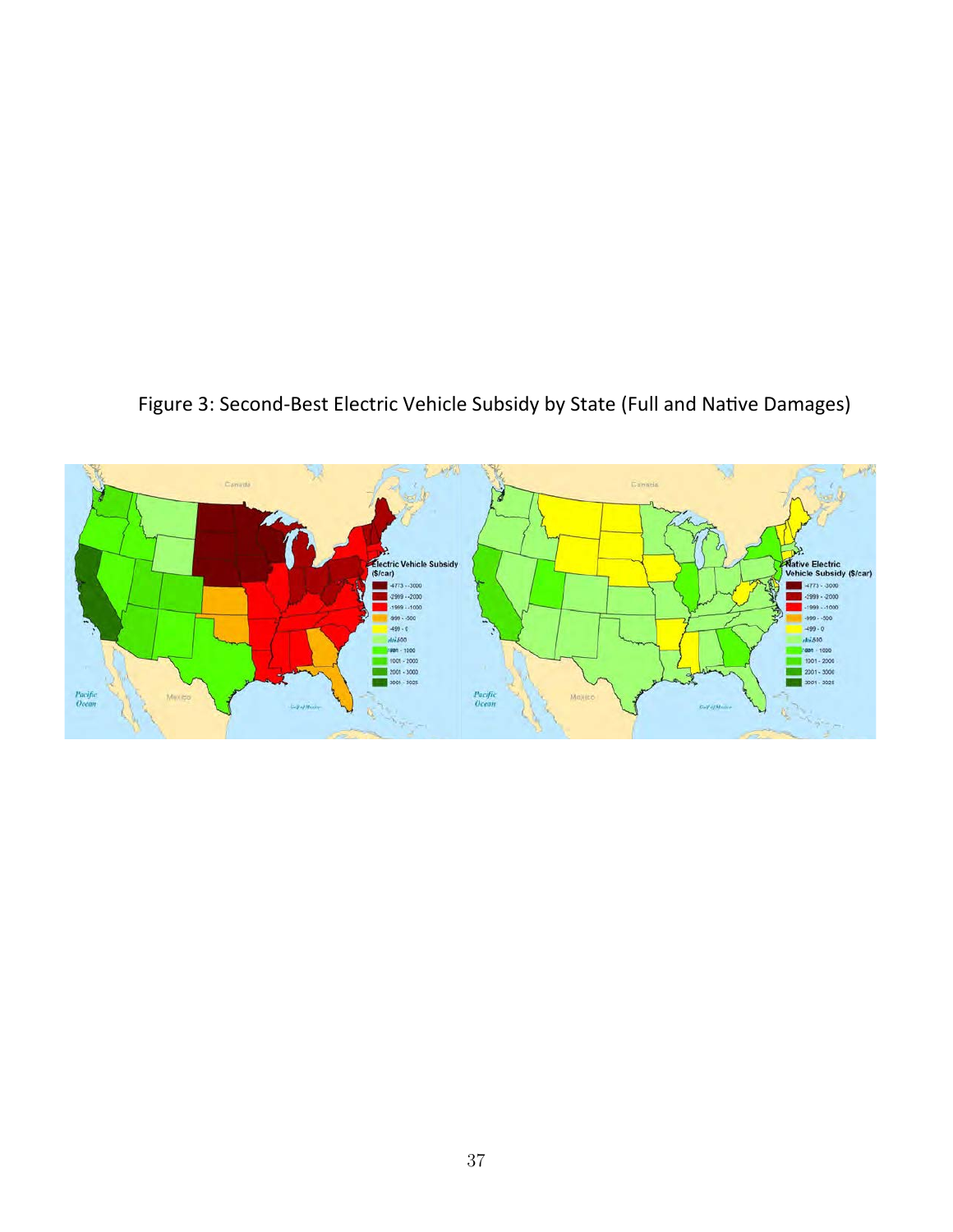Figure 3: Second-Best Electric Vehicle Subsidy by State (Full and Native Damages)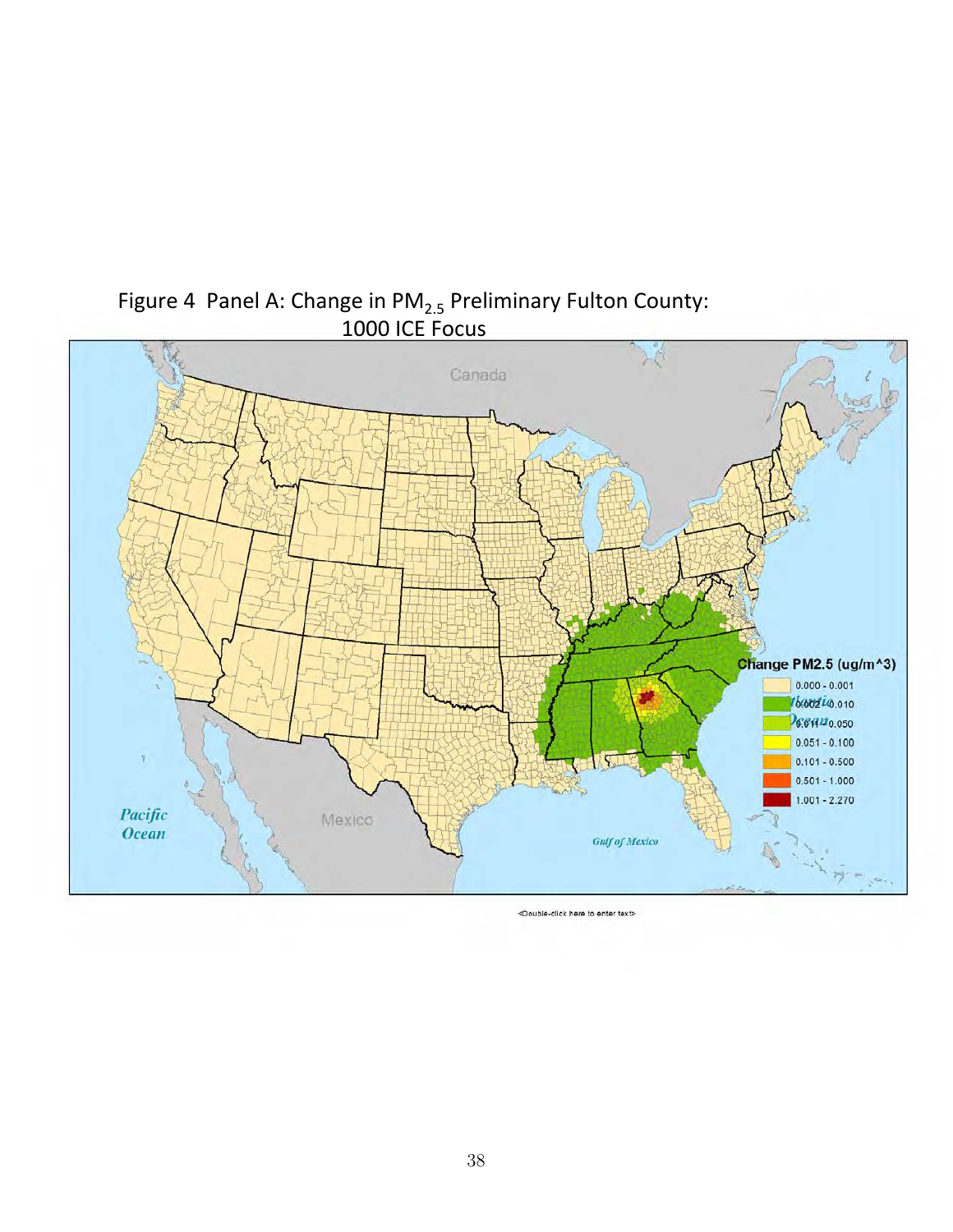Figure 4 Panel A: Change in $PM_{2.5}$ Preliminary Fulton County: 1000 ICE Focus

<Double-click here to enter text>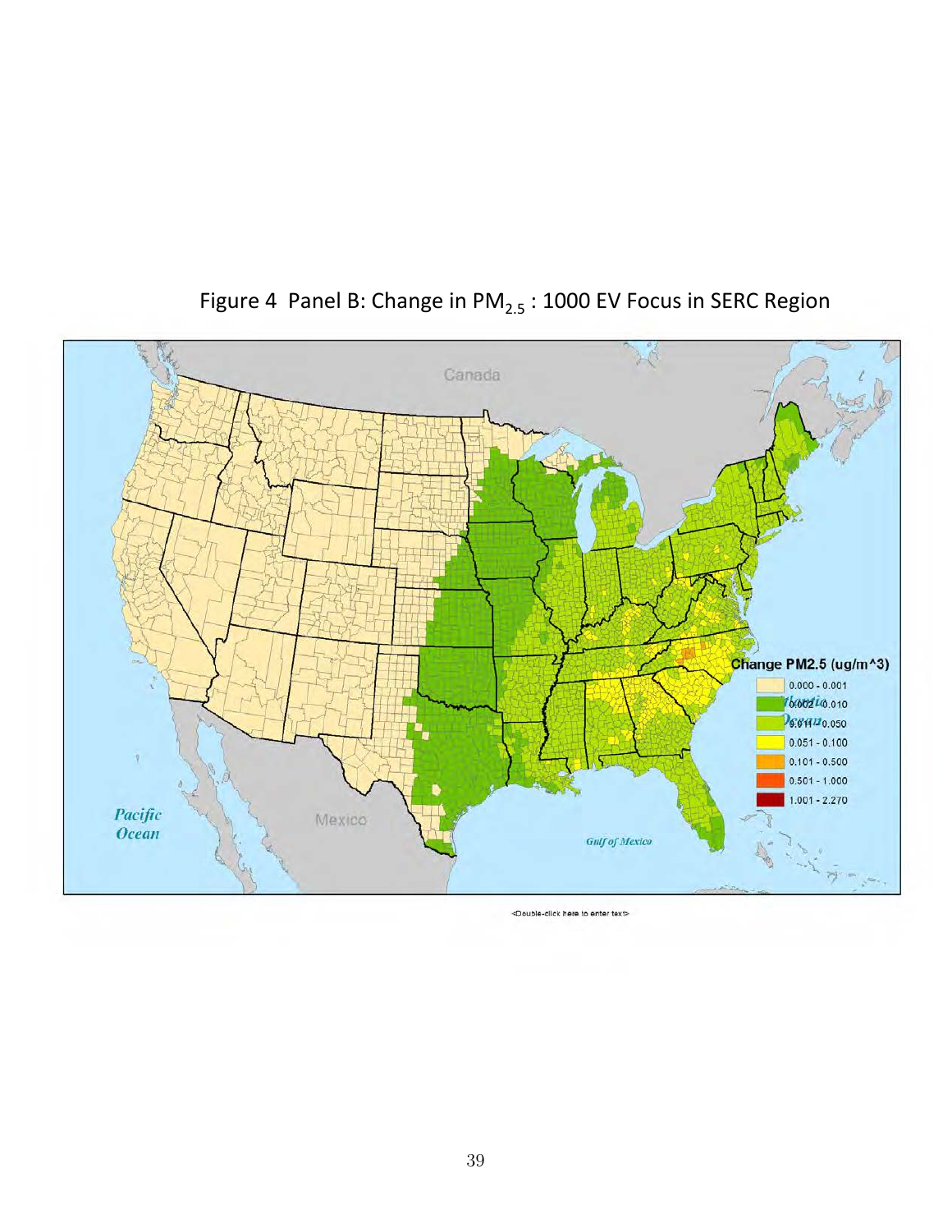Figure 4 Panel B: Change in $PM_{2.5}$ : 1000 EV Focus in SERC Region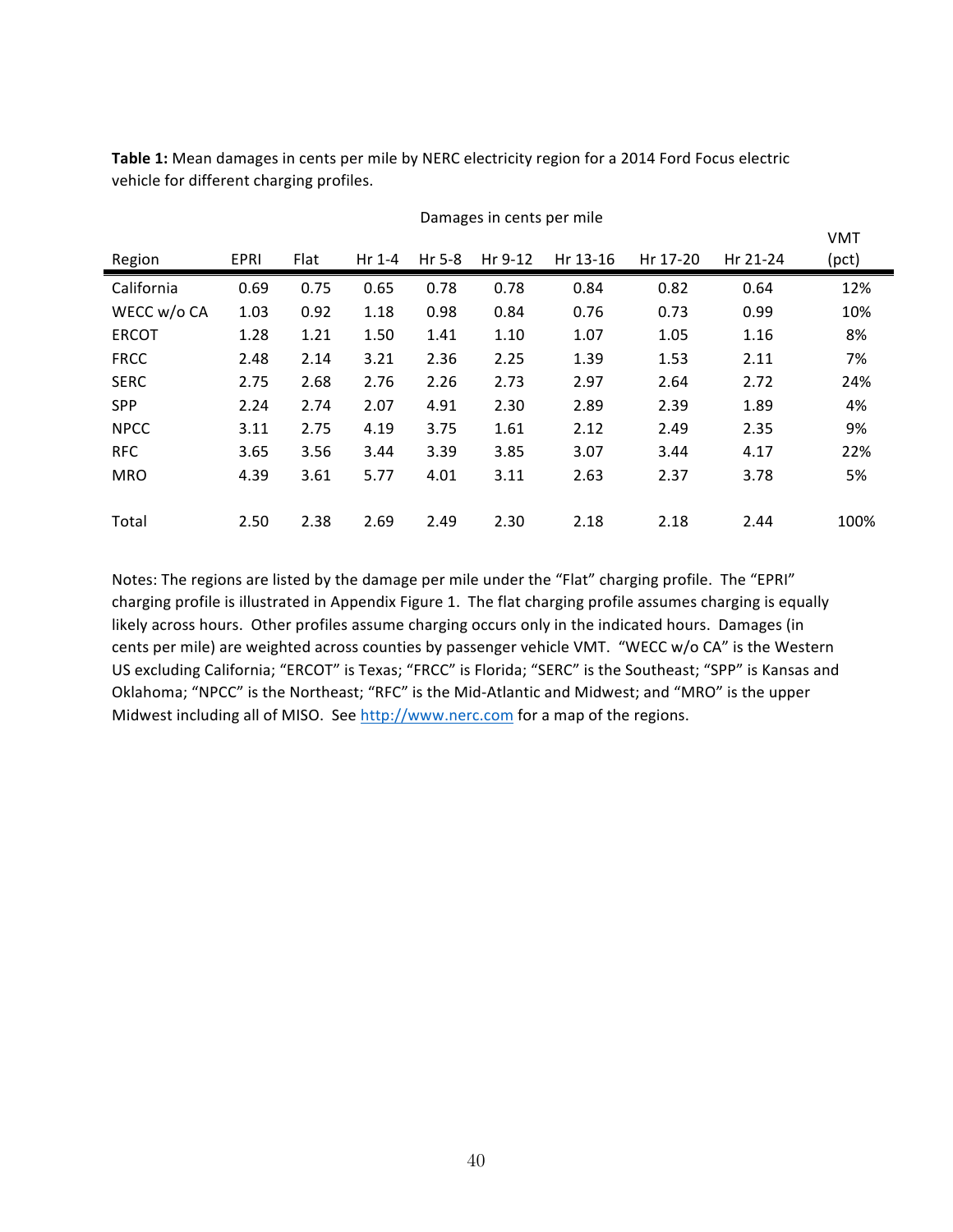**Table 1:** Mean damages in cents per mile by NERC electricity region for a 2014 Ford Focus electric vehicle for different charging profiles.

| | Damages in cents per mile | | | | | | | | |
|---|---|---|---|---|---|---|---|---|---|
| Region | EPRI | Flat | Hr 1-4 | Hr 5-8 | Hr 9-12 | Hr 13-16 | Hr 17-20 | Hr 21-24 | VMT (pct) |
| California | 0.69 | 0.75 | 0.65 | 0.78 | 0.78 | 0.84 | 0.82 | 0.64 | 12% |
| WECC w/o CA | 1.03 | 0.92 | 1.18 | 0.98 | 0.84 | 0.76 | 0.73 | 0.99 | 10% |
| ERCOT | 1.28 | 1.21 | 1.50 | 1.41 | 1.10 | 1.07 | 1.05 | 1.16 | 8% |
| FRCC | 2.48 | 2.14 | 3.21 | 2.36 | 2.25 | 1.39 | 1.53 | 2.11 | 7% |
| SERC | 2.75 | 2.68 | 2.76 | 2.26 | 2.73 | 2.97 | 2.64 | 2.72 | 24% |
| SPP | 2.24 | 2.74 | 2.07 | 4.91 | 2.30 | 2.89 | 2.39 | 1.89 | 4% |
| NPCC | 3.11 | 2.75 | 4.19 | 3.75 | 1.61 | 2.12 | 2.49 | 2.35 | 9% |
| RFC | 3.65 | 3.56 | 3.44 | 3.39 | 3.85 | 3.07 | 3.44 | 4.17 | 22% |
| MRO | 4.39 | 3.61 | 5.77 | 4.01 | 3.11 | 2.63 | 2.37 | 3.78 | 5% |
| Total | 2.50 | 2.38 | 2.69 | 2.49 | 2.30 | 2.18 | 2.18 | 2.44 | 100% |

Notes: The regions are listed by the damage per mile under the "Flat" charging profile. The "EPRI" charging profile is illustrated in Appendix Figure 1. The flat charging profile assumes charging is equally likely across hours. Other profiles assume charging occurs only in the indicated hours. Damages (in cents per mile) are weighted across counties by passenger vehicle VMT. "WECC w/o CA" is the Western US excluding California; "ERCOT" is Texas; "FRCC" is Florida; "SERC" is the Southeast; "SPP" is Kansas and Oklahoma; "NPCC" is the Northeast; "RFC" is the Mid-Atlantic and Midwest; and "MRO" is the upper Midwest including all of MISO. See http://www.nerc.com for a map of the regions.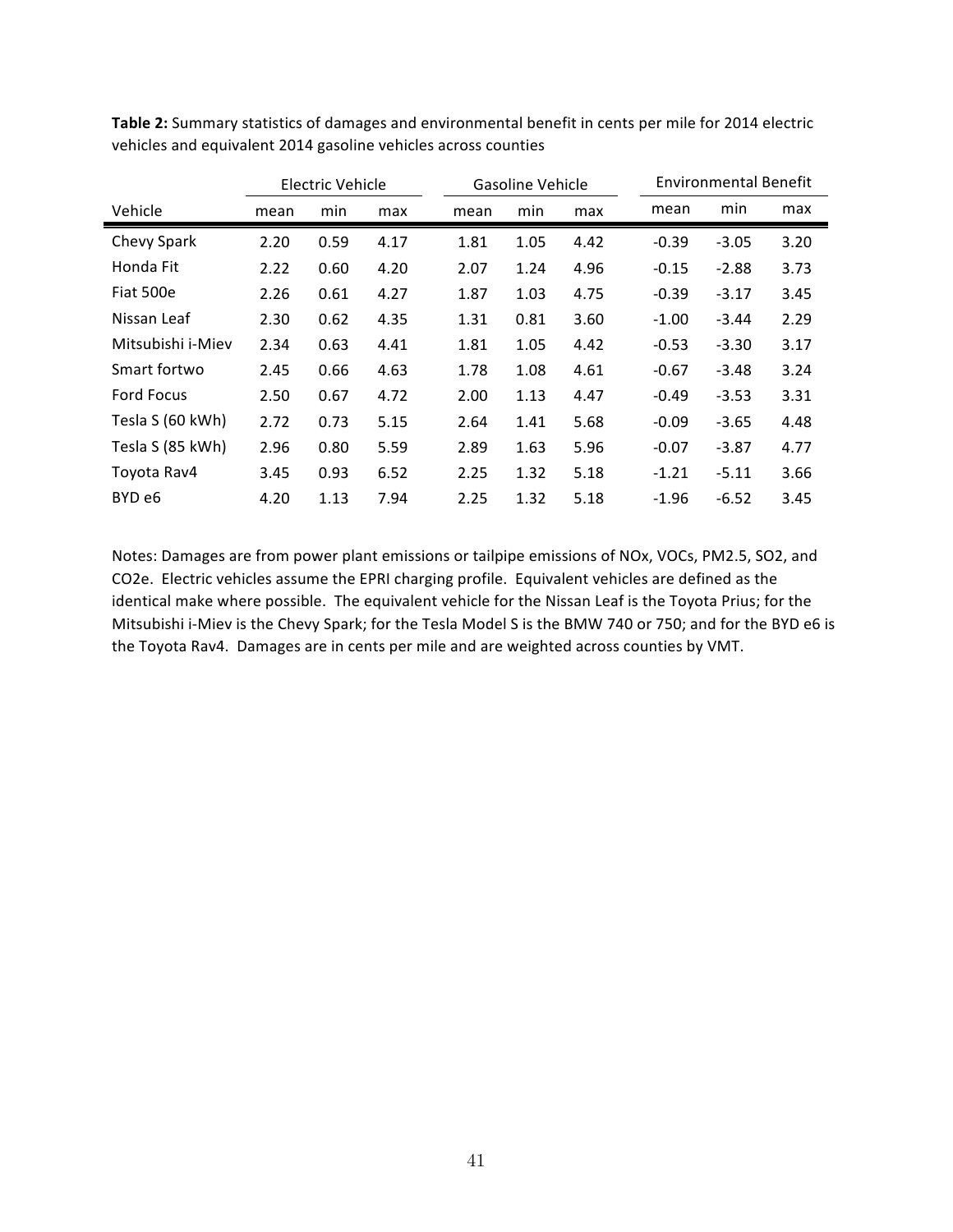**Table 2:** Summary statistics of damages and environmental benefit in cents per mile for 2014 electric vehicles and equivalent 2014 gasoline vehicles across counties

| | Electric Vehicle | | | Gasoline Vehicle | | | Environmental Benefit | | |
|---|---|---|---|---|---|---|---|---|---|
| Vehicle | mean | min | max | mean | min | max | mean | min | max |
| Chevy Spark | 2.20 | 0.59 | 4.17 | 1.81 | 1.05 | 4.42 | -0.39 | -3.05 | 3.20 |
| Honda Fit | 2.22 | 0.60 | 4.20 | 2.07 | 1.24 | 4.96 | -0.15 | -2.88 | 3.73 |
| Fiat 500e | 2.26 | 0.61 | 4.27 | 1.87 | 1.03 | 4.75 | -0.39 | -3.17 | 3.45 |
| Nissan Leaf | 2.30 | 0.62 | 4.35 | 1.31 | 0.81 | 3.60 | -1.00 | -3.44 | 2.29 |
| Mitsubishi i-Miev | 2.34 | 0.63 | 4.41 | 1.81 | 1.05 | 4.42 | -0.53 | -3.30 | 3.17 |
| Smart fortwo | 2.45 | 0.66 | 4.63 | 1.78 | 1.08 | 4.61 | -0.67 | -3.48 | 3.24 |
| Ford Focus | 2.50 | 0.67 | 4.72 | 2.00 | 1.13 | 4.47 | -0.49 | -3.53 | 3.31 |
| Tesla S (60 kWh) | 2.72 | 0.73 | 5.15 | 2.64 | 1.41 | 5.68 | -0.09 | -3.65 | 4.48 |
| Tesla S (85 kWh) | 2.96 | 0.80 | 5.59 | 2.89 | 1.63 | 5.96 | -0.07 | -3.87 | 4.77 |
| Toyota Rav4 | 3.45 | 0.93 | 6.52 | 2.25 | 1.32 | 5.18 | -1.21 | -5.11 | 3.66 |
| BYD e6 | 4.20 | 1.13 | 7.94 | 2.25 | 1.32 | 5.18 | -1.96 | -6.52 | 3.45 |

Notes: Damages are from power plant emissions or tailpipe emissions of NOx, VOCs, PM2.5, SO2, and CO2e. Electric vehicles assume the EPRI charging profile. Equivalent vehicles are defined as the identical make where possible. The equivalent vehicle for the Nissan Leaf is the Toyota Prius; for the Mitsubishi i-Miev is the Chevy Spark; for the Tesla Model S is the BMW 740 or 750; and for the BYD e6 is the Toyota Rav4. Damages are in cents per mile and are weighted across counties by VMT.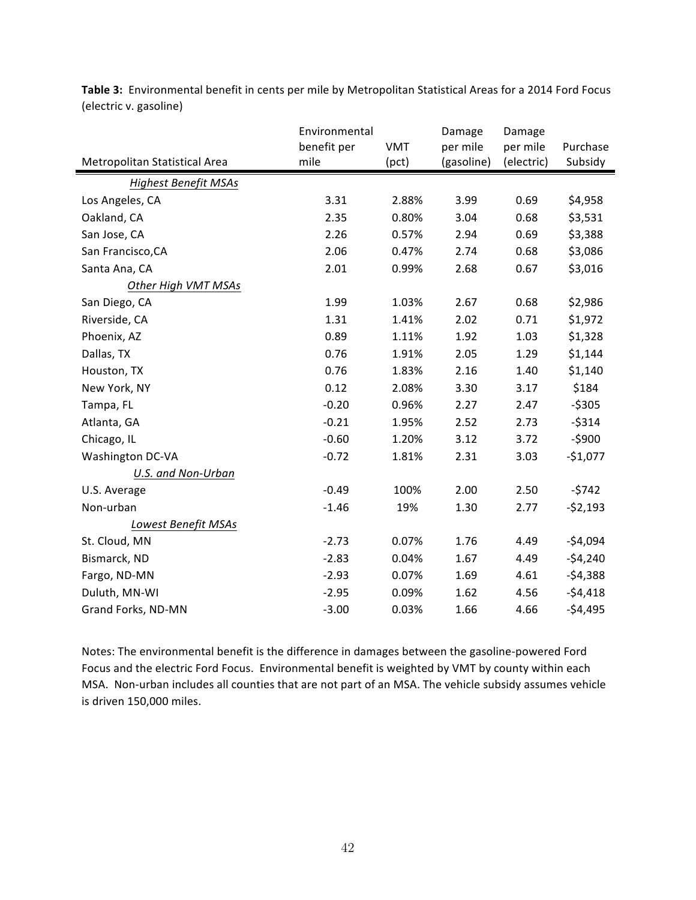**Table 3:** Environmental benefit in cents per mile by Metropolitan Statistical Areas for a 2014 Ford Focus (electric v. gasoline)

| Metropolitan Statistical Area | Environmental benefit per mile | VMT (pct) | Damage per mile (gasoline) | Damage per mile (electric) | Purchase Subsidy |
|---|---|---|---|---|---|
| *Highest Benefit MSAs* | | | | | |
| Los Angeles, CA | 3.31 | 2.88% | 3.99 | 0.69 | $4,958 |
| Oakland, CA | 2.35 | 0.80% | 3.04 | 0.68 | $3,531 |
| San Jose, CA | 2.26 | 0.57% | 2.94 | 0.69 | $3,388 |
| San Francisco,CA | 2.06 | 0.47% | 2.74 | 0.68 | $3,086 |
| Santa Ana, CA | 2.01 | 0.99% | 2.68 | 0.67 | $3,016 |
| *Other High VMT MSAs* | | | | | |
| San Diego, CA | 1.99 | 1.03% | 2.67 | 0.68 | $2,986 |
| Riverside, CA | 1.31 | 1.41% | 2.02 | 0.71 | $1,972 |
| Phoenix, AZ | 0.89 | 1.11% | 1.92 | 1.03 | $1,328 |
| Dallas, TX | 0.76 | 1.91% | 2.05 | 1.29 | $1,144 |
| Houston, TX | 0.76 | 1.83% | 2.16 | 1.40 | $1,140 |
| New York, NY | 0.12 | 2.08% | 3.30 | 3.17 | $184 |
| Tampa, FL | -0.20 | 0.96% | 2.27 | 2.47 | -$305 |
| Atlanta, GA | -0.21 | 1.95% | 2.52 | 2.73 | -$314 |
| Chicago, IL | -0.60 | 1.20% | 3.12 | 3.72 | -$900 |
| Washington DC-VA | -0.72 | 1.81% | 2.31 | 3.03 | -$1,077 |
| *U.S. and Non-Urban* | | | | | |
| U.S. Average | -0.49 | 100% | 2.00 | 2.50 | -$742 |
| Non-urban | -1.46 | 19% | 1.30 | 2.77 | -$2,193 |
| *Lowest Benefit MSAs* | | | | | |
| St. Cloud, MN | -2.73 | 0.07% | 1.76 | 4.49 | -$4,094 |
| Bismarck, ND | -2.83 | 0.04% | 1.67 | 4.49 | -$4,240 |
| Fargo, ND-MN | -2.93 | 0.07% | 1.69 | 4.61 | -$4,388 |
| Duluth, MN-WI | -2.95 | 0.09% | 1.62 | 4.56 | -$4,418 |
| Grand Forks, ND-MN | -3.00 | 0.03% | 1.66 | 4.66 | -$4,495 |

Notes: The environmental benefit is the difference in damages between the gasoline-powered Ford Focus and the electric Ford Focus. Environmental benefit is weighted by VMT by county within each MSA. Non-urban includes all counties that are not part of an MSA. The vehicle subsidy assumes vehicle is driven 150,000 miles.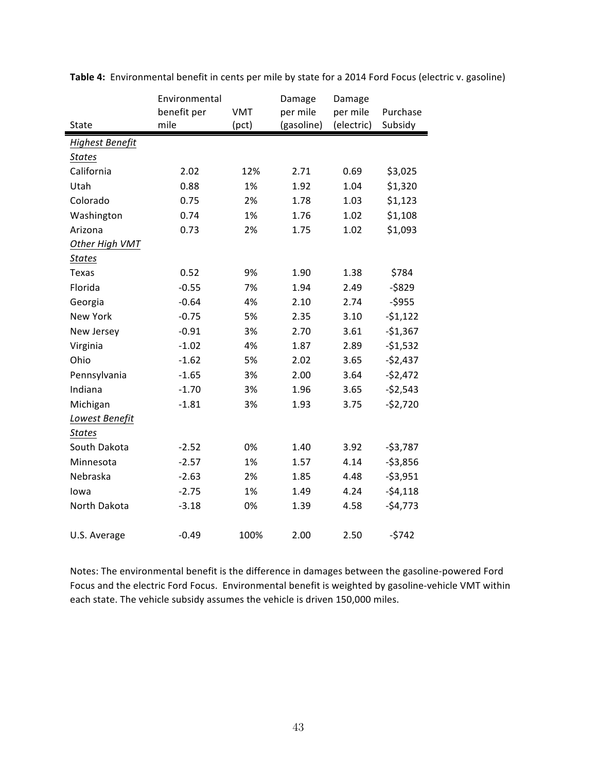**Table 4:** Environmental benefit in cents per mile by state for a 2014 Ford Focus (electric v. gasoline)

| State | Environmental benefit per mile | VMT (pct) | Damage per mile (gasoline) | Damage per mile (electric) | Purchase Subsidy |
|---|---|---|---|---|---|
| *Highest Benefit States* | | | | | |
| California | 2.02 | 12% | 2.71 | 0.69 | $3,025 |
| Utah | 0.88 | 1% | 1.92 | 1.04 | $1,320 |
| Colorado | 0.75 | 2% | 1.78 | 1.03 | $1,123 |
| Washington | 0.74 | 1% | 1.76 | 1.02 | $1,108 |
| Arizona | 0.73 | 2% | 1.75 | 1.02 | $1,093 |
| *Other High VMT States* | | | | | |
| Texas | 0.52 | 9% | 1.90 | 1.38 | $784 |
| Florida | -0.55 | 7% | 1.94 | 2.49 | -$829 |
| Georgia | -0.64 | 4% | 2.10 | 2.74 | -$955 |
| New York | -0.75 | 5% | 2.35 | 3.10 | -$1,122 |
| New Jersey | -0.91 | 3% | 2.70 | 3.61 | -$1,367 |
| Virginia | -1.02 | 4% | 1.87 | 2.89 | -$1,532 |
| Ohio | -1.62 | 5% | 2.02 | 3.65 | -$2,437 |
| Pennsylvania | -1.65 | 3% | 2.00 | 3.64 | -$2,472 |
| Indiana | -1.70 | 3% | 1.96 | 3.65 | -$2,543 |
| Michigan | -1.81 | 3% | 1.93 | 3.75 | -$2,720 |
| *Lowest Benefit States* | | | | | |
| South Dakota | -2.52 | 0% | 1.40 | 3.92 | -$3,787 |
| Minnesota | -2.57 | 1% | 1.57 | 4.14 | -$3,856 |
| Nebraska | -2.63 | 2% | 1.85 | 4.48 | -$3,951 |
| Iowa | -2.75 | 1% | 1.49 | 4.24 | -$4,118 |
| North Dakota | -3.18 | 0% | 1.39 | 4.58 | -$4,773 |
| U.S. Average | -0.49 | 100% | 2.00 | 2.50 | -$742 |

Notes: The environmental benefit is the difference in damages between the gasoline-powered Ford Focus and the electric Ford Focus. Environmental benefit is weighted by gasoline-vehicle VMT within each state. The vehicle subsidy assumes the vehicle is driven 150,000 miles.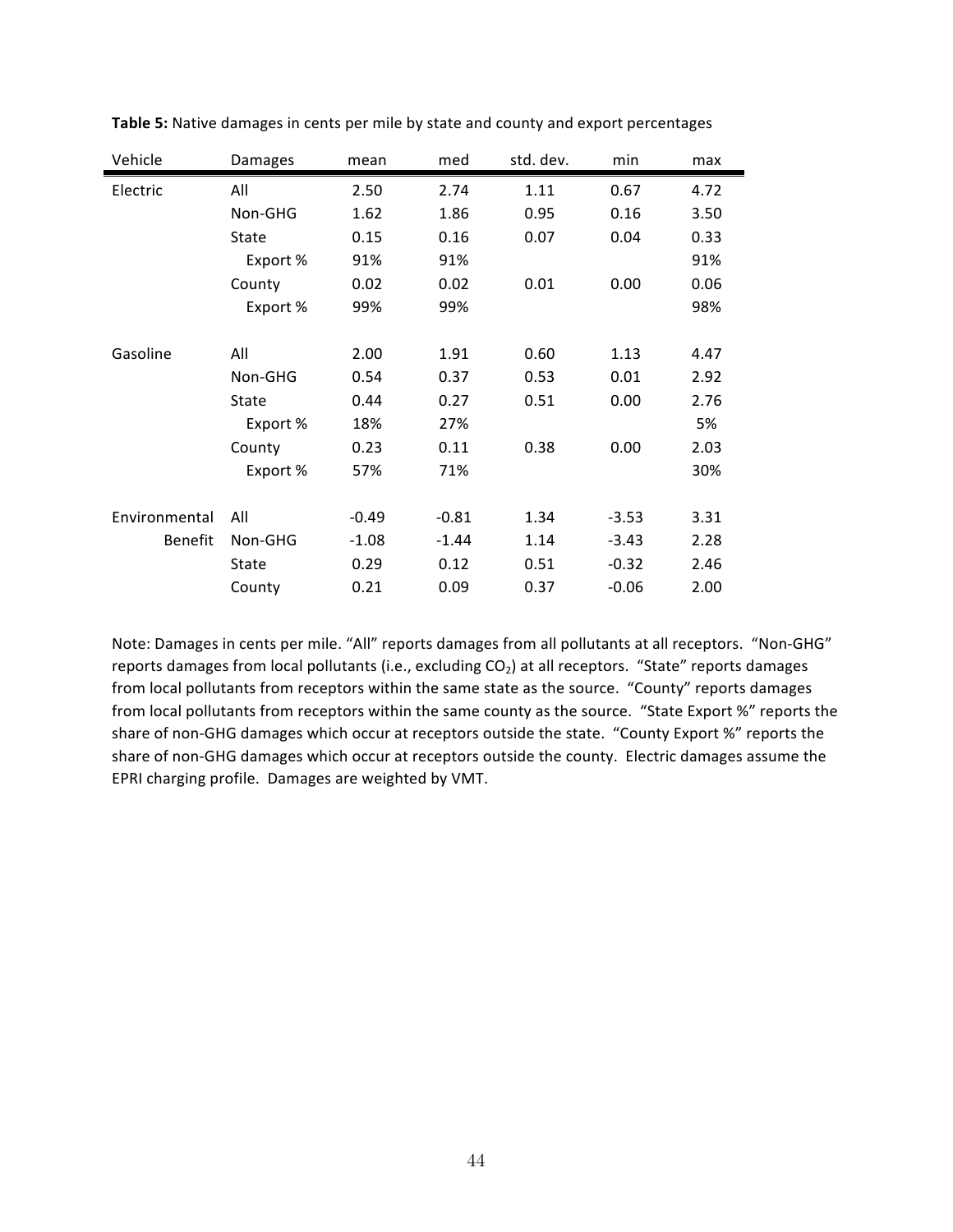**Table 5:** Native damages in cents per mile by state and county and export percentages

| Vehicle | Damages | mean | med | std. dev. | min | max |
|---|---|---|---|---|---|---|
| Electric | All | 2.50 | 2.74 | 1.11 | 0.67 | 4.72 |
| | Non-GHG | 1.62 | 1.86 | 0.95 | 0.16 | 3.50 |
| | State | 0.15 | 0.16 | 0.07 | 0.04 | 0.33 |
| | Export % | 91% | 91% | | | 91% |
| | County | 0.02 | 0.02 | 0.01 | 0.00 | 0.06 |
| | Export % | 99% | 99% | | | 98% |
| Gasoline | All | 2.00 | 1.91 | 0.60 | 1.13 | 4.47 |
| | Non-GHG | 0.54 | 0.37 | 0.53 | 0.01 | 2.92 |
| | State | 0.44 | 0.27 | 0.51 | 0.00 | 2.76 |
| | Export % | 18% | 27% | | | 5% |
| | County | 0.23 | 0.11 | 0.38 | 0.00 | 2.03 |
| | Export % | 57% | 71% | | | 30% |
| Environmental Benefit | All | -0.49 | -0.81 | 1.34 | -3.53 | 3.31 |
| | Non-GHG | -1.08 | -1.44 | 1.14 | -3.43 | 2.28 |
| | State | 0.29 | 0.12 | 0.51 | -0.32 | 2.46 |
| | County | 0.21 | 0.09 | 0.37 | -0.06 | 2.00 |

Note: Damages in cents per mile. "All" reports damages from all pollutants at all receptors. "Non-GHG" reports damages from local pollutants (i.e., excluding $CO_2$) at all receptors. "State" reports damages from local pollutants from receptors within the same state as the source. "County" reports damages from local pollutants from receptors within the same county as the source. "State Export %" reports the share of non-GHG damages which occur at receptors outside the state. "County Export %" reports the share of non-GHG damages which occur at receptors outside the county. Electric damages assume the EPRI charging profile. Damages are weighted by VMT.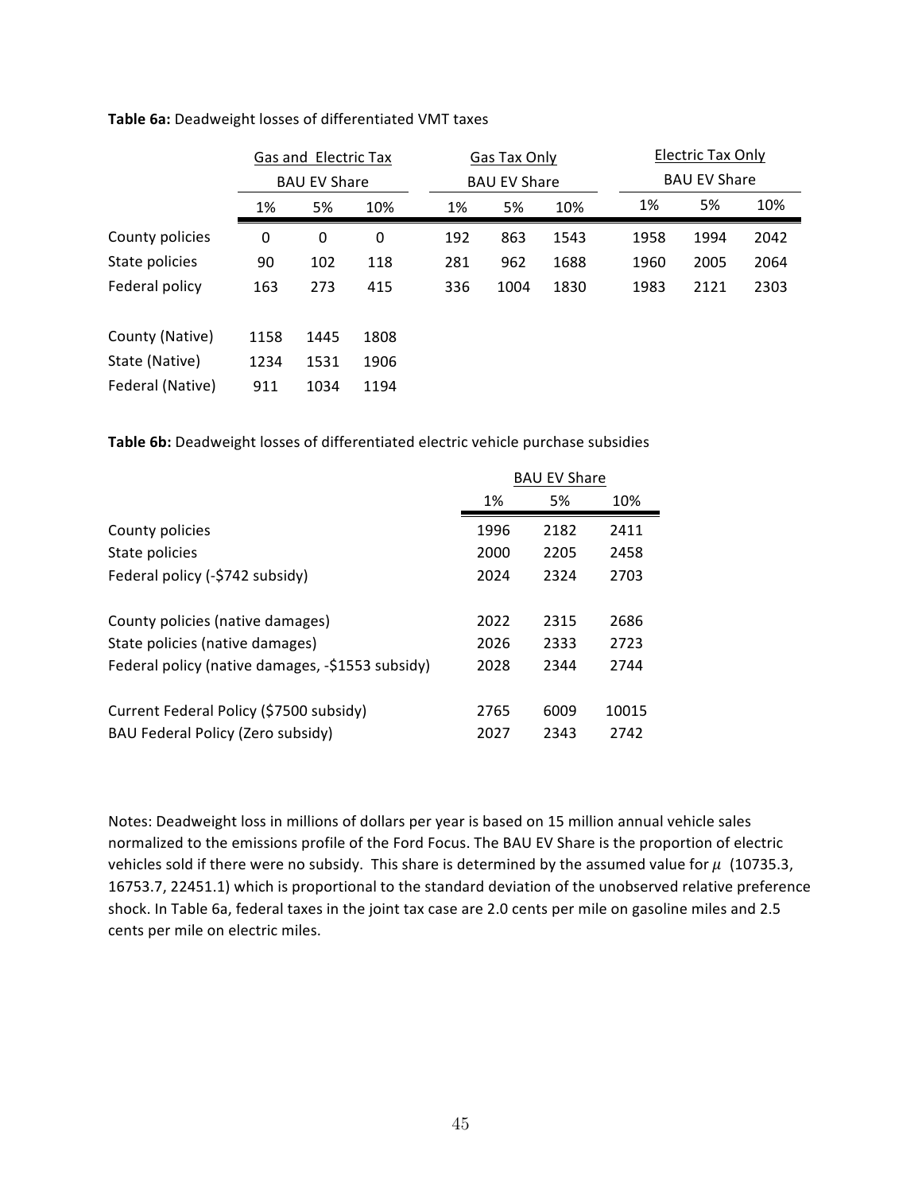**Table 6a:** Deadweight losses of differentiated VMT taxes

| | Gas and Electric Tax | | | Gas Tax Only | | | Electric Tax Only | | |
|---|---|---|---|---|---|---|---|---|---|
| | BAU EV Share | | | BAU EV Share | | | BAU EV Share | | |
| | 1% | 5% | 10% | 1% | 5% | 10% | 1% | 5% | 10% |
| County policies | 0 | 0 | 0 | 192 | 863 | 1543 | 1958 | 1994 | 2042 |
| State policies | 90 | 102 | 118 | 281 | 962 | 1688 | 1960 | 2005 | 2064 |
| Federal policy | 163 | 273 | 415 | 336 | 1004 | 1830 | 1983 | 2121 | 2303 |
| County (Native) | 1158 | 1445 | 1808 | | | | | | |
| State (Native) | 1234 | 1531 | 1906 | | | | | | |
| Federal (Native) | 911 | 1034 | 1194 | | | | | | |

**Table 6b:** Deadweight losses of differentiated electric vehicle purchase subsidies

| | BAU EV Share | | |
|---|---|---|---|
| | 1% | 5% | 10% |
| County policies | 1996 | 2182 | 2411 |
| State policies | 2000 | 2205 | 2458 |
| Federal policy (-$742 subsidy) | 2024 | 2324 | 2703 |
| County policies (native damages) | 2022 | 2315 | 2686 |
| State policies (native damages) | 2026 | 2333 | 2723 |
| Federal policy (native damages, -$1553 subsidy) | 2028 | 2344 | 2744 |
| Current Federal Policy ($7500 subsidy) | 2765 | 6009 | 10015 |
| BAU Federal Policy (Zero subsidy) | 2027 | 2343 | 2742 |

Notes: Deadweight loss in millions of dollars per year is based on 15 million annual vehicle sales normalized to the emissions profile of the Ford Focus. The BAU EV Share is the proportion of electric vehicles sold if there were no subsidy. This share is determined by the assumed value for $\mu$ (10735.3, 16753.7, 22451.1) which is proportional to the standard deviation of the unobserved relative preference shock. In Table 6a, federal taxes in the joint tax case are 2.0 cents per mile on gasoline miles and 2.5 cents per mile on electric miles.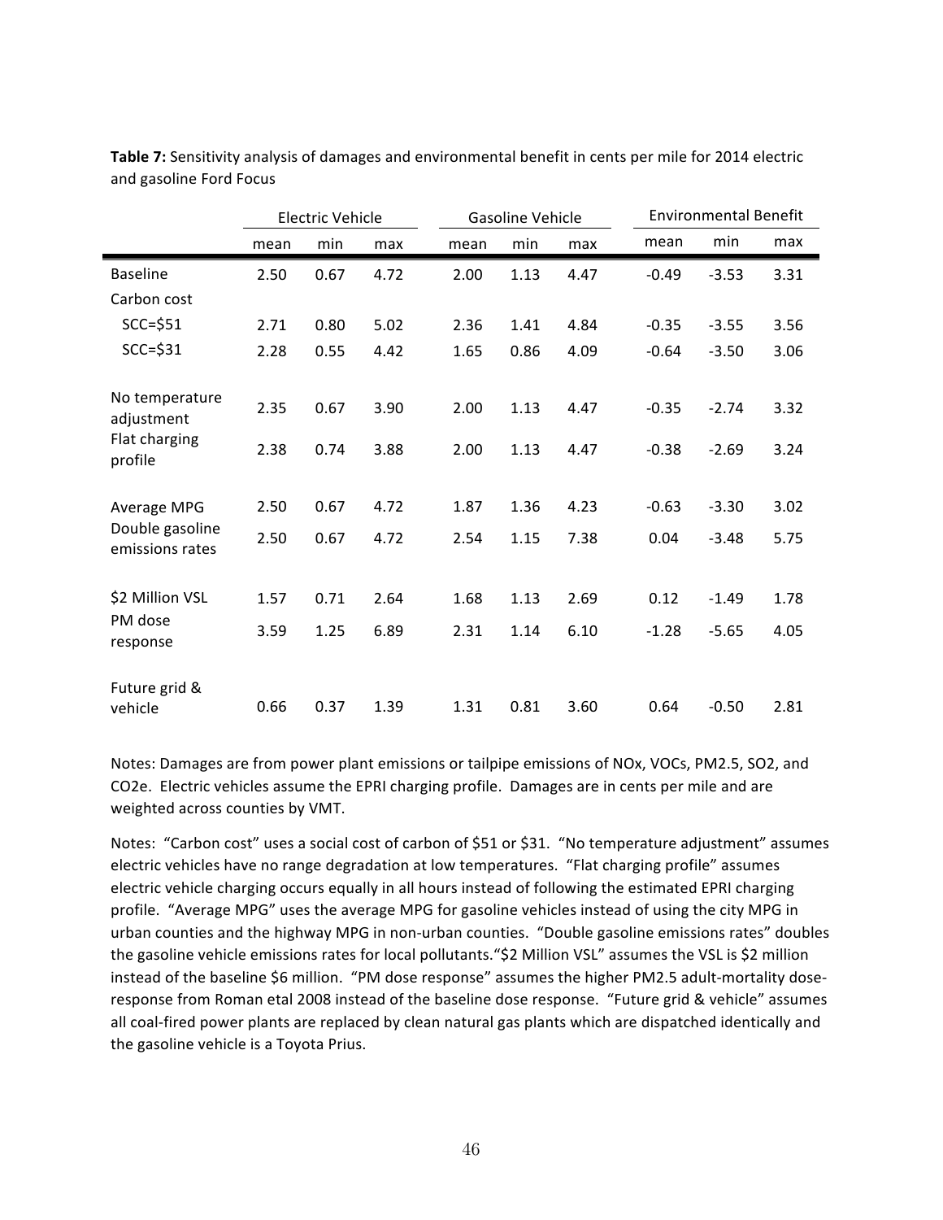**Table 7:** Sensitivity analysis of damages and environmental benefit in cents per mile for 2014 electric and gasoline Ford Focus

| | Electric Vehicle | | | Gasoline Vehicle | | | Environmental Benefit | | |
|---|---|---|---|---|---|---|---|---|---|
| | mean | min | max | mean | min | max | mean | min | max |
| Baseline | 2.50 | 0.67 | 4.72 | 2.00 | 1.13 | 4.47 | -0.49 | -3.53 | 3.31 |
| Carbon cost | | | | | | | | | |
| SCC=$51 | 2.71 | 0.80 | 5.02 | 2.36 | 1.41 | 4.84 | -0.35 | -3.55 | 3.56 |
| SCC=$31 | 2.28 | 0.55 | 4.42 | 1.65 | 0.86 | 4.09 | -0.64 | -3.50 | 3.06 |
| No temperature adjustment | 2.35 | 0.67 | 3.90 | 2.00 | 1.13 | 4.47 | -0.35 | -2.74 | 3.32 |
| Flat charging profile | 2.38 | 0.74 | 3.88 | 2.00 | 1.13 | 4.47 | -0.38 | -2.69 | 3.24 |
| Average MPG | 2.50 | 0.67 | 4.72 | 1.87 | 1.36 | 4.23 | -0.63 | -3.30 | 3.02 |
| Double gasoline emissions rates | 2.50 | 0.67 | 4.72 | 2.54 | 1.15 | 7.38 | 0.04 | -3.48 | 5.75 |
| $2 Million VSL | 1.57 | 0.71 | 2.64 | 1.68 | 1.13 | 2.69 | 0.12 | -1.49 | 1.78 |
| PM dose response | 3.59 | 1.25 | 6.89 | 2.31 | 1.14 | 6.10 | -1.28 | -5.65 | 4.05 |
| Future grid & vehicle | 0.66 | 0.37 | 1.39 | 1.31 | 0.81 | 3.60 | 0.64 | -0.50 | 2.81 |

Notes: Damages are from power plant emissions or tailpipe emissions of NOx, VOCs, PM2.5, SO2, and CO2e. Electric vehicles assume the EPRI charging profile. Damages are in cents per mile and are weighted across counties by VMT.

Notes: "Carbon cost" uses a social cost of carbon of $51 or $31. "No temperature adjustment" assumes electric vehicles have no range degradation at low temperatures. "Flat charging profile" assumes electric vehicle charging occurs equally in all hours instead of following the estimated EPRI charging profile. "Average MPG" uses the average MPG for gasoline vehicles instead of using the city MPG in urban counties and the highway MPG in non-urban counties. "Double gasoline emissions rates" doubles the gasoline vehicle emissions rates for local pollutants."$2 Million VSL" assumes the VSL is $2 million instead of the baseline $6 million. "PM dose response" assumes the higher PM2.5 adult-mortality dose-response from Roman etal 2008 instead of the baseline dose response. "Future grid & vehicle" assumes all coal-fired power plants are replaced by clean natural gas plants which are dispatched identically and the gasoline vehicle is a Toyota Prius.